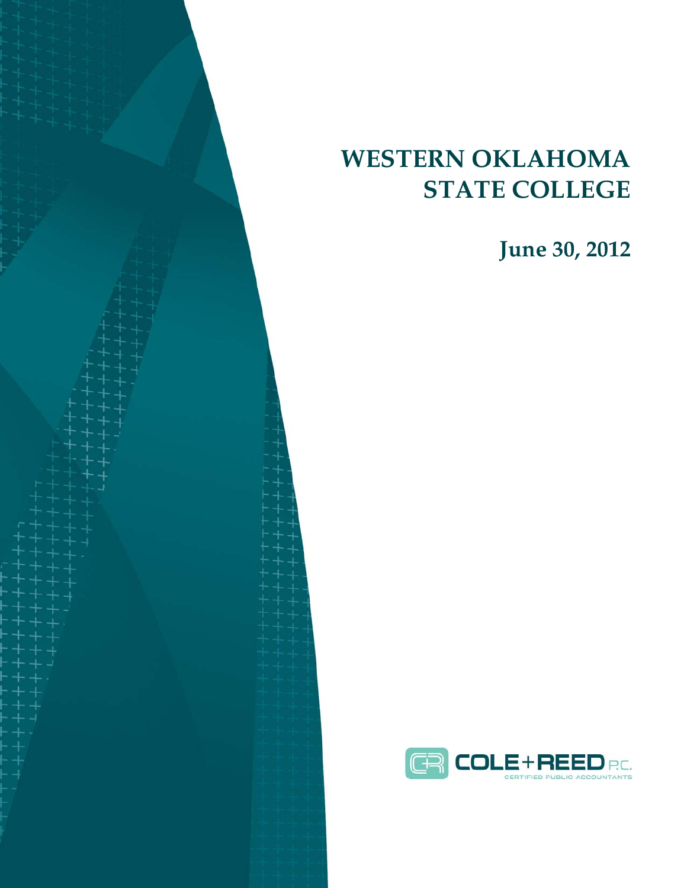# WESTERN OKLAHOMA STATE COLLEGE

**June 30, 2012**

COLE + REED P.C.
CERTIFIED PUBLIC ACCOUNTANTS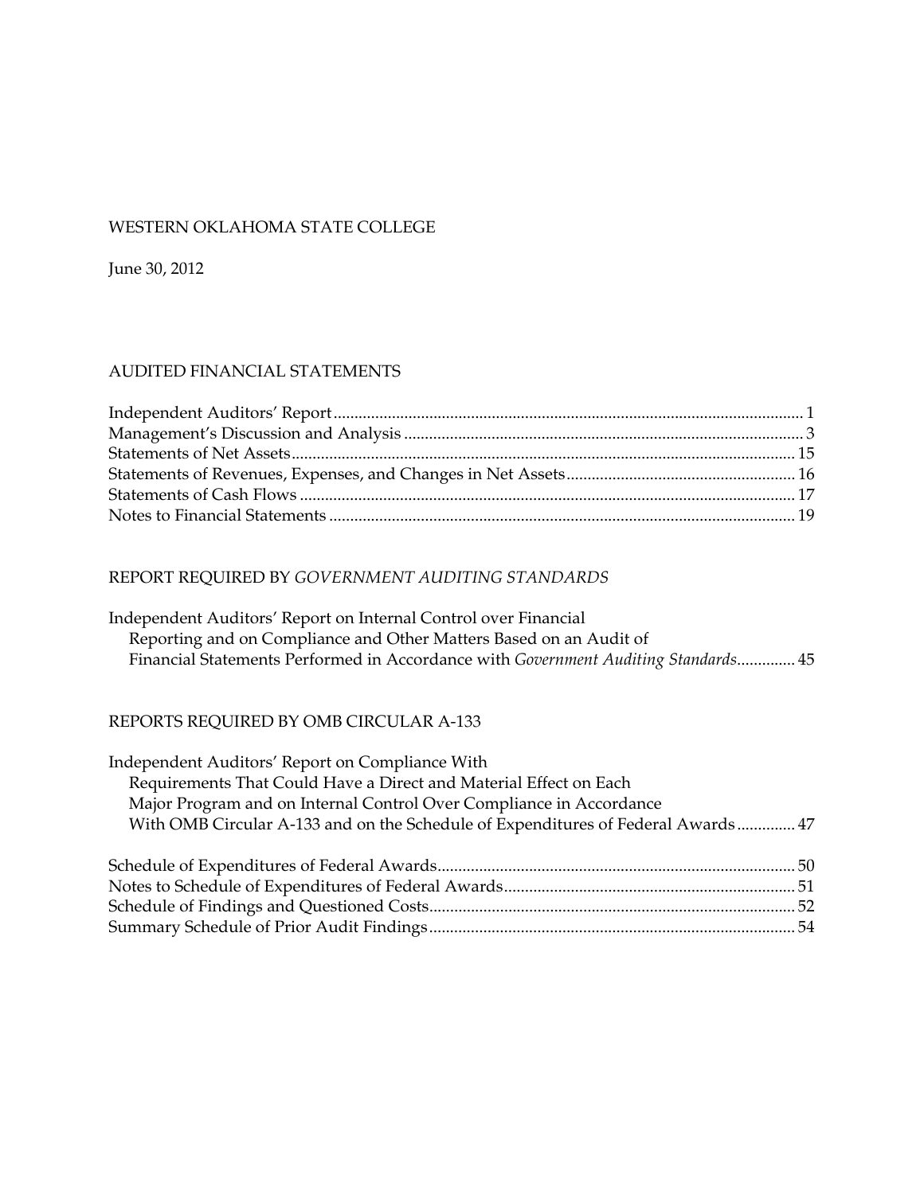WESTERN OKLAHOMA STATE COLLEGE

June 30, 2012

## AUDITED FINANCIAL STATEMENTS

| | |
|---|---|
| Independent Auditors' Report | 1 |
| Management's Discussion and Analysis | 3 |
| Statements of Net Assets | 15 |
| Statements of Revenues, Expenses, and Changes in Net Assets | 16 |
| Statements of Cash Flows | 17 |
| Notes to Financial Statements | 19 |

## REPORT REQUIRED BY *GOVERNMENT AUDITING STANDARDS*

| | |
|---|---|
| Independent Auditors' Report on Internal Control over Financial Reporting and on Compliance and Other Matters Based on an Audit of Financial Statements Performed in Accordance with *Government Auditing Standards* | 45 |

## REPORTS REQUIRED BY OMB CIRCULAR A-133

| | |
|---|---|
| Independent Auditors' Report on Compliance With Requirements That Could Have a Direct and Material Effect on Each Major Program and on Internal Control Over Compliance in Accordance With OMB Circular A-133 and on the Schedule of Expenditures of Federal Awards | 47 |
| Schedule of Expenditures of Federal Awards | 50 |
| Notes to Schedule of Expenditures of Federal Awards | 51 |
| Schedule of Findings and Questioned Costs | 52 |
| Summary Schedule of Prior Audit Findings | 54 |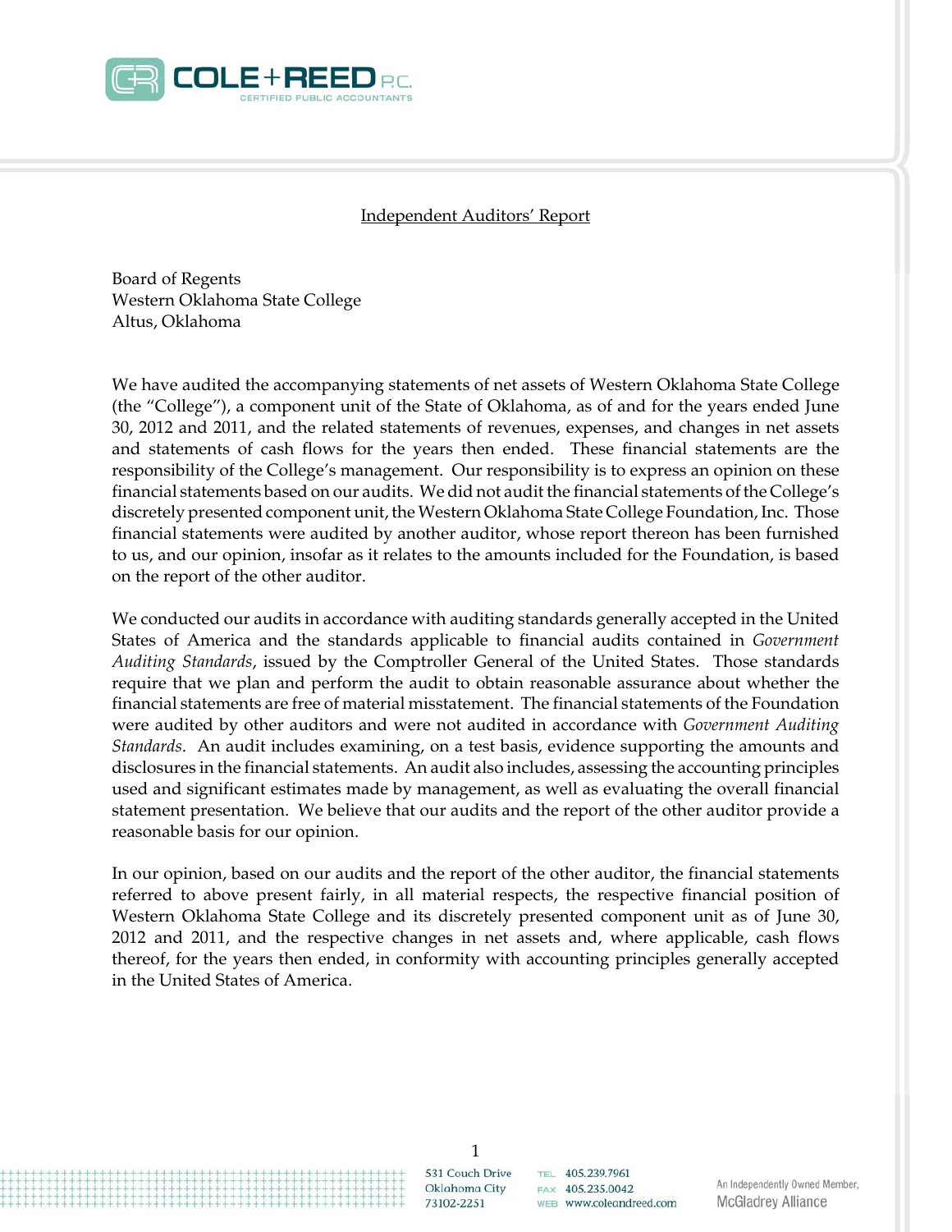Independent Auditors' Report

Board of Regents
Western Oklahoma State College
Altus, Oklahoma

We have audited the accompanying statements of net assets of Western Oklahoma State College (the "College"), a component unit of the State of Oklahoma, as of and for the years ended June 30, 2012 and 2011, and the related statements of revenues, expenses, and changes in net assets and statements of cash flows for the years then ended. These financial statements are the responsibility of the College's management. Our responsibility is to express an opinion on these financial statements based on our audits. We did not audit the financial statements of the College's discretely presented component unit, the Western Oklahoma State College Foundation, Inc. Those financial statements were audited by another auditor, whose report thereon has been furnished to us, and our opinion, insofar as it relates to the amounts included for the Foundation, is based on the report of the other auditor.

We conducted our audits in accordance with auditing standards generally accepted in the United States of America and the standards applicable to financial audits contained in *Government Auditing Standards*, issued by the Comptroller General of the United States. Those standards require that we plan and perform the audit to obtain reasonable assurance about whether the financial statements are free of material misstatement. The financial statements of the Foundation were audited by other auditors and were not audited in accordance with *Government Auditing Standards*. An audit includes examining, on a test basis, evidence supporting the amounts and disclosures in the financial statements. An audit also includes, assessing the accounting principles used and significant estimates made by management, as well as evaluating the overall financial statement presentation. We believe that our audits and the report of the other auditor provide a reasonable basis for our opinion.

In our opinion, based on our audits and the report of the other auditor, the financial statements referred to above present fairly, in all material respects, the respective financial position of Western Oklahoma State College and its discretely presented component unit as of June 30, 2012 and 2011, and the respective changes in net assets and, where applicable, cash flows thereof, for the years then ended, in conformity with accounting principles generally accepted in the United States of America.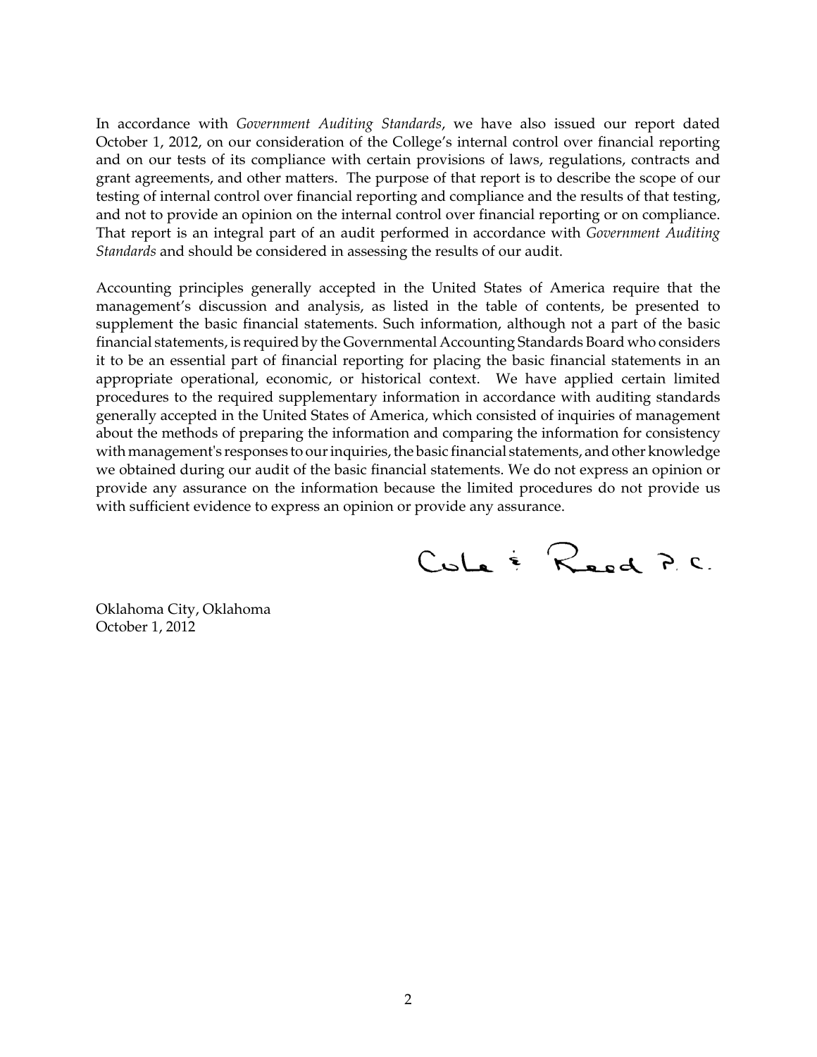In accordance with *Government Auditing Standards*, we have also issued our report dated October 1, 2012, on our consideration of the College's internal control over financial reporting and on our tests of its compliance with certain provisions of laws, regulations, contracts and grant agreements, and other matters. The purpose of that report is to describe the scope of our testing of internal control over financial reporting and compliance and the results of that testing, and not to provide an opinion on the internal control over financial reporting or on compliance. That report is an integral part of an audit performed in accordance with *Government Auditing Standards* and should be considered in assessing the results of our audit.

Accounting principles generally accepted in the United States of America require that the management's discussion and analysis, as listed in the table of contents, be presented to supplement the basic financial statements. Such information, although not a part of the basic financial statements, is required by the Governmental Accounting Standards Board who considers it to be an essential part of financial reporting for placing the basic financial statements in an appropriate operational, economic, or historical context. We have applied certain limited procedures to the required supplementary information in accordance with auditing standards generally accepted in the United States of America, which consisted of inquiries of management about the methods of preparing the information and comparing the information for consistency with management's responses to our inquiries, the basic financial statements, and other knowledge we obtained during our audit of the basic financial statements. We do not express an opinion or provide any assurance on the information because the limited procedures do not provide us with sufficient evidence to express an opinion or provide any assurance.

Cole & Reed P.C.

Oklahoma City, Oklahoma
October 1, 2012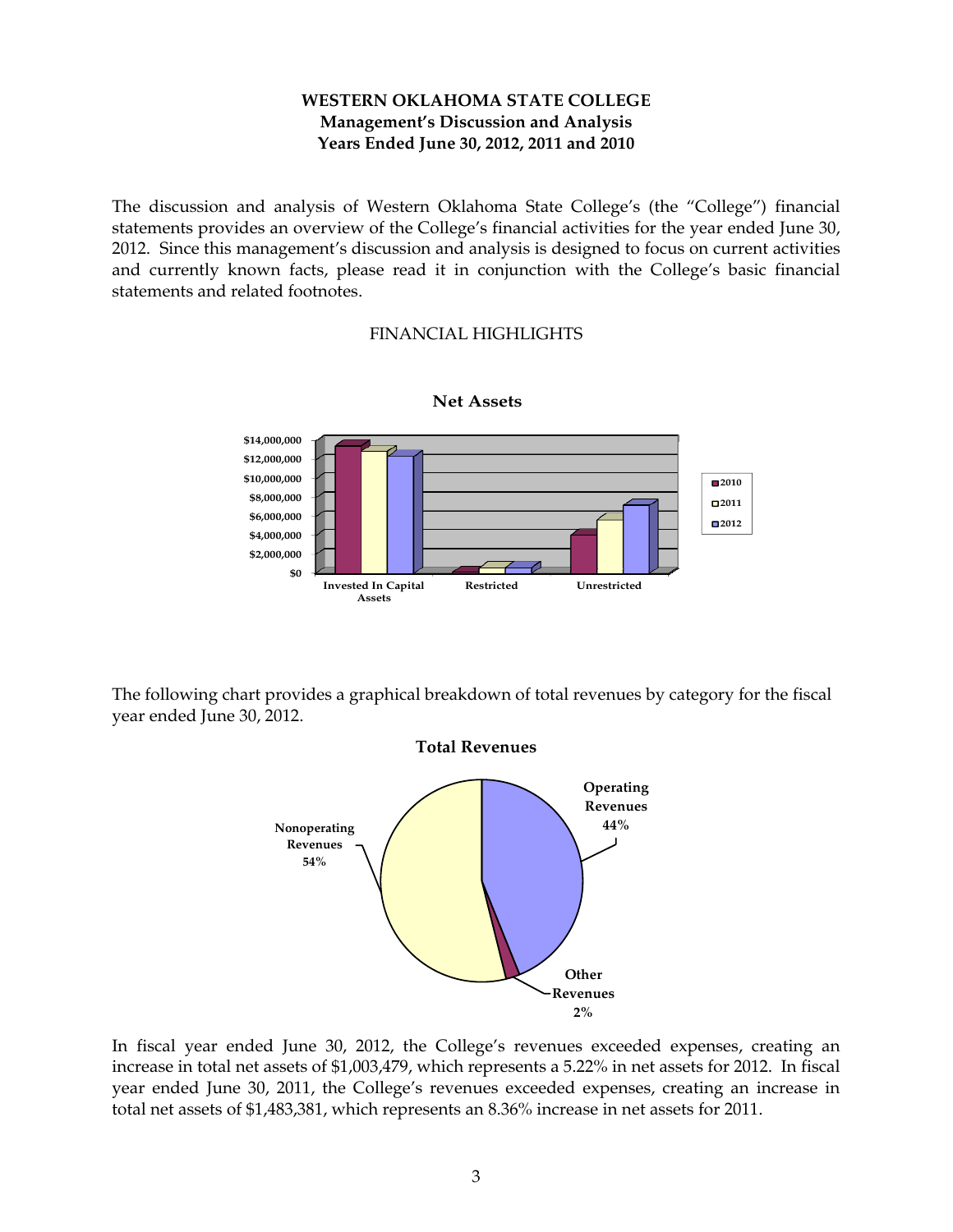# WESTERN OKLAHOMA STATE COLLEGE
## Management's Discussion and Analysis
## Years Ended June 30, 2012, 2011 and 2010

The discussion and analysis of Western Oklahoma State College's (the "College") financial statements provides an overview of the College's financial activities for the year ended June 30, 2012. Since this management's discussion and analysis is designed to focus on current activities and currently known facts, please read it in conjunction with the College's basic financial statements and related footnotes.

### FINANCIAL HIGHLIGHTS

**Net Assets**

The following chart provides a graphical breakdown of total revenues by category for the fiscal year ended June 30, 2012.

**Total Revenues**

In fiscal year ended June 30, 2012, the College's revenues exceeded expenses, creating an increase in total net assets of $1,003,479, which represents a 5.22% in net assets for 2012. In fiscal year ended June 30, 2011, the College's revenues exceeded expenses, creating an increase in total net assets of $1,483,381, which represents an 8.36% increase in net assets for 2011.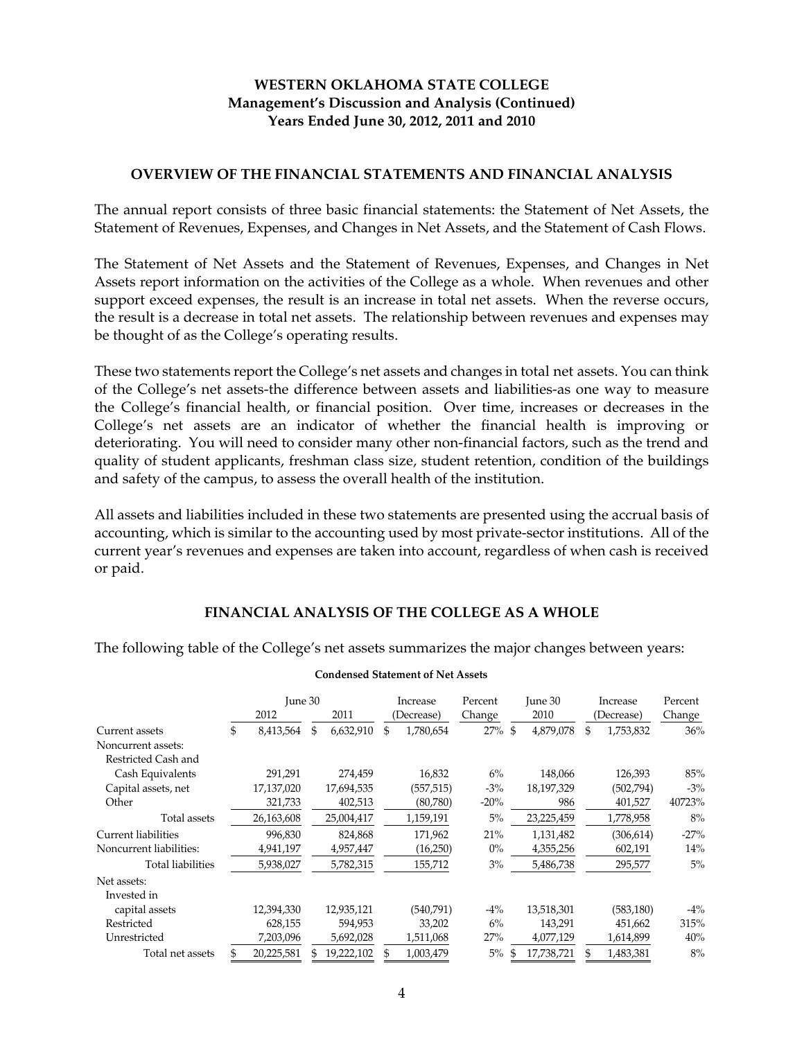# WESTERN OKLAHOMA STATE COLLEGE
## Management's Discussion and Analysis (Continued)
### Years Ended June 30, 2012, 2011 and 2010

## OVERVIEW OF THE FINANCIAL STATEMENTS AND FINANCIAL ANALYSIS

The annual report consists of three basic financial statements: the Statement of Net Assets, the Statement of Revenues, Expenses, and Changes in Net Assets, and the Statement of Cash Flows.

The Statement of Net Assets and the Statement of Revenues, Expenses, and Changes in Net Assets report information on the activities of the College as a whole. When revenues and other support exceed expenses, the result is an increase in total net assets. When the reverse occurs, the result is a decrease in total net assets. The relationship between revenues and expenses may be thought of as the College's operating results.

These two statements report the College's net assets and changes in total net assets. You can think of the College's net assets-the difference between assets and liabilities-as one way to measure the College's financial health, or financial position. Over time, increases or decreases in the College's net assets are an indicator of whether the financial health is improving or deteriorating. You will need to consider many other non-financial factors, such as the trend and quality of student applicants, freshman class size, student retention, condition of the buildings and safety of the campus, to assess the overall health of the institution.

All assets and liabilities included in these two statements are presented using the accrual basis of accounting, which is similar to the accounting used by most private-sector institutions. All of the current year's revenues and expenses are taken into account, regardless of when cash is received or paid.

## FINANCIAL ANALYSIS OF THE COLLEGE AS A WHOLE

The following table of the College's net assets summarizes the major changes between years:

**Condensed Statement of Net Assets**

| | June 30 2012 | June 30 2011 | Increase (Decrease) | Percent Change | June 30 2010 | Increase (Decrease) | Percent Change |
|---|---|---|---|---|---|---|---|
| Current assets | $ 8,413,564 | $ 6,632,910 | $ 1,780,654 | 27% | $ 4,879,078 | $ 1,753,832 | 36% |
| Noncurrent assets: | | | | | | | |
| Restricted Cash and Cash Equivalents | 291,291 | 274,459 | 16,832 | 6% | 148,066 | 126,393 | 85% |
| Capital assets, net | 17,137,020 | 17,694,535 | (557,515) | -3% | 18,197,329 | (502,794) | -3% |
| Other | 321,733 | 402,513 | (80,780) | -20% | 986 | 401,527 | 40723% |
| Total assets | 26,163,608 | 25,004,417 | 1,159,191 | 5% | 23,225,459 | 1,778,958 | 8% |
| Current liabilities | 996,830 | 824,868 | 171,962 | 21% | 1,131,482 | (306,614) | -27% |
| Noncurrent liabilities: | 4,941,197 | 4,957,447 | (16,250) | 0% | 4,355,256 | 602,191 | 14% |
| Total liabilities | 5,938,027 | 5,782,315 | 155,712 | 3% | 5,486,738 | 295,577 | 5% |
| Net assets: | | | | | | | |
| Invested in capital assets | 12,394,330 | 12,935,121 | (540,791) | -4% | 13,518,301 | (583,180) | -4% |
| Restricted | 628,155 | 594,953 | 33,202 | 6% | 143,291 | 451,662 | 315% |
| Unrestricted | 7,203,096 | 5,692,028 | 1,511,068 | 27% | 4,077,129 | 1,614,899 | 40% |
| Total net assets | $ 20,225,581 | $ 19,222,102 | $ 1,003,479 | 5% | $ 17,738,721 | $ 1,483,381 | 8% |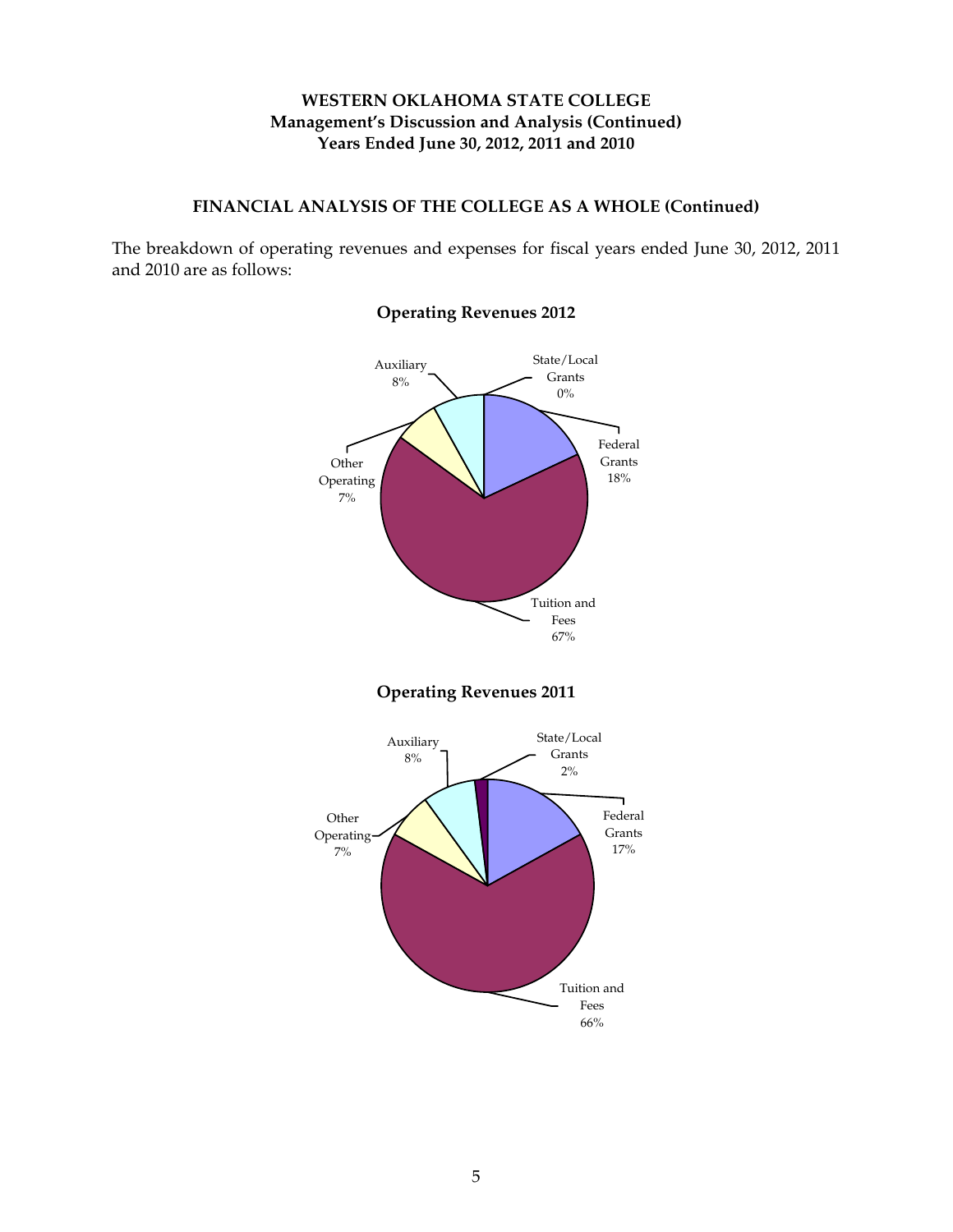**WESTERN OKLAHOMA STATE COLLEGE**
**Management's Discussion and Analysis (Continued)**
**Years Ended June 30, 2012, 2011 and 2010**

## FINANCIAL ANALYSIS OF THE COLLEGE AS A WHOLE (Continued)

The breakdown of operating revenues and expenses for fiscal years ended June 30, 2012, 2011 and 2010 are as follows:

### Operating Revenues 2012

| Category | Percentage |
|---|---|
| State/Local Grants | 0% |
| Federal Grants | 18% |
| Tuition and Fees | 67% |
| Other Operating | 7% |
| Auxiliary | 8% |

### Operating Revenues 2011

| Category | Percentage |
|---|---|
| State/Local Grants | 2% |
| Federal Grants | 17% |
| Tuition and Fees | 66% |
| Other Operating | 7% |
| Auxiliary | 8% |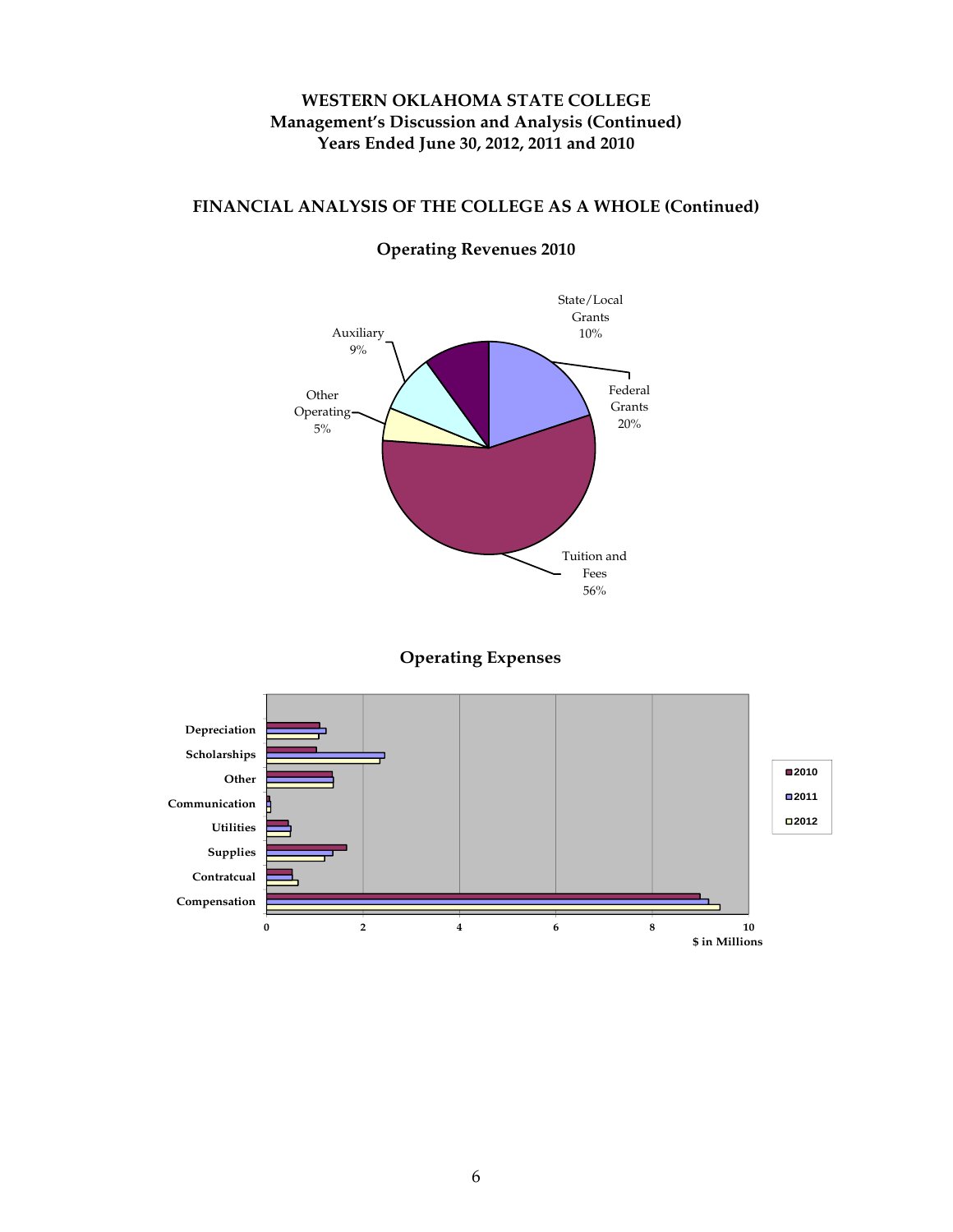**WESTERN OKLAHOMA STATE COLLEGE**
**Management's Discussion and Analysis (Continued)**
**Years Ended June 30, 2012, 2011 and 2010**

## FINANCIAL ANALYSIS OF THE COLLEGE AS A WHOLE (Continued)

### Operating Revenues 2010

State/Local Grants 10%

Federal Grants 20%

Tuition and Fees 56%

Other Operating 5%

Auxiliary 9%

### Operating Expenses

Depreciation

Scholarships

Other

Communication

Utilities

Supplies

Contratcual

Compensation

0 2 4 6 8 10

$ in Millions

2010

2011

2012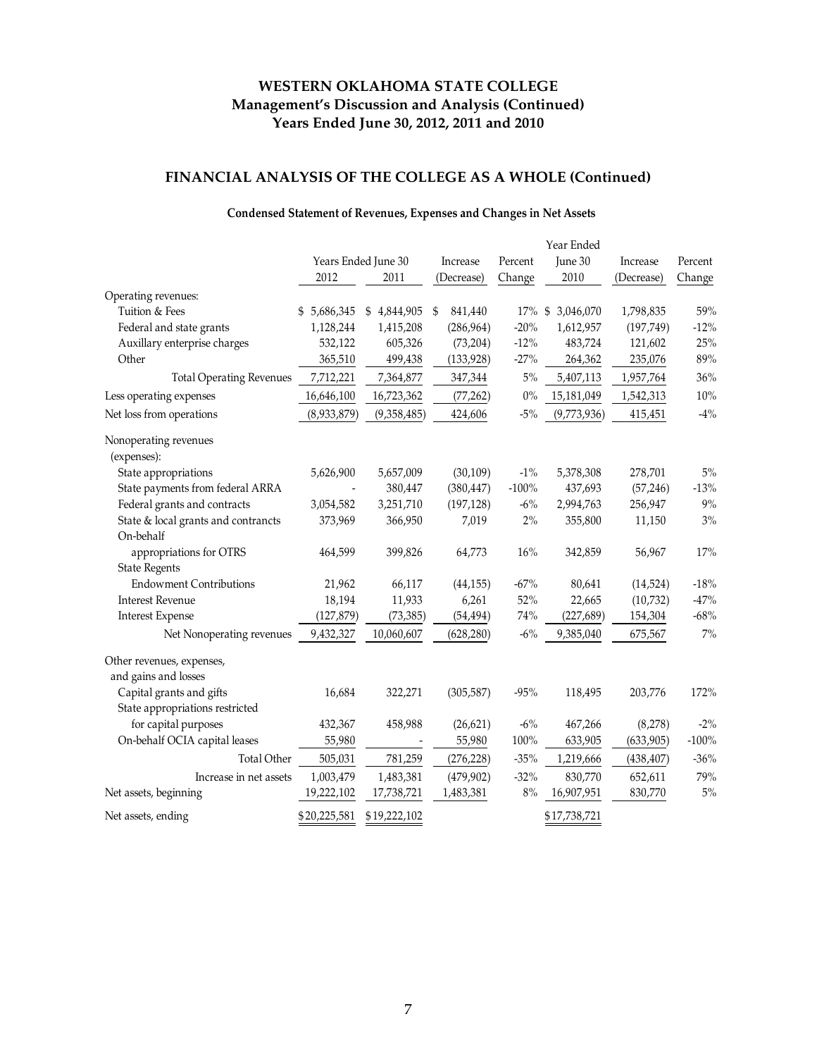# WESTERN OKLAHOMA STATE COLLEGE
## Management's Discussion and Analysis (Continued)
## Years Ended June 30, 2012, 2011 and 2010

## FINANCIAL ANALYSIS OF THE COLLEGE AS A WHOLE (Continued)

### Condensed Statement of Revenues, Expenses and Changes in Net Assets

| | Years Ended June 30 | | Increase | Percent | Year Ended June 30 | Increase | Percent |
|---|---|---|---|---|---|---|---|
| | 2012 | 2011 | (Decrease) | Change | 2010 | (Decrease) | Change |
| Operating revenues: | | | | | | | |
| Tuition & Fees | $ 5,686,345 | $ 4,844,905 | $ 841,440 | 17% | $ 3,046,070 | 1,798,835 | 59% |
| Federal and state grants | 1,128,244 | 1,415,208 | (286,964) | -20% | 1,612,957 | (197,749) | -12% |
| Auxillary enterprise charges | 532,122 | 605,326 | (73,204) | -12% | 483,724 | 121,602 | 25% |
| Other | 365,510 | 499,438 | (133,928) | -27% | 264,362 | 235,076 | 89% |
| Total Operating Revenues | 7,712,221 | 7,364,877 | 347,344 | 5% | 5,407,113 | 1,957,764 | 36% |
| Less operating expenses | 16,646,100 | 16,723,362 | (77,262) | 0% | 15,181,049 | 1,542,313 | 10% |
| Net loss from operations | (8,933,879) | (9,358,485) | 424,606 | -5% | (9,773,936) | 415,451 | -4% |
| Nonoperating revenues (expenses): | | | | | | | |
| State appropriations | 5,626,900 | 5,657,009 | (30,109) | -1% | 5,378,308 | 278,701 | 5% |
| State payments from federal ARRA | - | 380,447 | (380,447) | -100% | 437,693 | (57,246) | -13% |
| Federal grants and contracts | 3,054,582 | 3,251,710 | (197,128) | -6% | 2,994,763 | 256,947 | 9% |
| State & local grants and contrancts | 373,969 | 366,950 | 7,019 | 2% | 355,800 | 11,150 | 3% |
| On-behalf appropriations for OTRS | 464,599 | 399,826 | 64,773 | 16% | 342,859 | 56,967 | 17% |
| State Regents Endowment Contributions | 21,962 | 66,117 | (44,155) | -67% | 80,641 | (14,524) | -18% |
| Interest Revenue | 18,194 | 11,933 | 6,261 | 52% | 22,665 | (10,732) | -47% |
| Interest Expense | (127,879) | (73,385) | (54,494) | 74% | (227,689) | 154,304 | -68% |
| Net Nonoperating revenues | 9,432,327 | 10,060,607 | (628,280) | -6% | 9,385,040 | 675,567 | 7% |
| Other revenues, expenses, and gains and losses | | | | | | | |
| Capital grants and gifts | 16,684 | 322,271 | (305,587) | -95% | 118,495 | 203,776 | 172% |
| State appropriations restricted for capital purposes | 432,367 | 458,988 | (26,621) | -6% | 467,266 | (8,278) | -2% |
| On-behalf OCIA capital leases | 55,980 | - | 55,980 | 100% | 633,905 | (633,905) | -100% |
| Total Other | 505,031 | 781,259 | (276,228) | -35% | 1,219,666 | (438,407) | -36% |
| Increase in net assets | 1,003,479 | 1,483,381 | (479,902) | -32% | 830,770 | 652,611 | 79% |
| Net assets, beginning | 19,222,102 | 17,738,721 | 1,483,381 | 8% | 16,907,951 | 830,770 | 5% |
| Net assets, ending | $20,225,581 | $19,222,102 | | | $17,738,721 | | |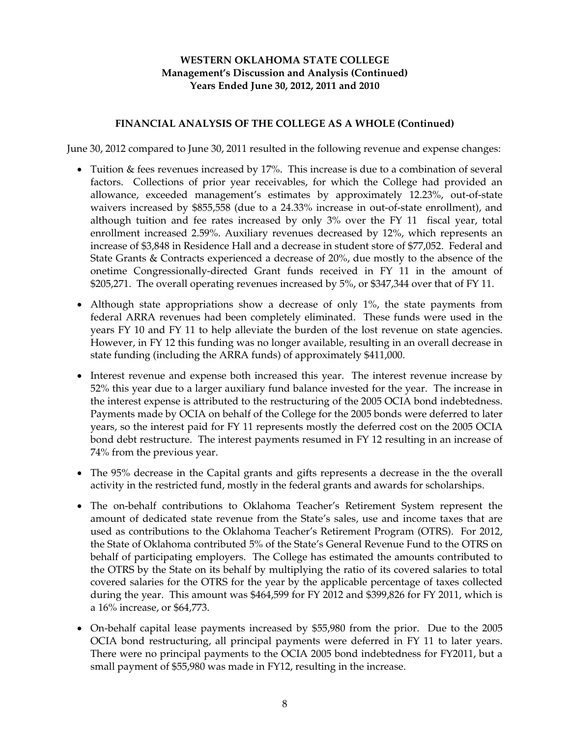## FINANCIAL ANALYSIS OF THE COLLEGE AS A WHOLE (Continued)

June 30, 2012 compared to June 30, 2011 resulted in the following revenue and expense changes:

- Tuition & fees revenues increased by 17%. This increase is due to a combination of several factors. Collections of prior year receivables, for which the College had provided an allowance, exceeded management's estimates by approximately 12.23%, out-of-state waivers increased by $855,558 (due to a 24.33% increase in out-of-state enrollment), and although tuition and fee rates increased by only 3% over the FY 11 fiscal year, total enrollment increased 2.59%. Auxiliary revenues decreased by 12%, which represents an increase of $3,848 in Residence Hall and a decrease in student store of $77,052. Federal and State Grants & Contracts experienced a decrease of 20%, due mostly to the absence of the onetime Congressionally-directed Grant funds received in FY 11 in the amount of $205,271. The overall operating revenues increased by 5%, or $347,344 over that of FY 11.
- Although state appropriations show a decrease of only 1%, the state payments from federal ARRA revenues had been completely eliminated. These funds were used in the years FY 10 and FY 11 to help alleviate the burden of the lost revenue on state agencies. However, in FY 12 this funding was no longer available, resulting in an overall decrease in state funding (including the ARRA funds) of approximately $411,000.
- Interest revenue and expense both increased this year. The interest revenue increase by 52% this year due to a larger auxiliary fund balance invested for the year. The increase in the interest expense is attributed to the restructuring of the 2005 OCIA bond indebtedness. Payments made by OCIA on behalf of the College for the 2005 bonds were deferred to later years, so the interest paid for FY 11 represents mostly the deferred cost on the 2005 OCIA bond debt restructure. The interest payments resumed in FY 12 resulting in an increase of 74% from the previous year.
- The 95% decrease in the Capital grants and gifts represents a decrease in the the overall activity in the restricted fund, mostly in the federal grants and awards for scholarships.
- The on-behalf contributions to Oklahoma Teacher's Retirement System represent the amount of dedicated state revenue from the State's sales, use and income taxes that are used as contributions to the Oklahoma Teacher's Retirement Program (OTRS). For 2012, the State of Oklahoma contributed 5% of the State's General Revenue Fund to the OTRS on behalf of participating employers. The College has estimated the amounts contributed to the OTRS by the State on its behalf by multiplying the ratio of its covered salaries to total covered salaries for the OTRS for the year by the applicable percentage of taxes collected during the year. This amount was $464,599 for FY 2012 and $399,826 for FY 2011, which is a 16% increase, or $64,773.
- On-behalf capital lease payments increased by $55,980 from the prior. Due to the 2005 OCIA bond restructuring, all principal payments were deferred in FY 11 to later years. There were no principal payments to the OCIA 2005 bond indebtedness for FY2011, but a small payment of $55,980 was made in FY12, resulting in the increase.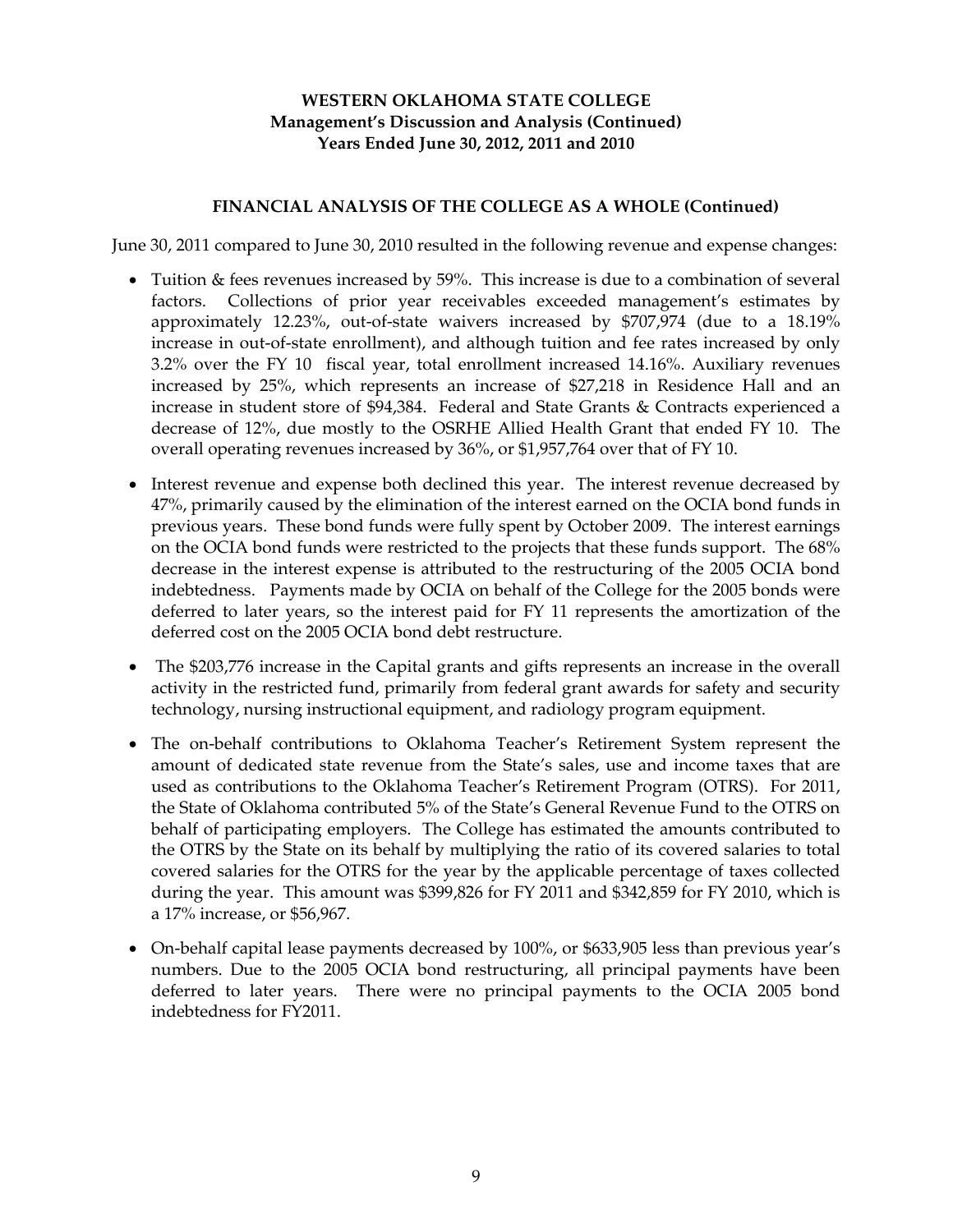**WESTERN OKLAHOMA STATE COLLEGE**
**Management's Discussion and Analysis (Continued)**
**Years Ended June 30, 2012, 2011 and 2010**

## FINANCIAL ANALYSIS OF THE COLLEGE AS A WHOLE (Continued)

June 30, 2011 compared to June 30, 2010 resulted in the following revenue and expense changes:

- Tuition & fees revenues increased by 59%. This increase is due to a combination of several factors. Collections of prior year receivables exceeded management's estimates by approximately 12.23%, out-of-state waivers increased by $707,974 (due to a 18.19% increase in out-of-state enrollment), and although tuition and fee rates increased by only 3.2% over the FY 10 fiscal year, total enrollment increased 14.16%. Auxiliary revenues increased by 25%, which represents an increase of $27,218 in Residence Hall and an increase in student store of $94,384. Federal and State Grants & Contracts experienced a decrease of 12%, due mostly to the OSRHE Allied Health Grant that ended FY 10. The overall operating revenues increased by 36%, or $1,957,764 over that of FY 10.

- Interest revenue and expense both declined this year. The interest revenue decreased by 47%, primarily caused by the elimination of the interest earned on the OCIA bond funds in previous years. These bond funds were fully spent by October 2009. The interest earnings on the OCIA bond funds were restricted to the projects that these funds support. The 68% decrease in the interest expense is attributed to the restructuring of the 2005 OCIA bond indebtedness. Payments made by OCIA on behalf of the College for the 2005 bonds were deferred to later years, so the interest paid for FY 11 represents the amortization of the deferred cost on the 2005 OCIA bond debt restructure.

- The $203,776 increase in the Capital grants and gifts represents an increase in the overall activity in the restricted fund, primarily from federal grant awards for safety and security technology, nursing instructional equipment, and radiology program equipment.

- The on-behalf contributions to Oklahoma Teacher's Retirement System represent the amount of dedicated state revenue from the State's sales, use and income taxes that are used as contributions to the Oklahoma Teacher's Retirement Program (OTRS). For 2011, the State of Oklahoma contributed 5% of the State's General Revenue Fund to the OTRS on behalf of participating employers. The College has estimated the amounts contributed to the OTRS by the State on its behalf by multiplying the ratio of its covered salaries to total covered salaries for the OTRS for the year by the applicable percentage of taxes collected during the year. This amount was $399,826 for FY 2011 and $342,859 for FY 2010, which is a 17% increase, or $56,967.

- On-behalf capital lease payments decreased by 100%, or $633,905 less than previous year's numbers. Due to the 2005 OCIA bond restructuring, all principal payments have been deferred to later years. There were no principal payments to the OCIA 2005 bond indebtedness for FY2011.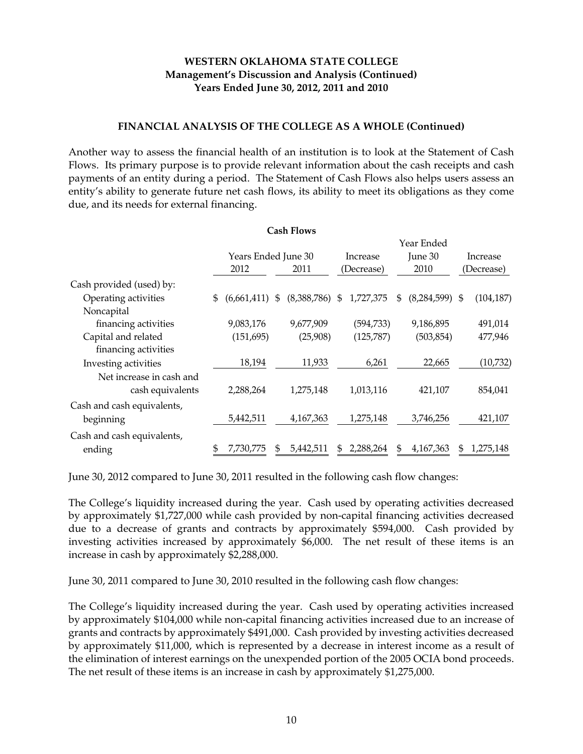**WESTERN OKLAHOMA STATE COLLEGE**
**Management's Discussion and Analysis (Continued)**
**Years Ended June 30, 2012, 2011 and 2010**

## FINANCIAL ANALYSIS OF THE COLLEGE AS A WHOLE (Continued)

Another way to assess the financial health of an institution is to look at the Statement of Cash Flows. Its primary purpose is to provide relevant information about the cash receipts and cash payments of an entity during a period. The Statement of Cash Flows also helps users assess an entity's ability to generate future net cash flows, its ability to meet its obligations as they come due, and its needs for external financing.

**Cash Flows**

| | Years Ended June 30 2012 | Years Ended June 30 2011 | Increase (Decrease) | Year Ended June 30 2010 | Increase (Decrease) |
|---|---|---|---|---|---|
| Cash provided (used) by: | | | | | |
| Operating activities | $ (6,661,411) | $ (8,388,786) | $ 1,727,375 | $ (8,284,599) | $ (104,187) |
| Noncapital financing activities | 9,083,176 | 9,677,909 | (594,733) | 9,186,895 | 491,014 |
| Capital and related financing activities | (151,695) | (25,908) | (125,787) | (503,854) | 477,946 |
| Investing activities | 18,194 | 11,933 | 6,261 | 22,665 | (10,732) |
| Net increase in cash and cash equivalents | 2,288,264 | 1,275,148 | 1,013,116 | 421,107 | 854,041 |
| Cash and cash equivalents, beginning | 5,442,511 | 4,167,363 | 1,275,148 | 3,746,256 | 421,107 |
| Cash and cash equivalents, ending | $ 7,730,775 | $ 5,442,511 | $ 2,288,264 | $ 4,167,363 | $ 1,275,148 |

June 30, 2012 compared to June 30, 2011 resulted in the following cash flow changes:

The College's liquidity increased during the year. Cash used by operating activities decreased by approximately $1,727,000 while cash provided by non-capital financing activities decreased due to a decrease of grants and contracts by approximately $594,000. Cash provided by investing activities increased by approximately $6,000. The net result of these items is an increase in cash by approximately $2,288,000.

June 30, 2011 compared to June 30, 2010 resulted in the following cash flow changes:

The College's liquidity increased during the year. Cash used by operating activities increased by approximately $104,000 while non-capital financing activities increased due to an increase of grants and contracts by approximately $491,000. Cash provided by investing activities decreased by approximately $11,000, which is represented by a decrease in interest income as a result of the elimination of interest earnings on the unexpended portion of the 2005 OCIA bond proceeds. The net result of these items is an increase in cash by approximately $1,275,000.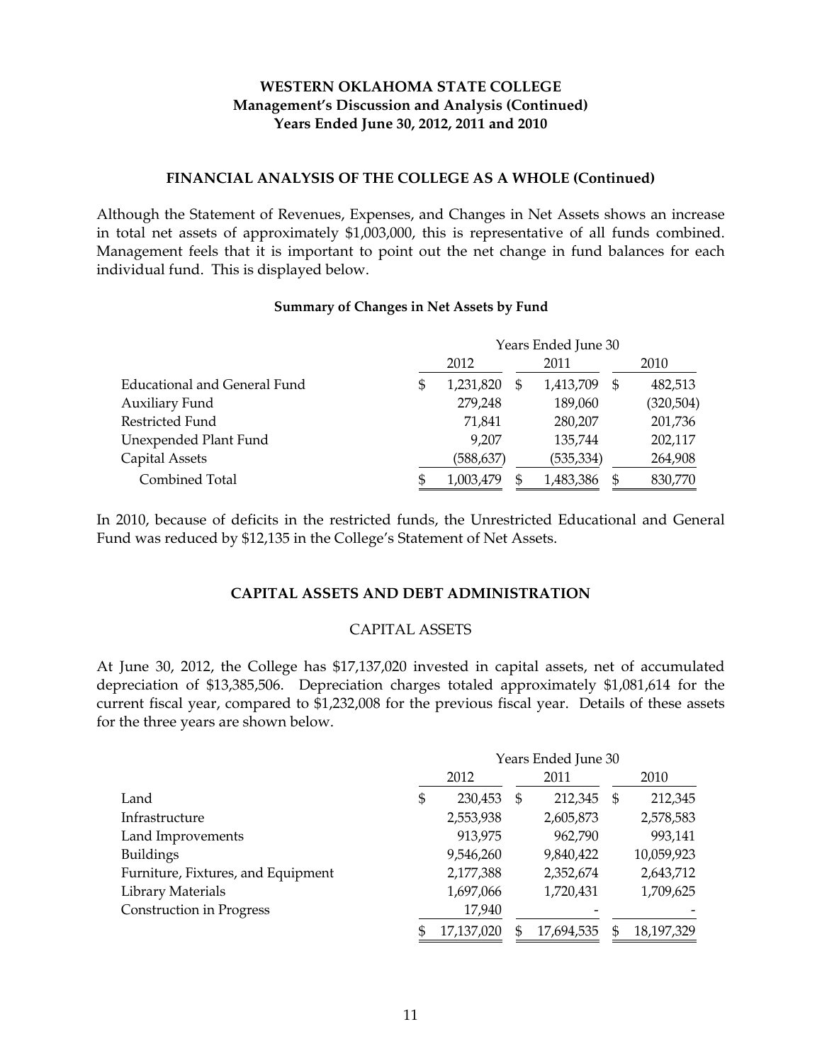**WESTERN OKLAHOMA STATE COLLEGE**
**Management's Discussion and Analysis (Continued)**
**Years Ended June 30, 2012, 2011 and 2010**

## FINANCIAL ANALYSIS OF THE COLLEGE AS A WHOLE (Continued)

Although the Statement of Revenues, Expenses, and Changes in Net Assets shows an increase in total net assets of approximately $1,003,000, this is representative of all funds combined. Management feels that it is important to point out the net change in fund balances for each individual fund. This is displayed below.

### Summary of Changes in Net Assets by Fund

| | Years Ended June 30 | | |
|---|---|---|---|
| | 2012 | 2011 | 2010 |
| Educational and General Fund | $ 1,231,820 | $ 1,413,709 | $ 482,513 |
| Auxiliary Fund | 279,248 | 189,060 | (320,504) |
| Restricted Fund | 71,841 | 280,207 | 201,736 |
| Unexpended Plant Fund | 9,207 | 135,744 | 202,117 |
| Capital Assets | (588,637) | (535,334) | 264,908 |
| Combined Total | $ 1,003,479 | $ 1,483,386 | $ 830,770 |

In 2010, because of deficits in the restricted funds, the Unrestricted Educational and General Fund was reduced by $12,135 in the College's Statement of Net Assets.

## CAPITAL ASSETS AND DEBT ADMINISTRATION

### CAPITAL ASSETS

At June 30, 2012, the College has $17,137,020 invested in capital assets, net of accumulated depreciation of $13,385,506. Depreciation charges totaled approximately $1,081,614 for the current fiscal year, compared to $1,232,008 for the previous fiscal year. Details of these assets for the three years are shown below.

| | Years Ended June 30 | | |
|---|---|---|---|
| | 2012 | 2011 | 2010 |
| Land | $ 230,453 | $ 212,345 | $ 212,345 |
| Infrastructure | 2,553,938 | 2,605,873 | 2,578,583 |
| Land Improvements | 913,975 | 962,790 | 993,141 |
| Buildings | 9,546,260 | 9,840,422 | 10,059,923 |
| Furniture, Fixtures, and Equipment | 2,177,388 | 2,352,674 | 2,643,712 |
| Library Materials | 1,697,066 | 1,720,431 | 1,709,625 |
| Construction in Progress | 17,940 | - | - |
| | $ 17,137,020 | $ 17,694,535 | $ 18,197,329 |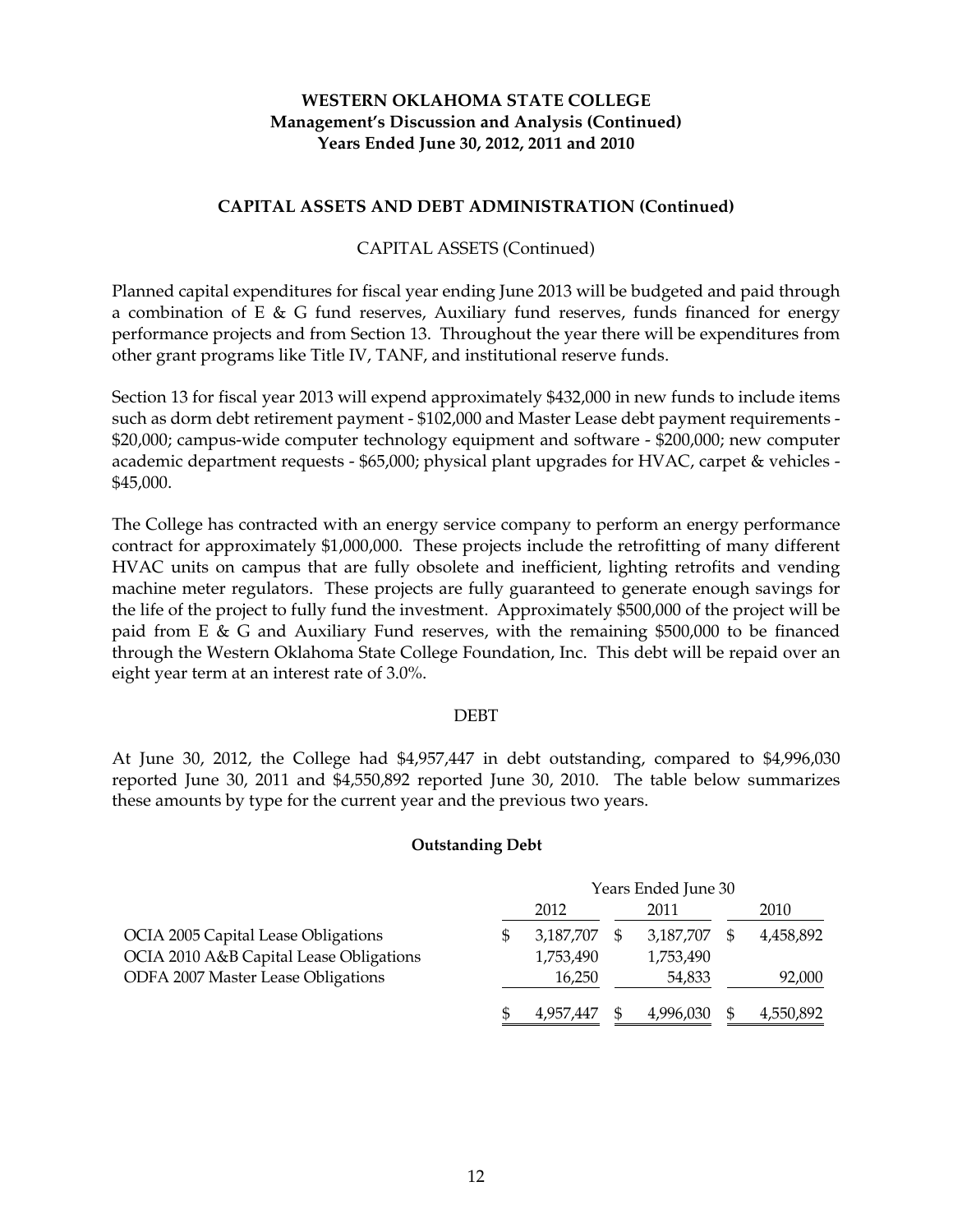# WESTERN OKLAHOMA STATE COLLEGE
## Management's Discussion and Analysis (Continued)
## Years Ended June 30, 2012, 2011 and 2010

### CAPITAL ASSETS AND DEBT ADMINISTRATION (Continued)

CAPITAL ASSETS (Continued)

Planned capital expenditures for fiscal year ending June 2013 will be budgeted and paid through a combination of E & G fund reserves, Auxiliary fund reserves, funds financed for energy performance projects and from Section 13. Throughout the year there will be expenditures from other grant programs like Title IV, TANF, and institutional reserve funds.

Section 13 for fiscal year 2013 will expend approximately $432,000 in new funds to include items such as dorm debt retirement payment - $102,000 and Master Lease debt payment requirements - $20,000; campus-wide computer technology equipment and software - $200,000; new computer academic department requests - $65,000; physical plant upgrades for HVAC, carpet & vehicles - $45,000.

The College has contracted with an energy service company to perform an energy performance contract for approximately $1,000,000. These projects include the retrofitting of many different HVAC units on campus that are fully obsolete and inefficient, lighting retrofits and vending machine meter regulators. These projects are fully guaranteed to generate enough savings for the life of the project to fully fund the investment. Approximately $500,000 of the project will be paid from E & G and Auxiliary Fund reserves, with the remaining $500,000 to be financed through the Western Oklahoma State College Foundation, Inc. This debt will be repaid over an eight year term at an interest rate of 3.0%.

DEBT

At June 30, 2012, the College had $4,957,447 in debt outstanding, compared to $4,996,030 reported June 30, 2011 and $4,550,892 reported June 30, 2010. The table below summarizes these amounts by type for the current year and the previous two years.

**Outstanding Debt**

| | Years Ended June 30 | | |
|---|---|---|---|
| | 2012 | 2011 | 2010 |
| OCIA 2005 Capital Lease Obligations | $ 3,187,707 | $ 3,187,707 | $ 4,458,892 |
| OCIA 2010 A&B Capital Lease Obligations | 1,753,490 | 1,753,490 | |
| ODFA 2007 Master Lease Obligations | 16,250 | 54,833 | 92,000 |
| | $ 4,957,447 | $ 4,996,030 | $ 4,550,892 |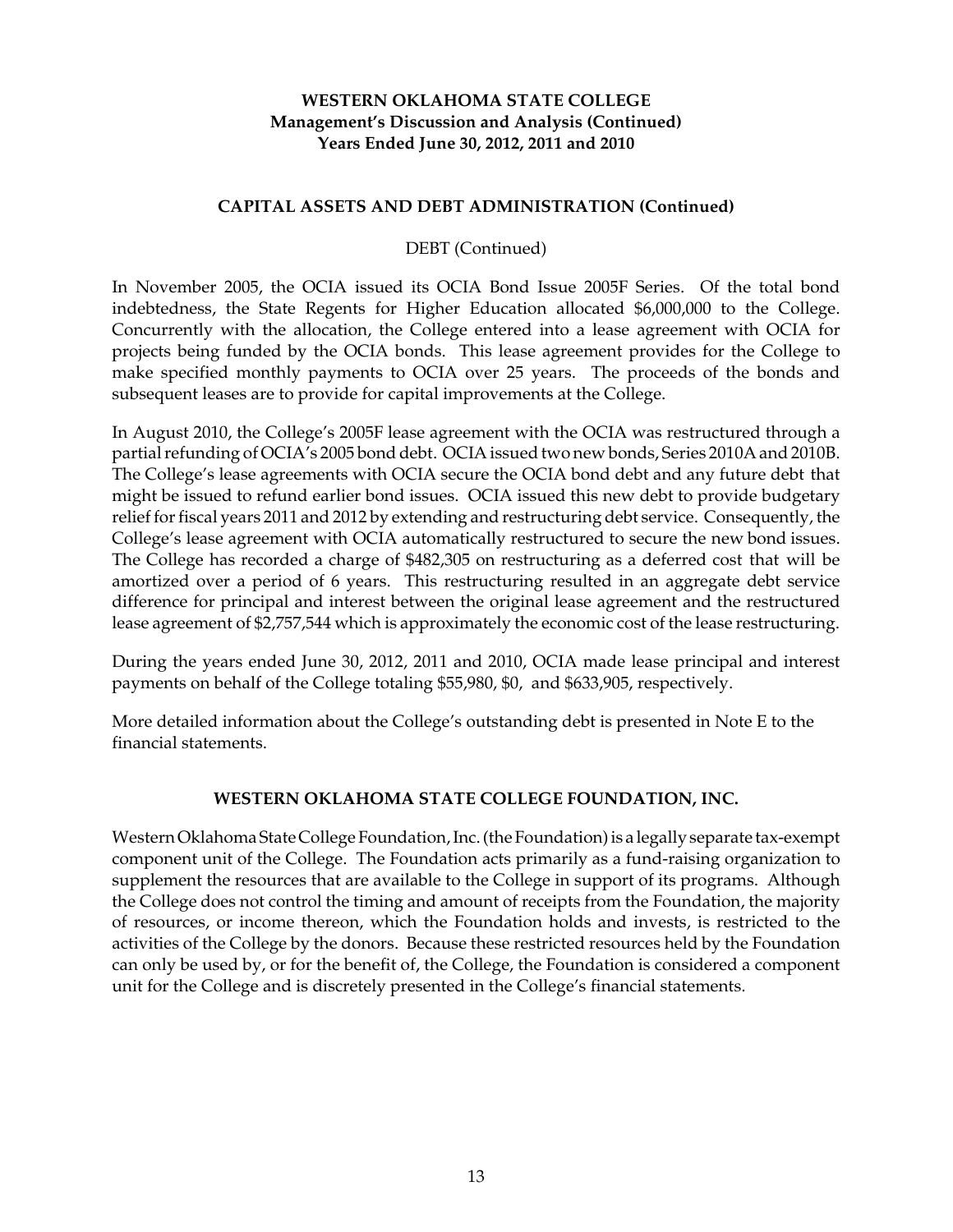**WESTERN OKLAHOMA STATE COLLEGE**
**Management's Discussion and Analysis (Continued)**
**Years Ended June 30, 2012, 2011 and 2010**

## CAPITAL ASSETS AND DEBT ADMINISTRATION (Continued)

DEBT (Continued)

In November 2005, the OCIA issued its OCIA Bond Issue 2005F Series. Of the total bond indebtedness, the State Regents for Higher Education allocated $6,000,000 to the College. Concurrently with the allocation, the College entered into a lease agreement with OCIA for projects being funded by the OCIA bonds. This lease agreement provides for the College to make specified monthly payments to OCIA over 25 years. The proceeds of the bonds and subsequent leases are to provide for capital improvements at the College.

In August 2010, the College's 2005F lease agreement with the OCIA was restructured through a partial refunding of OCIA's 2005 bond debt. OCIA issued two new bonds, Series 2010A and 2010B. The College's lease agreements with OCIA secure the OCIA bond debt and any future debt that might be issued to refund earlier bond issues. OCIA issued this new debt to provide budgetary relief for fiscal years 2011 and 2012 by extending and restructuring debt service. Consequently, the College's lease agreement with OCIA automatically restructured to secure the new bond issues. The College has recorded a charge of $482,305 on restructuring as a deferred cost that will be amortized over a period of 6 years. This restructuring resulted in an aggregate debt service difference for principal and interest between the original lease agreement and the restructured lease agreement of $2,757,544 which is approximately the economic cost of the lease restructuring.

During the years ended June 30, 2012, 2011 and 2010, OCIA made lease principal and interest payments on behalf of the College totaling $55,980, $0, and $633,905, respectively.

More detailed information about the College's outstanding debt is presented in Note E to the financial statements.

## WESTERN OKLAHOMA STATE COLLEGE FOUNDATION, INC.

Western Oklahoma State College Foundation, Inc. (the Foundation) is a legally separate tax-exempt component unit of the College. The Foundation acts primarily as a fund-raising organization to supplement the resources that are available to the College in support of its programs. Although the College does not control the timing and amount of receipts from the Foundation, the majority of resources, or income thereon, which the Foundation holds and invests, is restricted to the activities of the College by the donors. Because these restricted resources held by the Foundation can only be used by, or for the benefit of, the College, the Foundation is considered a component unit for the College and is discretely presented in the College's financial statements.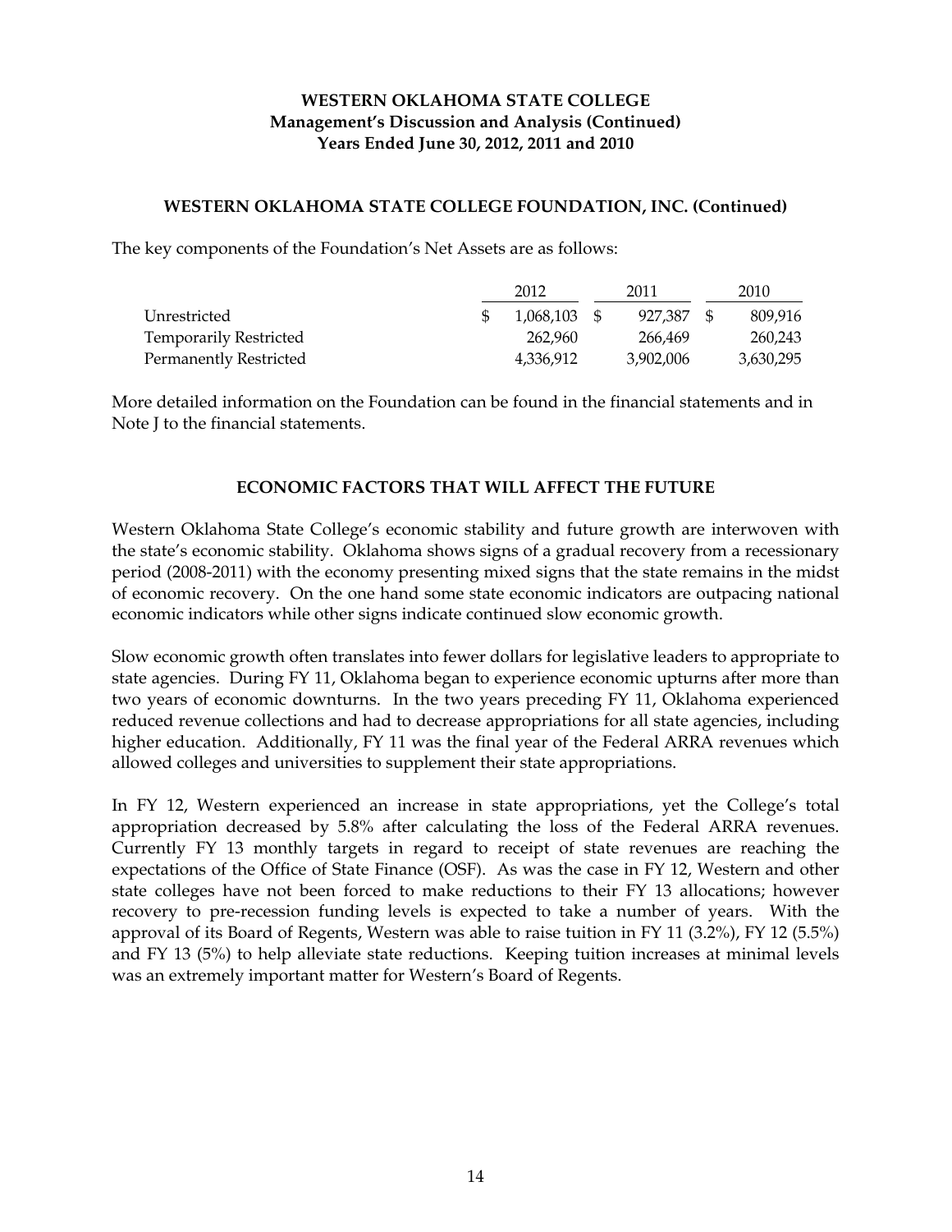# WESTERN OKLAHOMA STATE COLLEGE
## Management's Discussion and Analysis (Continued)
## Years Ended June 30, 2012, 2011 and 2010

### WESTERN OKLAHOMA STATE COLLEGE FOUNDATION, INC. (Continued)

The key components of the Foundation's Net Assets are as follows:

| | 2012 | 2011 | 2010 |
|---|---|---|---|
| Unrestricted | $ 1,068,103 | $ 927,387 | $ 809,916 |
| Temporarily Restricted | 262,960 | 266,469 | 260,243 |
| Permanently Restricted | 4,336,912 | 3,902,006 | 3,630,295 |

More detailed information on the Foundation can be found in the financial statements and in Note J to the financial statements.

### ECONOMIC FACTORS THAT WILL AFFECT THE FUTURE

Western Oklahoma State College's economic stability and future growth are interwoven with the state's economic stability. Oklahoma shows signs of a gradual recovery from a recessionary period (2008-2011) with the economy presenting mixed signs that the state remains in the midst of economic recovery. On the one hand some state economic indicators are outpacing national economic indicators while other signs indicate continued slow economic growth.

Slow economic growth often translates into fewer dollars for legislative leaders to appropriate to state agencies. During FY 11, Oklahoma began to experience economic upturns after more than two years of economic downturns. In the two years preceding FY 11, Oklahoma experienced reduced revenue collections and had to decrease appropriations for all state agencies, including higher education. Additionally, FY 11 was the final year of the Federal ARRA revenues which allowed colleges and universities to supplement their state appropriations.

In FY 12, Western experienced an increase in state appropriations, yet the College's total appropriation decreased by 5.8% after calculating the loss of the Federal ARRA revenues. Currently FY 13 monthly targets in regard to receipt of state revenues are reaching the expectations of the Office of State Finance (OSF). As was the case in FY 12, Western and other state colleges have not been forced to make reductions to their FY 13 allocations; however recovery to pre-recession funding levels is expected to take a number of years. With the approval of its Board of Regents, Western was able to raise tuition in FY 11 (3.2%), FY 12 (5.5%) and FY 13 (5%) to help alleviate state reductions. Keeping tuition increases at minimal levels was an extremely important matter for Western's Board of Regents.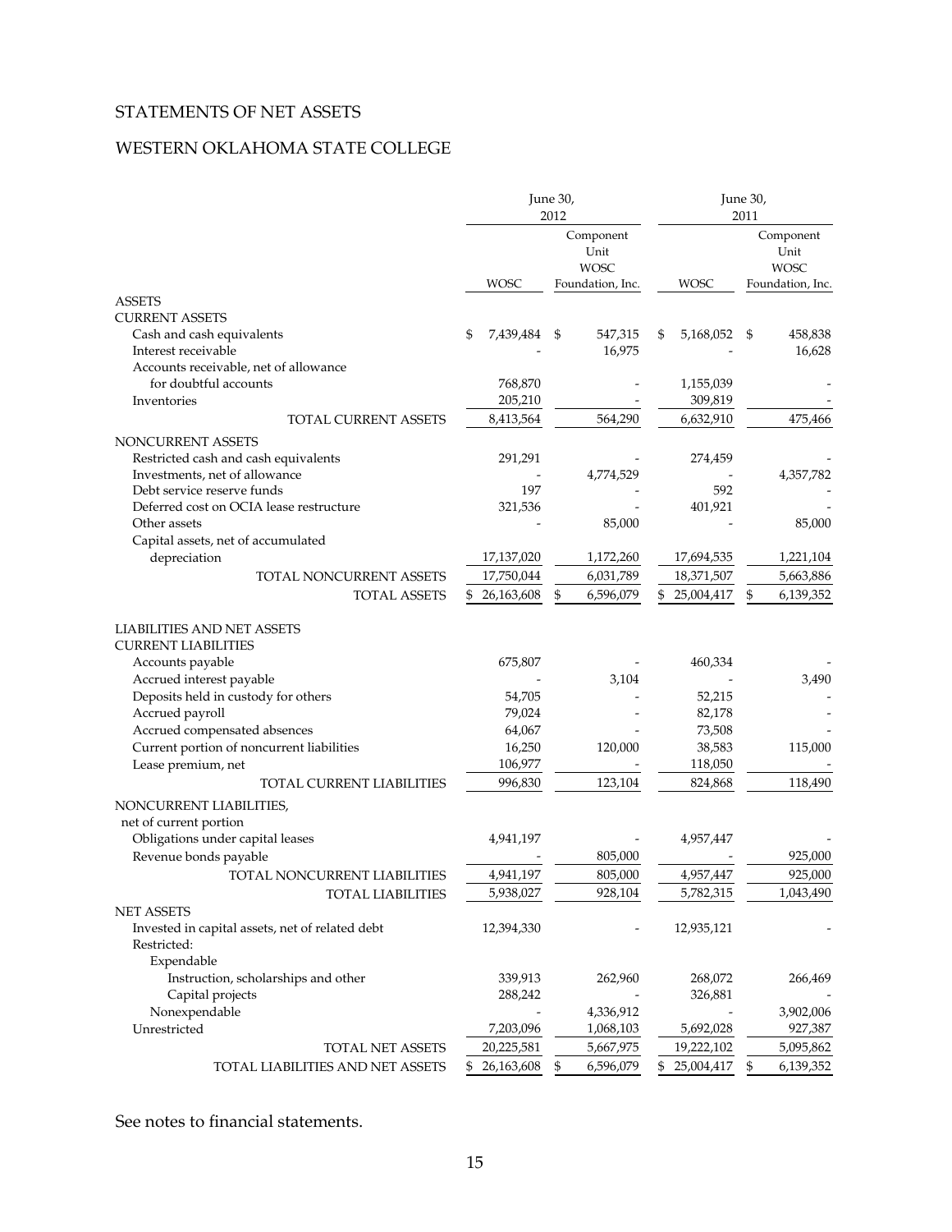# STATEMENTS OF NET ASSETS

## WESTERN OKLAHOMA STATE COLLEGE

| | June 30, 2012 | | June 30, 2011 | |
|---|---|---|---|---|
| | WOSC | Component Unit WOSC Foundation, Inc. | WOSC | Component Unit WOSC Foundation, Inc. |
| **ASSETS** | | | | |
| **CURRENT ASSETS** | | | | |
| Cash and cash equivalents | $ 7,439,484 | $ 547,315 | $ 5,168,052 | $ 458,838 |
| Interest receivable | - | 16,975 | - | 16,628 |
| Accounts receivable, net of allowance for doubtful accounts | 768,870 | - | 1,155,039 | - |
| Inventories | 205,210 | - | 309,819 | - |
| TOTAL CURRENT ASSETS | 8,413,564 | 564,290 | 6,632,910 | 475,466 |
| **NONCURRENT ASSETS** | | | | |
| Restricted cash and cash equivalents | 291,291 | - | 274,459 | - |
| Investments, net of allowance | - | 4,774,529 | - | 4,357,782 |
| Debt service reserve funds | 197 | - | 592 | - |
| Deferred cost on OCIA lease restructure | 321,536 | - | 401,921 | - |
| Other assets | - | 85,000 | - | 85,000 |
| Capital assets, net of accumulated depreciation | 17,137,020 | 1,172,260 | 17,694,535 | 1,221,104 |
| TOTAL NONCURRENT ASSETS | 17,750,044 | 6,031,789 | 18,371,507 | 5,663,886 |
| TOTAL ASSETS | $ 26,163,608 | $ 6,596,079 | $ 25,004,417 | $ 6,139,352 |
| **LIABILITIES AND NET ASSETS** | | | | |
| **CURRENT LIABILITIES** | | | | |
| Accounts payable | 675,807 | - | 460,334 | - |
| Accrued interest payable | - | 3,104 | - | 3,490 |
| Deposits held in custody for others | 54,705 | - | 52,215 | - |
| Accrued payroll | 79,024 | - | 82,178 | - |
| Accrued compensated absences | 64,067 | - | 73,508 | - |
| Current portion of noncurrent liabilities | 16,250 | 120,000 | 38,583 | 115,000 |
| Lease premium, net | 106,977 | - | 118,050 | - |
| TOTAL CURRENT LIABILITIES | 996,830 | 123,104 | 824,868 | 118,490 |
| **NONCURRENT LIABILITIES, net of current portion** | | | | |
| Obligations under capital leases | 4,941,197 | - | 4,957,447 | - |
| Revenue bonds payable | - | 805,000 | - | 925,000 |
| TOTAL NONCURRENT LIABILITIES | 4,941,197 | 805,000 | 4,957,447 | 925,000 |
| TOTAL LIABILITIES | 5,938,027 | 928,104 | 5,782,315 | 1,043,490 |
| **NET ASSETS** | | | | |
| Invested in capital assets, net of related debt | 12,394,330 | - | 12,935,121 | - |
| Restricted: | | | | |
| Expendable | | | | |
| Instruction, scholarships and other | 339,913 | 262,960 | 268,072 | 266,469 |
| Capital projects | 288,242 | - | 326,881 | - |
| Nonexpendable | - | 4,336,912 | - | 3,902,006 |
| Unrestricted | 7,203,096 | 1,068,103 | 5,692,028 | 927,387 |
| TOTAL NET ASSETS | 20,225,581 | 5,667,975 | 19,222,102 | 5,095,862 |
| TOTAL LIABILITIES AND NET ASSETS | $ 26,163,608 | $ 6,596,079 | $ 25,004,417 | $ 6,139,352 |

See notes to financial statements.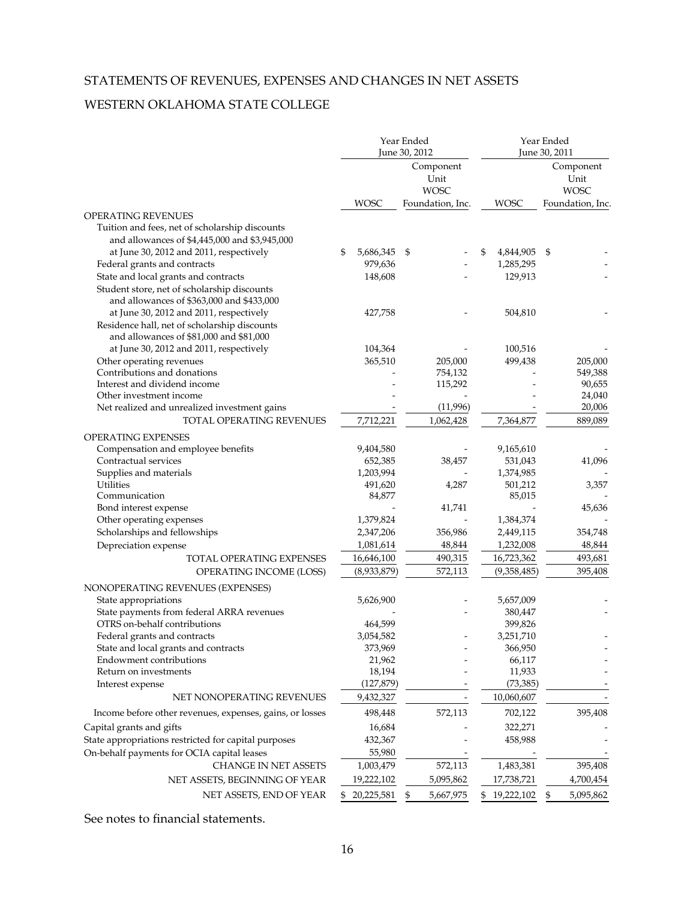# STATEMENTS OF REVENUES, EXPENSES AND CHANGES IN NET ASSETS

## WESTERN OKLAHOMA STATE COLLEGE

| | Year Ended June 30, 2012 | | Year Ended June 30, 2011 | |
|---|---|---|---|---|
| | WOSC | Component Unit WOSC Foundation, Inc. | WOSC | Component Unit WOSC Foundation, Inc. |
| OPERATING REVENUES | | | | |
| Tuition and fees, net of scholarship discounts and allowances of $4,445,000 and $3,945,000 at June 30, 2012 and 2011, respectively | $ 5,686,345 | $ - | $ 4,844,905 | $ - |
| Federal grants and contracts | 979,636 | - | 1,285,295 | - |
| State and local grants and contracts | 148,608 | - | 129,913 | - |
| Student store, net of scholarship discounts and allowances of $363,000 and $433,000 at June 30, 2012 and 2011, respectively | 427,758 | - | 504,810 | - |
| Residence hall, net of scholarship discounts and allowances of $81,000 and $81,000 at June 30, 2012 and 2011, respectively | 104,364 | - | 100,516 | - |
| Other operating revenues | 365,510 | 205,000 | 499,438 | 205,000 |
| Contributions and donations | - | 754,132 | - | 549,388 |
| Interest and dividend income | - | 115,292 | - | 90,655 |
| Other investment income | - | - | - | 24,040 |
| Net realized and unrealized investment gains | - | (11,996) | - | 20,006 |
| TOTAL OPERATING REVENUES | 7,712,221 | 1,062,428 | 7,364,877 | 889,089 |
| OPERATING EXPENSES | | | | |
| Compensation and employee benefits | 9,404,580 | - | 9,165,610 | - |
| Contractual services | 652,385 | 38,457 | 531,043 | 41,096 |
| Supplies and materials | 1,203,994 | - | 1,374,985 | - |
| Utilities | 491,620 | 4,287 | 501,212 | 3,357 |
| Communication | 84,877 | | 85,015 | |
| Bond interest expense | - | 41,741 | - | 45,636 |
| Other operating expenses | 1,379,824 | - | 1,384,374 | - |
| Scholarships and fellowships | 2,347,206 | 356,986 | 2,449,115 | 354,748 |
| Depreciation expense | 1,081,614 | 48,844 | 1,232,008 | 48,844 |
| TOTAL OPERATING EXPENSES | 16,646,100 | 490,315 | 16,723,362 | 493,681 |
| OPERATING INCOME (LOSS) | (8,933,879) | 572,113 | (9,358,485) | 395,408 |
| NONOPERATING REVENUES (EXPENSES) | | | | |
| State appropriations | 5,626,900 | - | 5,657,009 | - |
| State payments from federal ARRA revenues | - | - | 380,447 | - |
| OTRS on-behalf contributions | 464,599 | | 399,826 | |
| Federal grants and contracts | 3,054,582 | - | 3,251,710 | - |
| State and local grants and contracts | 373,969 | - | 366,950 | - |
| Endowment contributions | 21,962 | - | 66,117 | - |
| Return on investments | 18,194 | - | 11,933 | - |
| Interest expense | (127,879) | - | (73,385) | - |
| NET NONOPERATING REVENUES | 9,432,327 | - | 10,060,607 | - |
| Income before other revenues, expenses, gains, or losses | 498,448 | 572,113 | 702,122 | 395,408 |
| Capital grants and gifts | 16,684 | - | 322,271 | - |
| State appropriations restricted for capital purposes | 432,367 | - | 458,988 | - |
| On-behalf payments for OCIA capital leases | 55,980 | - | - | - |
| CHANGE IN NET ASSETS | 1,003,479 | 572,113 | 1,483,381 | 395,408 |
| NET ASSETS, BEGINNING OF YEAR | 19,222,102 | 5,095,862 | 17,738,721 | 4,700,454 |
| NET ASSETS, END OF YEAR | $ 20,225,581 | $ 5,667,975 | $ 19,222,102 | $ 5,095,862 |

See notes to financial statements.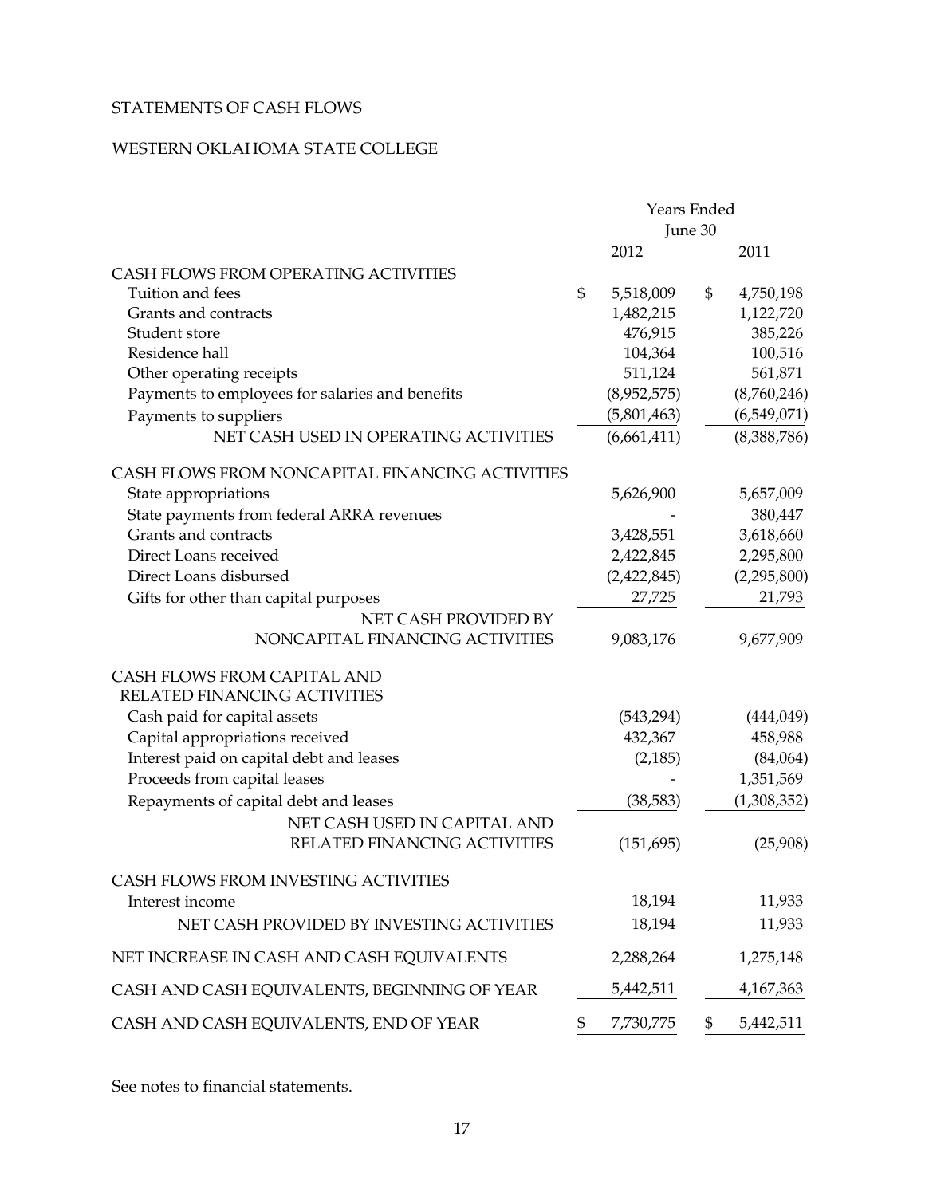STATEMENTS OF CASH FLOWS

WESTERN OKLAHOMA STATE COLLEGE

| | Years Ended June 30 | |
|---|---|---|
| | 2012 | 2011 |
| CASH FLOWS FROM OPERATING ACTIVITIES | | |
| Tuition and fees | $ 5,518,009 | $ 4,750,198 |
| Grants and contracts | 1,482,215 | 1,122,720 |
| Student store | 476,915 | 385,226 |
| Residence hall | 104,364 | 100,516 |
| Other operating receipts | 511,124 | 561,871 |
| Payments to employees for salaries and benefits | (8,952,575) | (8,760,246) |
| Payments to suppliers | (5,801,463) | (6,549,071) |
| NET CASH USED IN OPERATING ACTIVITIES | (6,661,411) | (8,388,786) |
| CASH FLOWS FROM NONCAPITAL FINANCING ACTIVITIES | | |
| State appropriations | 5,626,900 | 5,657,009 |
| State payments from federal ARRA revenues | - | 380,447 |
| Grants and contracts | 3,428,551 | 3,618,660 |
| Direct Loans received | 2,422,845 | 2,295,800 |
| Direct Loans disbursed | (2,422,845) | (2,295,800) |
| Gifts for other than capital purposes | 27,725 | 21,793 |
| NET CASH PROVIDED BY NONCAPITAL FINANCING ACTIVITIES | 9,083,176 | 9,677,909 |
| CASH FLOWS FROM CAPITAL AND RELATED FINANCING ACTIVITIES | | |
| Cash paid for capital assets | (543,294) | (444,049) |
| Capital appropriations received | 432,367 | 458,988 |
| Interest paid on capital debt and leases | (2,185) | (84,064) |
| Proceeds from capital leases | - | 1,351,569 |
| Repayments of capital debt and leases | (38,583) | (1,308,352) |
| NET CASH USED IN CAPITAL AND RELATED FINANCING ACTIVITIES | (151,695) | (25,908) |
| CASH FLOWS FROM INVESTING ACTIVITIES | | |
| Interest income | 18,194 | 11,933 |
| NET CASH PROVIDED BY INVESTING ACTIVITIES | 18,194 | 11,933 |
| NET INCREASE IN CASH AND CASH EQUIVALENTS | 2,288,264 | 1,275,148 |
| CASH AND CASH EQUIVALENTS, BEGINNING OF YEAR | 5,442,511 | 4,167,363 |
| CASH AND CASH EQUIVALENTS, END OF YEAR | $ 7,730,775 | $ 5,442,511 |

See notes to financial statements.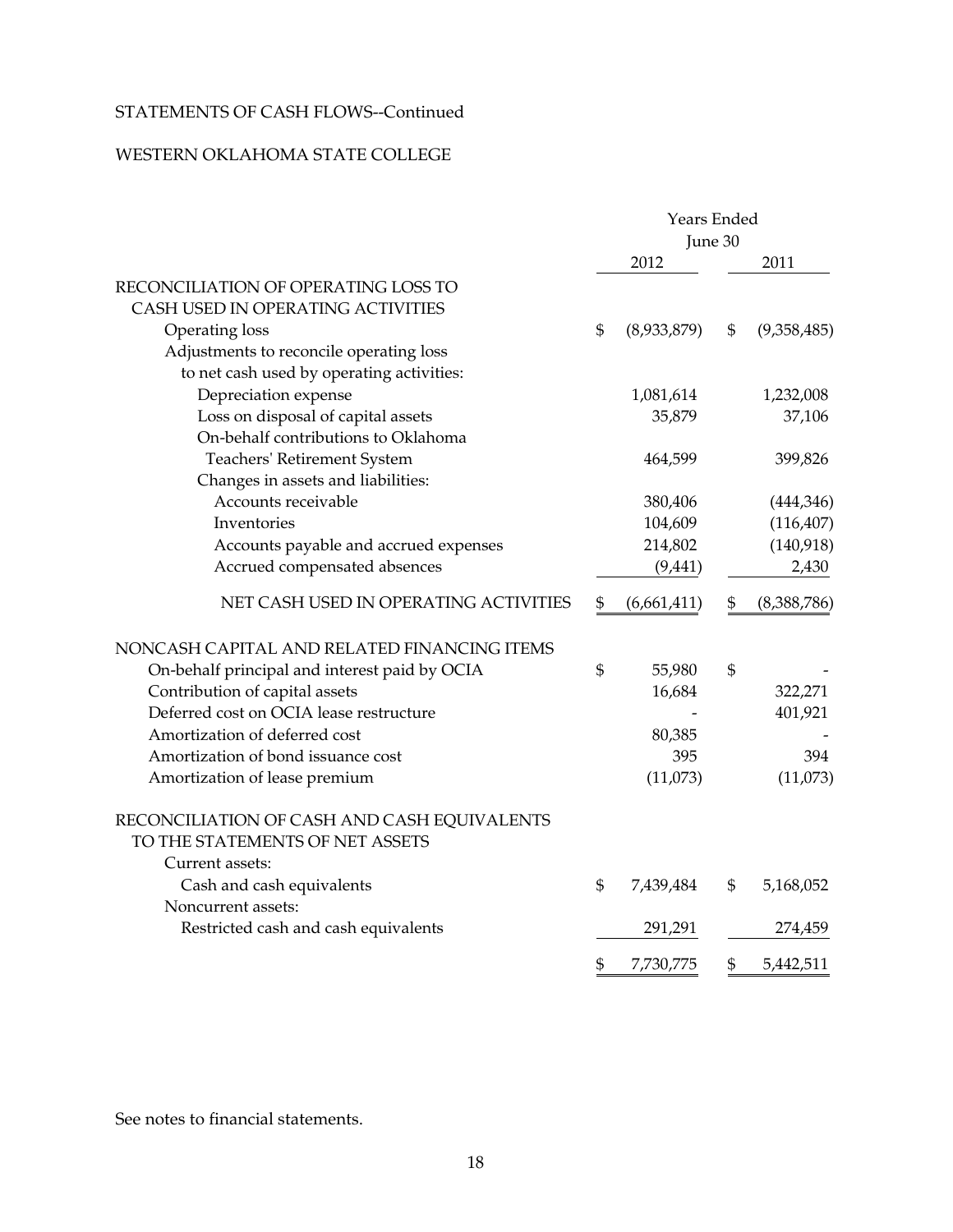STATEMENTS OF CASH FLOWS--Continued

WESTERN OKLAHOMA STATE COLLEGE

| | Years Ended June 30 | |
|---|---|---|
| | 2012 | 2011 |
| RECONCILIATION OF OPERATING LOSS TO CASH USED IN OPERATING ACTIVITIES | | |
| Operating loss | $ (8,933,879) | $ (9,358,485) |
| Adjustments to reconcile operating loss to net cash used by operating activities: | | |
| Depreciation expense | 1,081,614 | 1,232,008 |
| Loss on disposal of capital assets | 35,879 | 37,106 |
| On-behalf contributions to Oklahoma Teachers' Retirement System | 464,599 | 399,826 |
| Changes in assets and liabilities: | | |
| Accounts receivable | 380,406 | (444,346) |
| Inventories | 104,609 | (116,407) |
| Accounts payable and accrued expenses | 214,802 | (140,918) |
| Accrued compensated absences | (9,441) | 2,430 |
| NET CASH USED IN OPERATING ACTIVITIES | $ (6,661,411) | $ (8,388,786) |
| NONCASH CAPITAL AND RELATED FINANCING ITEMS | | |
| On-behalf principal and interest paid by OCIA | $ 55,980 | $ - |
| Contribution of capital assets | 16,684 | 322,271 |
| Deferred cost on OCIA lease restructure | - | 401,921 |
| Amortization of deferred cost | 80,385 | - |
| Amortization of bond issuance cost | 395 | 394 |
| Amortization of lease premium | (11,073) | (11,073) |
| RECONCILIATION OF CASH AND CASH EQUIVALENTS TO THE STATEMENTS OF NET ASSETS | | |
| Current assets: | | |
| Cash and cash equivalents | $ 7,439,484 | $ 5,168,052 |
| Noncurrent assets: | | |
| Restricted cash and cash equivalents | 291,291 | 274,459 |
| | $ 7,730,775 | $ 5,442,511 |

See notes to financial statements.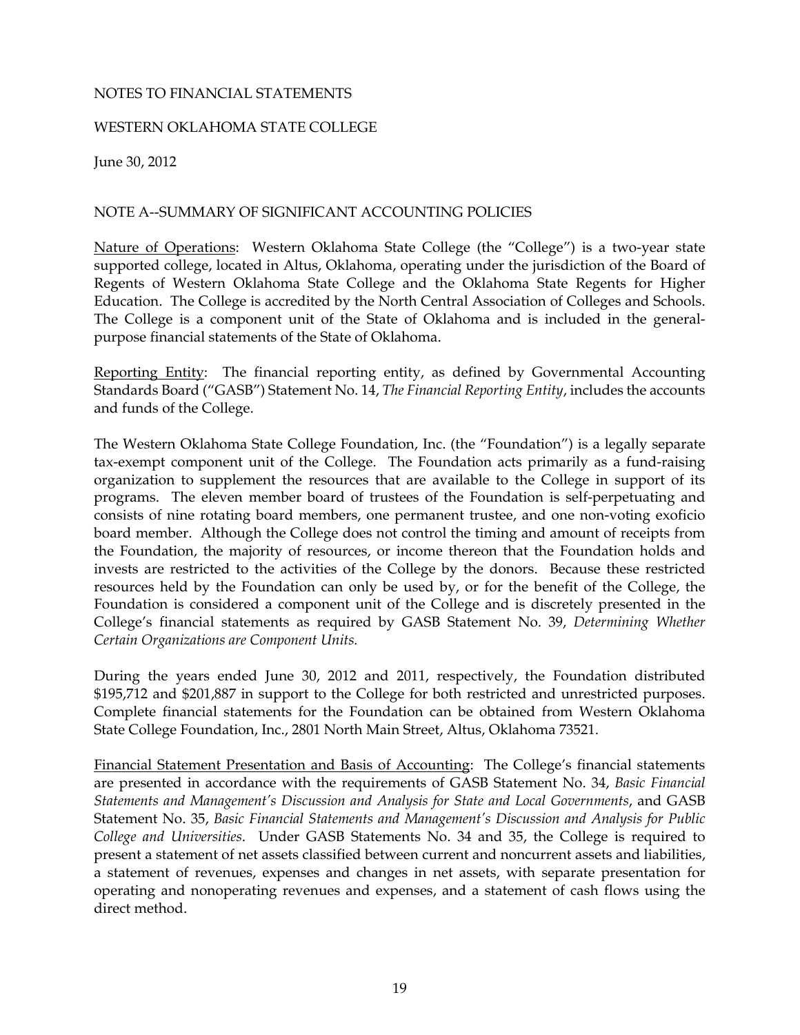NOTES TO FINANCIAL STATEMENTS

WESTERN OKLAHOMA STATE COLLEGE

June 30, 2012

NOTE A--SUMMARY OF SIGNIFICANT ACCOUNTING POLICIES

Nature of Operations: Western Oklahoma State College (the "College") is a two-year state supported college, located in Altus, Oklahoma, operating under the jurisdiction of the Board of Regents of Western Oklahoma State College and the Oklahoma State Regents for Higher Education. The College is accredited by the North Central Association of Colleges and Schools. The College is a component unit of the State of Oklahoma and is included in the general-purpose financial statements of the State of Oklahoma.

Reporting Entity: The financial reporting entity, as defined by Governmental Accounting Standards Board ("GASB") Statement No. 14, *The Financial Reporting Entity*, includes the accounts and funds of the College.

The Western Oklahoma State College Foundation, Inc. (the "Foundation") is a legally separate tax-exempt component unit of the College. The Foundation acts primarily as a fund-raising organization to supplement the resources that are available to the College in support of its programs. The eleven member board of trustees of the Foundation is self-perpetuating and consists of nine rotating board members, one permanent trustee, and one non-voting exoficio board member. Although the College does not control the timing and amount of receipts from the Foundation, the majority of resources, or income thereon that the Foundation holds and invests are restricted to the activities of the College by the donors. Because these restricted resources held by the Foundation can only be used by, or for the benefit of the College, the Foundation is considered a component unit of the College and is discretely presented in the College's financial statements as required by GASB Statement No. 39, *Determining Whether Certain Organizations are Component Units.*

During the years ended June 30, 2012 and 2011, respectively, the Foundation distributed $195,712 and $201,887 in support to the College for both restricted and unrestricted purposes. Complete financial statements for the Foundation can be obtained from Western Oklahoma State College Foundation, Inc., 2801 North Main Street, Altus, Oklahoma 73521.

Financial Statement Presentation and Basis of Accounting: The College's financial statements are presented in accordance with the requirements of GASB Statement No. 34, *Basic Financial Statements and Management's Discussion and Analysis for State and Local Governments*, and GASB Statement No. 35, *Basic Financial Statements and Management's Discussion and Analysis for Public College and Universities*. Under GASB Statements No. 34 and 35, the College is required to present a statement of net assets classified between current and noncurrent assets and liabilities, a statement of revenues, expenses and changes in net assets, with separate presentation for operating and nonoperating revenues and expenses, and a statement of cash flows using the direct method.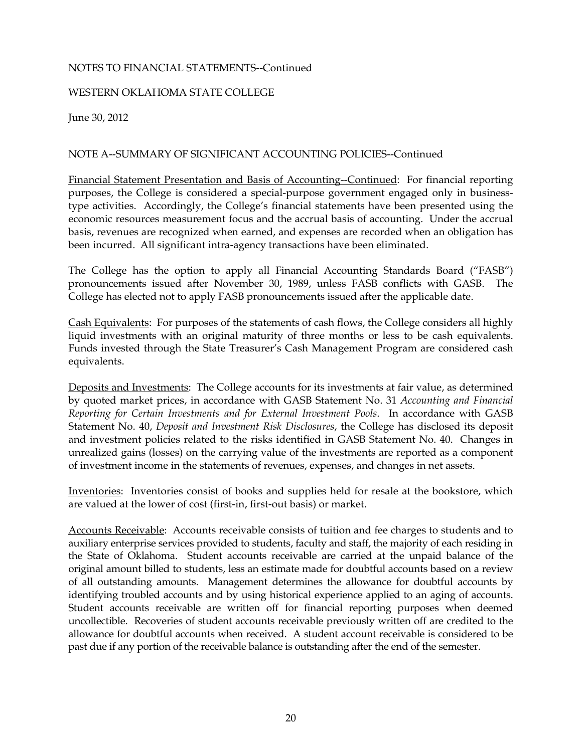NOTES TO FINANCIAL STATEMENTS--Continued

WESTERN OKLAHOMA STATE COLLEGE

June 30, 2012

NOTE A--SUMMARY OF SIGNIFICANT ACCOUNTING POLICIES--Continued

Financial Statement Presentation and Basis of Accounting--Continued: For financial reporting purposes, the College is considered a special-purpose government engaged only in business-type activities. Accordingly, the College's financial statements have been presented using the economic resources measurement focus and the accrual basis of accounting. Under the accrual basis, revenues are recognized when earned, and expenses are recorded when an obligation has been incurred. All significant intra-agency transactions have been eliminated.

The College has the option to apply all Financial Accounting Standards Board ("FASB") pronouncements issued after November 30, 1989, unless FASB conflicts with GASB. The College has elected not to apply FASB pronouncements issued after the applicable date.

Cash Equivalents: For purposes of the statements of cash flows, the College considers all highly liquid investments with an original maturity of three months or less to be cash equivalents. Funds invested through the State Treasurer's Cash Management Program are considered cash equivalents.

Deposits and Investments: The College accounts for its investments at fair value, as determined by quoted market prices, in accordance with GASB Statement No. 31 *Accounting and Financial Reporting for Certain Investments and for External Investment Pools*. In accordance with GASB Statement No. 40, *Deposit and Investment Risk Disclosures*, the College has disclosed its deposit and investment policies related to the risks identified in GASB Statement No. 40. Changes in unrealized gains (losses) on the carrying value of the investments are reported as a component of investment income in the statements of revenues, expenses, and changes in net assets.

Inventories: Inventories consist of books and supplies held for resale at the bookstore, which are valued at the lower of cost (first-in, first-out basis) or market.

Accounts Receivable: Accounts receivable consists of tuition and fee charges to students and to auxiliary enterprise services provided to students, faculty and staff, the majority of each residing in the State of Oklahoma. Student accounts receivable are carried at the unpaid balance of the original amount billed to students, less an estimate made for doubtful accounts based on a review of all outstanding amounts. Management determines the allowance for doubtful accounts by identifying troubled accounts and by using historical experience applied to an aging of accounts. Student accounts receivable are written off for financial reporting purposes when deemed uncollectible. Recoveries of student accounts receivable previously written off are credited to the allowance for doubtful accounts when received. A student account receivable is considered to be past due if any portion of the receivable balance is outstanding after the end of the semester.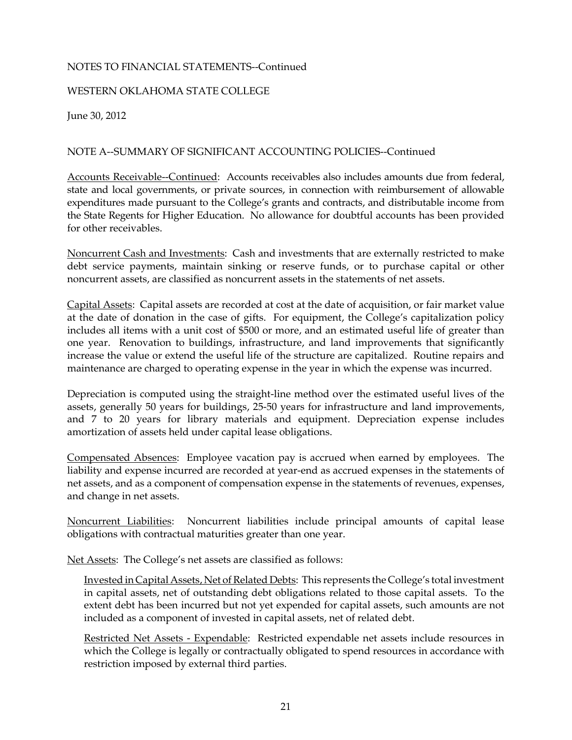NOTES TO FINANCIAL STATEMENTS--Continued

WESTERN OKLAHOMA STATE COLLEGE

June 30, 2012

NOTE A--SUMMARY OF SIGNIFICANT ACCOUNTING POLICIES--Continued

Accounts Receivable--Continued: Accounts receivables also includes amounts due from federal, state and local governments, or private sources, in connection with reimbursement of allowable expenditures made pursuant to the College's grants and contracts, and distributable income from the State Regents for Higher Education. No allowance for doubtful accounts has been provided for other receivables.

Noncurrent Cash and Investments: Cash and investments that are externally restricted to make debt service payments, maintain sinking or reserve funds, or to purchase capital or other noncurrent assets, are classified as noncurrent assets in the statements of net assets.

Capital Assets: Capital assets are recorded at cost at the date of acquisition, or fair market value at the date of donation in the case of gifts. For equipment, the College's capitalization policy includes all items with a unit cost of $500 or more, and an estimated useful life of greater than one year. Renovation to buildings, infrastructure, and land improvements that significantly increase the value or extend the useful life of the structure are capitalized. Routine repairs and maintenance are charged to operating expense in the year in which the expense was incurred.

Depreciation is computed using the straight-line method over the estimated useful lives of the assets, generally 50 years for buildings, 25-50 years for infrastructure and land improvements, and 7 to 20 years for library materials and equipment. Depreciation expense includes amortization of assets held under capital lease obligations.

Compensated Absences: Employee vacation pay is accrued when earned by employees. The liability and expense incurred are recorded at year-end as accrued expenses in the statements of net assets, and as a component of compensation expense in the statements of revenues, expenses, and change in net assets.

Noncurrent Liabilities: Noncurrent liabilities include principal amounts of capital lease obligations with contractual maturities greater than one year.

Net Assets: The College's net assets are classified as follows:

Invested in Capital Assets, Net of Related Debts: This represents the College's total investment in capital assets, net of outstanding debt obligations related to those capital assets. To the extent debt has been incurred but not yet expended for capital assets, such amounts are not included as a component of invested in capital assets, net of related debt.

Restricted Net Assets - Expendable: Restricted expendable net assets include resources in which the College is legally or contractually obligated to spend resources in accordance with restriction imposed by external third parties.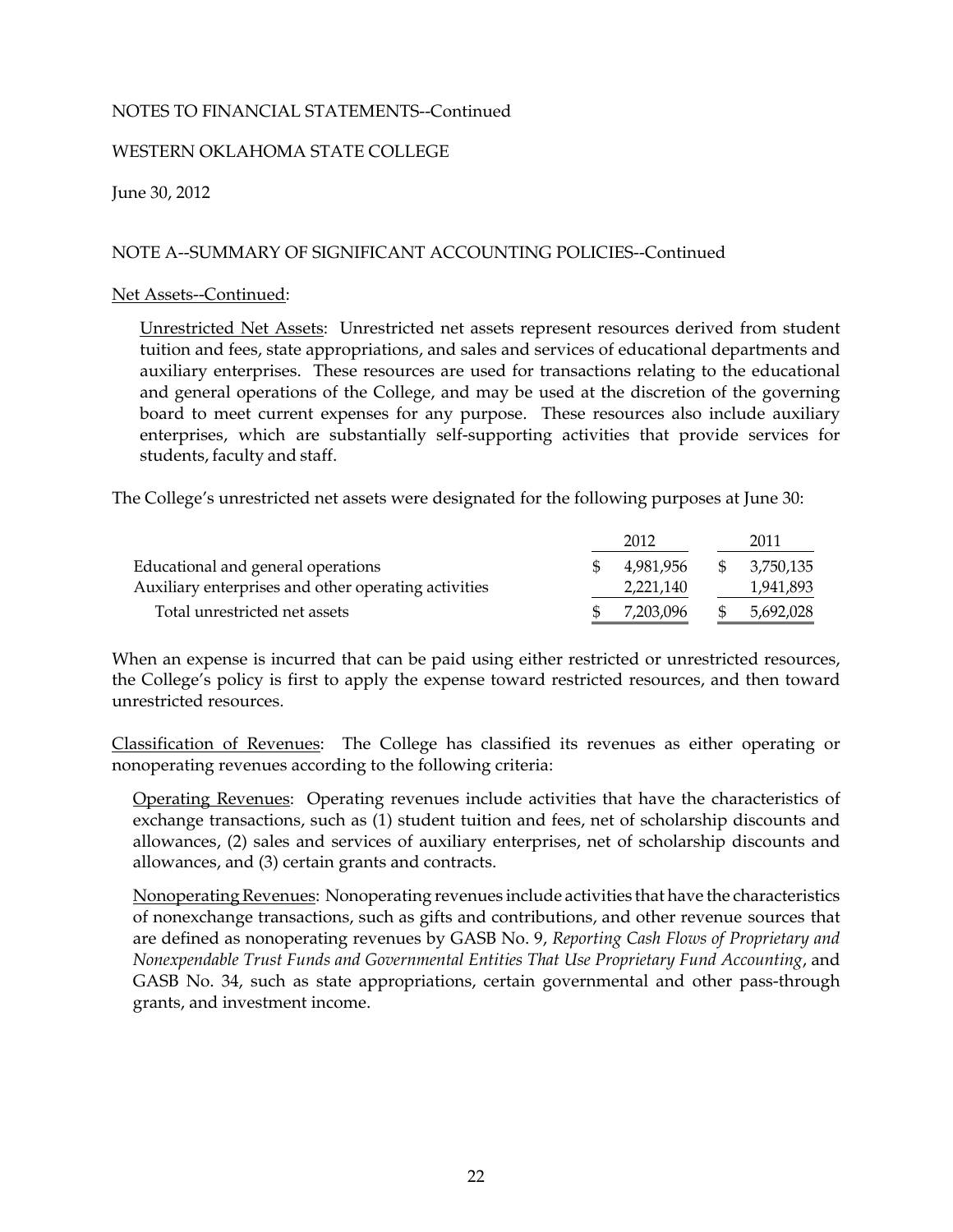NOTES TO FINANCIAL STATEMENTS--Continued

WESTERN OKLAHOMA STATE COLLEGE

June 30, 2012

NOTE A--SUMMARY OF SIGNIFICANT ACCOUNTING POLICIES--Continued

Net Assets--Continued:

Unrestricted Net Assets: Unrestricted net assets represent resources derived from student tuition and fees, state appropriations, and sales and services of educational departments and auxiliary enterprises. These resources are used for transactions relating to the educational and general operations of the College, and may be used at the discretion of the governing board to meet current expenses for any purpose. These resources also include auxiliary enterprises, which are substantially self-supporting activities that provide services for students, faculty and staff.

The College's unrestricted net assets were designated for the following purposes at June 30:

| | 2012 | 2011 |
|---|---|---|
| Educational and general operations | $ 4,981,956 | $ 3,750,135 |
| Auxiliary enterprises and other operating activities | 2,221,140 | 1,941,893 |
| Total unrestricted net assets | $ 7,203,096 | $ 5,692,028 |

When an expense is incurred that can be paid using either restricted or unrestricted resources, the College's policy is first to apply the expense toward restricted resources, and then toward unrestricted resources.

Classification of Revenues: The College has classified its revenues as either operating or nonoperating revenues according to the following criteria:

Operating Revenues: Operating revenues include activities that have the characteristics of exchange transactions, such as (1) student tuition and fees, net of scholarship discounts and allowances, (2) sales and services of auxiliary enterprises, net of scholarship discounts and allowances, and (3) certain grants and contracts.

Nonoperating Revenues: Nonoperating revenues include activities that have the characteristics of nonexchange transactions, such as gifts and contributions, and other revenue sources that are defined as nonoperating revenues by GASB No. 9, *Reporting Cash Flows of Proprietary and Nonexpendable Trust Funds and Governmental Entities That Use Proprietary Fund Accounting*, and GASB No. 34, such as state appropriations, certain governmental and other pass-through grants, and investment income.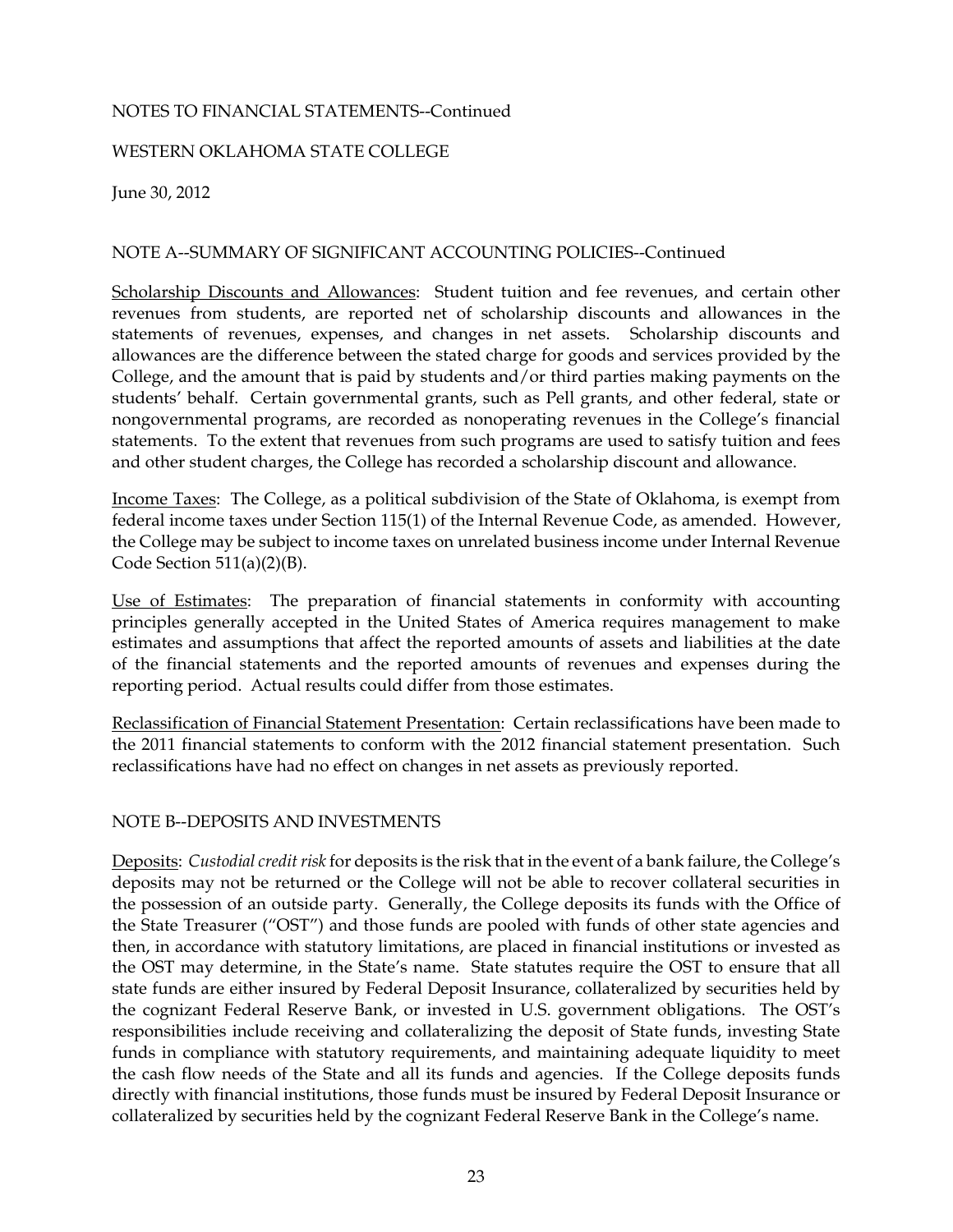NOTES TO FINANCIAL STATEMENTS--Continued

WESTERN OKLAHOMA STATE COLLEGE

June 30, 2012

NOTE A--SUMMARY OF SIGNIFICANT ACCOUNTING POLICIES--Continued

Scholarship Discounts and Allowances: Student tuition and fee revenues, and certain other revenues from students, are reported net of scholarship discounts and allowances in the statements of revenues, expenses, and changes in net assets. Scholarship discounts and allowances are the difference between the stated charge for goods and services provided by the College, and the amount that is paid by students and/or third parties making payments on the students' behalf. Certain governmental grants, such as Pell grants, and other federal, state or nongovernmental programs, are recorded as nonoperating revenues in the College's financial statements. To the extent that revenues from such programs are used to satisfy tuition and fees and other student charges, the College has recorded a scholarship discount and allowance.

Income Taxes: The College, as a political subdivision of the State of Oklahoma, is exempt from federal income taxes under Section 115(1) of the Internal Revenue Code, as amended. However, the College may be subject to income taxes on unrelated business income under Internal Revenue Code Section 511(a)(2)(B).

Use of Estimates: The preparation of financial statements in conformity with accounting principles generally accepted in the United States of America requires management to make estimates and assumptions that affect the reported amounts of assets and liabilities at the date of the financial statements and the reported amounts of revenues and expenses during the reporting period. Actual results could differ from those estimates.

Reclassification of Financial Statement Presentation: Certain reclassifications have been made to the 2011 financial statements to conform with the 2012 financial statement presentation. Such reclassifications have had no effect on changes in net assets as previously reported.

NOTE B--DEPOSITS AND INVESTMENTS

Deposits: *Custodial credit risk* for deposits is the risk that in the event of a bank failure, the College's deposits may not be returned or the College will not be able to recover collateral securities in the possession of an outside party. Generally, the College deposits its funds with the Office of the State Treasurer ("OST") and those funds are pooled with funds of other state agencies and then, in accordance with statutory limitations, are placed in financial institutions or invested as the OST may determine, in the State's name. State statutes require the OST to ensure that all state funds are either insured by Federal Deposit Insurance, collateralized by securities held by the cognizant Federal Reserve Bank, or invested in U.S. government obligations. The OST's responsibilities include receiving and collateralizing the deposit of State funds, investing State funds in compliance with statutory requirements, and maintaining adequate liquidity to meet the cash flow needs of the State and all its funds and agencies. If the College deposits funds directly with financial institutions, those funds must be insured by Federal Deposit Insurance or collateralized by securities held by the cognizant Federal Reserve Bank in the College's name.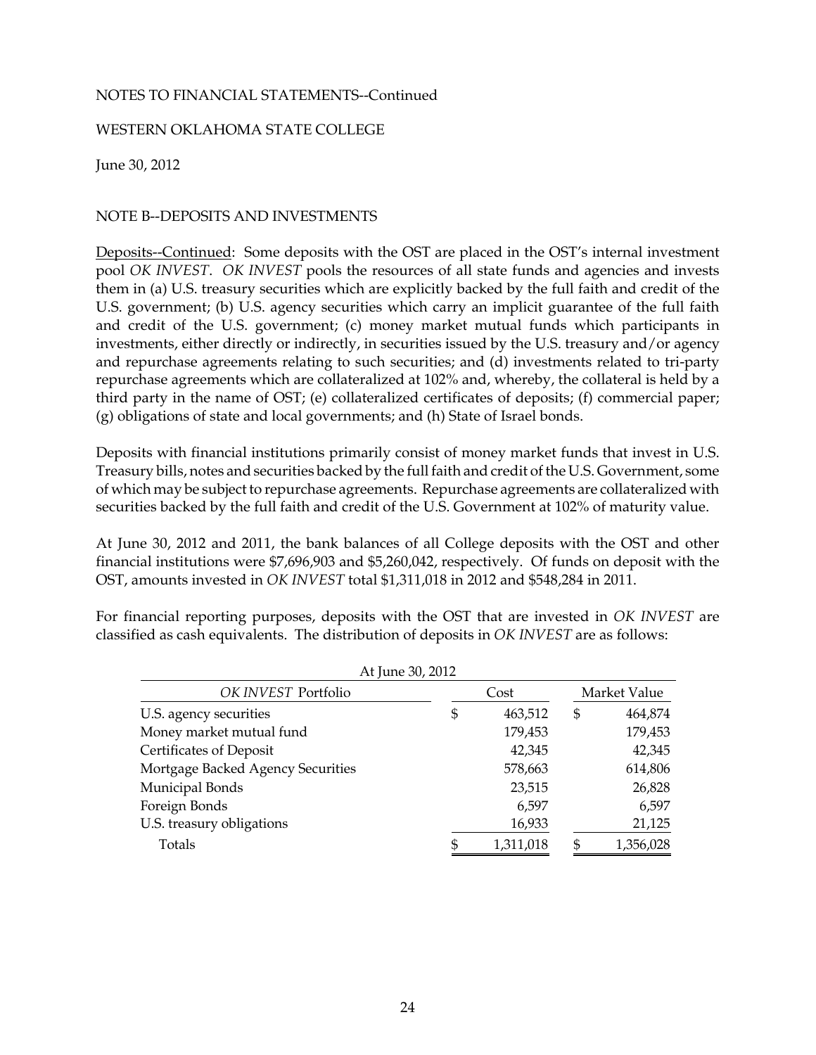NOTES TO FINANCIAL STATEMENTS--Continued

WESTERN OKLAHOMA STATE COLLEGE

June 30, 2012

NOTE B--DEPOSITS AND INVESTMENTS

Deposits--Continued: Some deposits with the OST are placed in the OST's internal investment pool *OK INVEST*. *OK INVEST* pools the resources of all state funds and agencies and invests them in (a) U.S. treasury securities which are explicitly backed by the full faith and credit of the U.S. government; (b) U.S. agency securities which carry an implicit guarantee of the full faith and credit of the U.S. government; (c) money market mutual funds which participants in investments, either directly or indirectly, in securities issued by the U.S. treasury and/or agency and repurchase agreements relating to such securities; and (d) investments related to tri-party repurchase agreements which are collateralized at 102% and, whereby, the collateral is held by a third party in the name of OST; (e) collateralized certificates of deposits; (f) commercial paper; (g) obligations of state and local governments; and (h) State of Israel bonds.

Deposits with financial institutions primarily consist of money market funds that invest in U.S. Treasury bills, notes and securities backed by the full faith and credit of the U.S. Government, some of which may be subject to repurchase agreements. Repurchase agreements are collateralized with securities backed by the full faith and credit of the U.S. Government at 102% of maturity value.

At June 30, 2012 and 2011, the bank balances of all College deposits with the OST and other financial institutions were $7,696,903 and $5,260,042, respectively. Of funds on deposit with the OST, amounts invested in *OK INVEST* total $1,311,018 in 2012 and $548,284 in 2011.

For financial reporting purposes, deposits with the OST that are invested in *OK INVEST* are classified as cash equivalents. The distribution of deposits in *OK INVEST* are as follows:

At June 30, 2012

| *OK INVEST* Portfolio | Cost | Market Value |
|---|---|---|
| U.S. agency securities | $ 463,512 | $ 464,874 |
| Money market mutual fund | 179,453 | 179,453 |
| Certificates of Deposit | 42,345 | 42,345 |
| Mortgage Backed Agency Securities | 578,663 | 614,806 |
| Municipal Bonds | 23,515 | 26,828 |
| Foreign Bonds | 6,597 | 6,597 |
| U.S. treasury obligations | 16,933 | 21,125 |
| Totals | $ 1,311,018 | $ 1,356,028 |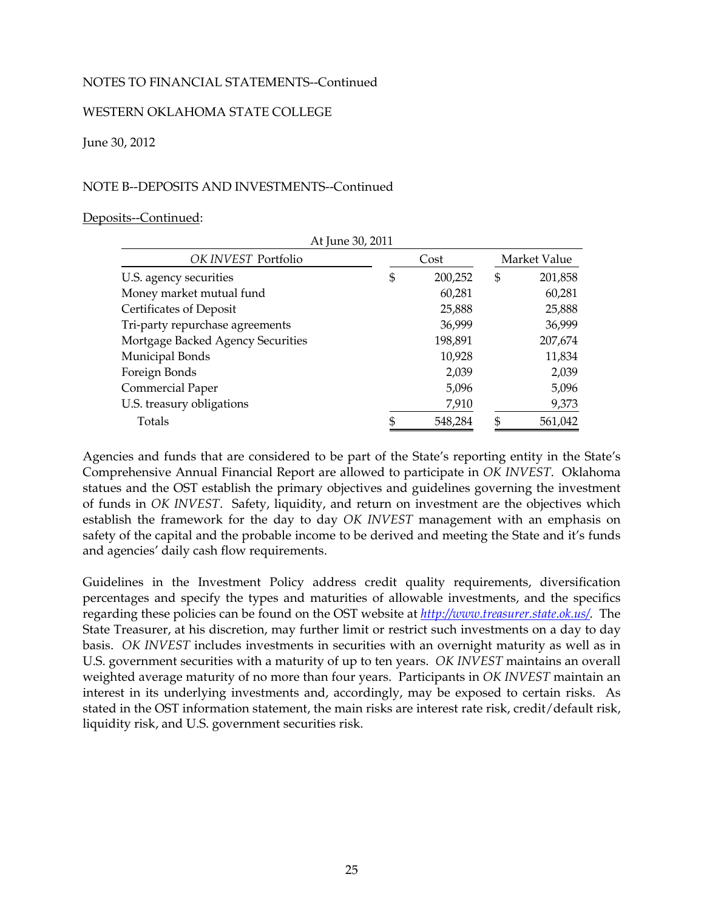NOTES TO FINANCIAL STATEMENTS--Continued

WESTERN OKLAHOMA STATE COLLEGE

June 30, 2012

NOTE B--DEPOSITS AND INVESTMENTS--Continued

Deposits--Continued:

At June 30, 2011

| *OK INVEST* Portfolio | Cost | Market Value |
|---|---|---|
| U.S. agency securities | $ 200,252 | $ 201,858 |
| Money market mutual fund | 60,281 | 60,281 |
| Certificates of Deposit | 25,888 | 25,888 |
| Tri-party repurchase agreements | 36,999 | 36,999 |
| Mortgage Backed Agency Securities | 198,891 | 207,674 |
| Municipal Bonds | 10,928 | 11,834 |
| Foreign Bonds | 2,039 | 2,039 |
| Commercial Paper | 5,096 | 5,096 |
| U.S. treasury obligations | 7,910 | 9,373 |
| Totals | $ 548,284 | $ 561,042 |

Agencies and funds that are considered to be part of the State's reporting entity in the State's Comprehensive Annual Financial Report are allowed to participate in *OK INVEST*. Oklahoma statues and the OST establish the primary objectives and guidelines governing the investment of funds in *OK INVEST*. Safety, liquidity, and return on investment are the objectives which establish the framework for the day to day *OK INVEST* management with an emphasis on safety of the capital and the probable income to be derived and meeting the State and it's funds and agencies' daily cash flow requirements.

Guidelines in the Investment Policy address credit quality requirements, diversification percentages and specify the types and maturities of allowable investments, and the specifics regarding these policies can be found on the OST website at *http://www.treasurer.state.ok.us/*. The State Treasurer, at his discretion, may further limit or restrict such investments on a day to day basis. *OK INVEST* includes investments in securities with an overnight maturity as well as in U.S. government securities with a maturity of up to ten years. *OK INVEST* maintains an overall weighted average maturity of no more than four years. Participants in *OK INVEST* maintain an interest in its underlying investments and, accordingly, may be exposed to certain risks. As stated in the OST information statement, the main risks are interest rate risk, credit/default risk, liquidity risk, and U.S. government securities risk.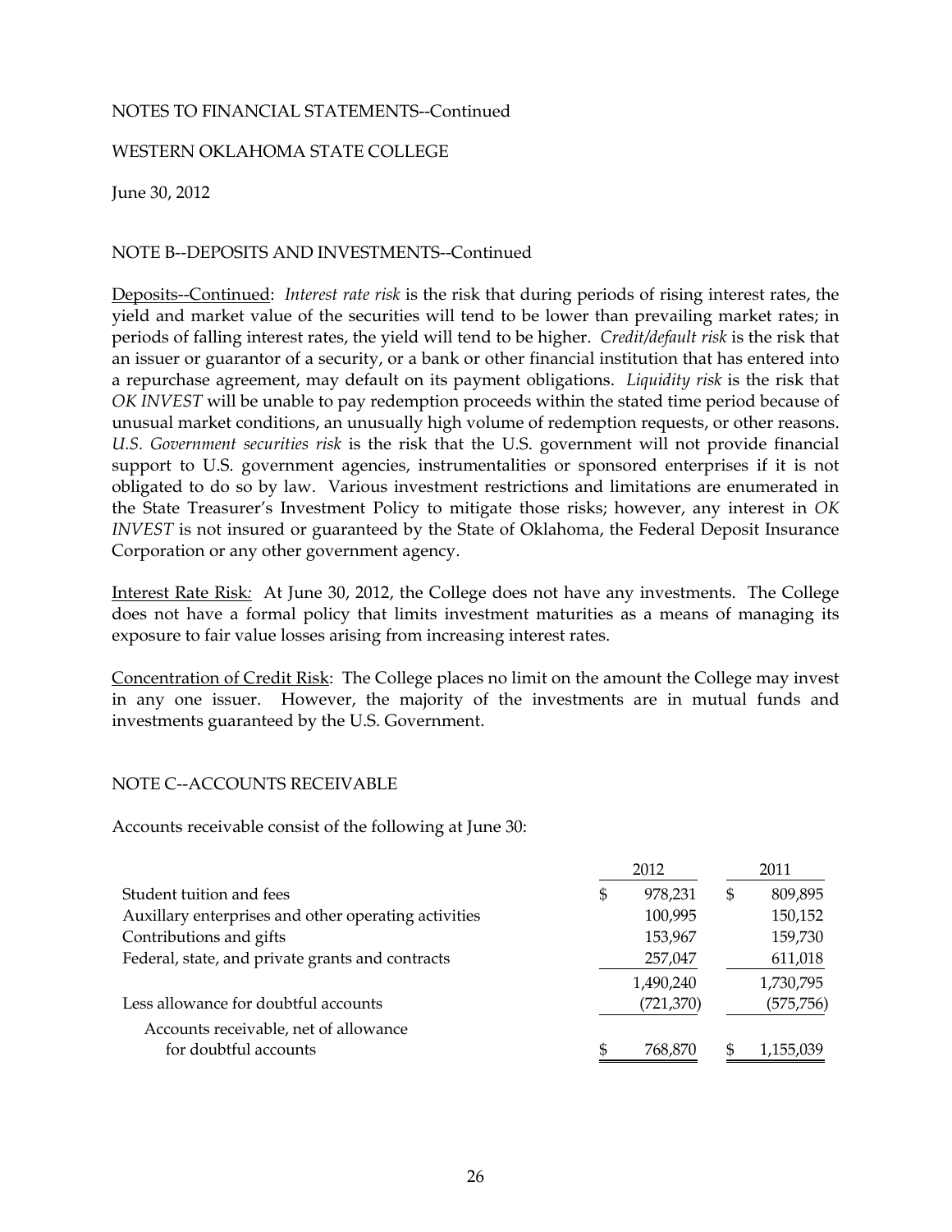NOTES TO FINANCIAL STATEMENTS--Continued

WESTERN OKLAHOMA STATE COLLEGE

June 30, 2012

NOTE B--DEPOSITS AND INVESTMENTS--Continued

Deposits--Continued: *Interest rate risk* is the risk that during periods of rising interest rates, the yield and market value of the securities will tend to be lower than prevailing market rates; in periods of falling interest rates, the yield will tend to be higher. *Credit/default risk* is the risk that an issuer or guarantor of a security, or a bank or other financial institution that has entered into a repurchase agreement, may default on its payment obligations. *Liquidity risk* is the risk that *OK INVEST* will be unable to pay redemption proceeds within the stated time period because of unusual market conditions, an unusually high volume of redemption requests, or other reasons. *U.S. Government securities risk* is the risk that the U.S. government will not provide financial support to U.S. government agencies, instrumentalities or sponsored enterprises if it is not obligated to do so by law. Various investment restrictions and limitations are enumerated in the State Treasurer's Investment Policy to mitigate those risks; however, any interest in *OK INVEST* is not insured or guaranteed by the State of Oklahoma, the Federal Deposit Insurance Corporation or any other government agency.

Interest Rate Risk: At June 30, 2012, the College does not have any investments. The College does not have a formal policy that limits investment maturities as a means of managing its exposure to fair value losses arising from increasing interest rates.

Concentration of Credit Risk: The College places no limit on the amount the College may invest in any one issuer. However, the majority of the investments are in mutual funds and investments guaranteed by the U.S. Government.

NOTE C--ACCOUNTS RECEIVABLE

Accounts receivable consist of the following at June 30:

| | 2012 | 2011 |
|---|---|---|
| Student tuition and fees | $ 978,231 | $ 809,895 |
| Auxillary enterprises and other operating activities | 100,995 | 150,152 |
| Contributions and gifts | 153,967 | 159,730 |
| Federal, state, and private grants and contracts | 257,047 | 611,018 |
| | 1,490,240 | 1,730,795 |
| Less allowance for doubtful accounts | (721,370) | (575,756) |
| Accounts receivable, net of allowance for doubtful accounts | $ 768,870 | $ 1,155,039 |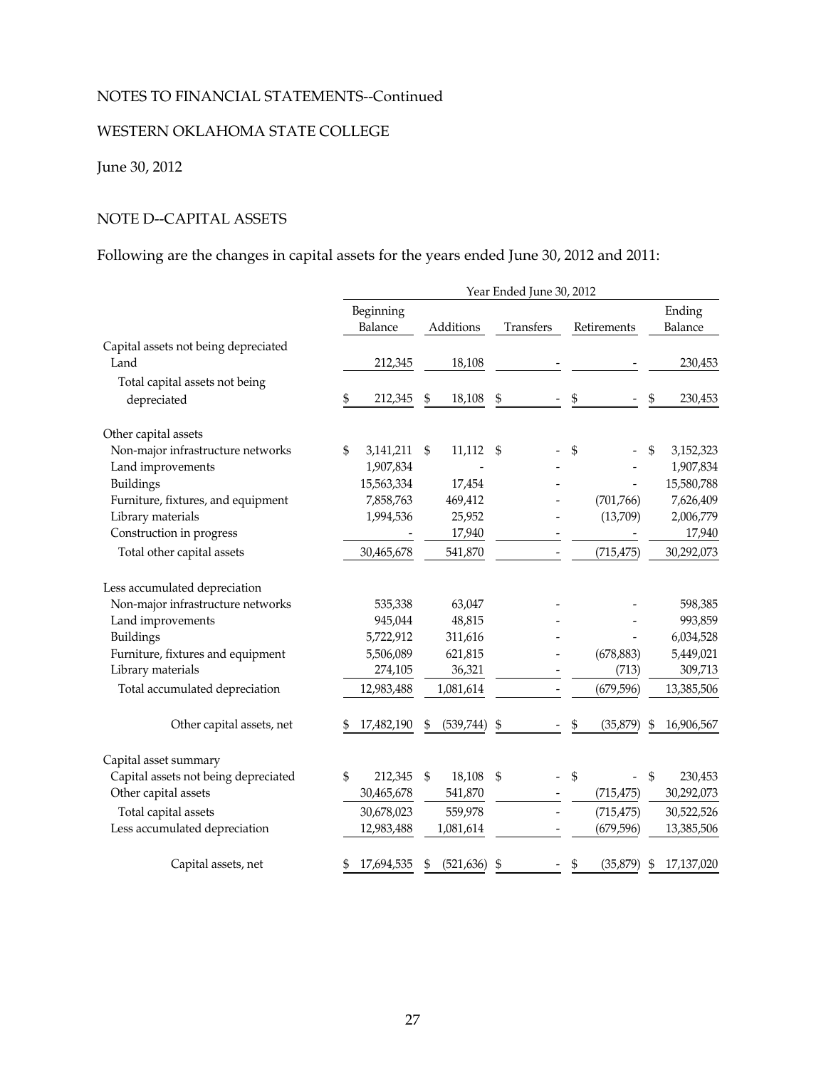NOTES TO FINANCIAL STATEMENTS--Continued

WESTERN OKLAHOMA STATE COLLEGE

June 30, 2012

## NOTE D--CAPITAL ASSETS

Following are the changes in capital assets for the years ended June 30, 2012 and 2011:

| | Year Ended June 30, 2012 | | | | |
|---|---|---|---|---|---|
| | Beginning Balance | Additions | Transfers | Retirements | Ending Balance |
| Capital assets not being depreciated | | | | | |
| Land | 212,345 | 18,108 | - | - | 230,453 |
| Total capital assets not being depreciated | $ 212,345 | $ 18,108 | $ - | $ - | $ 230,453 |
| Other capital assets | | | | | |
| Non-major infrastructure networks | $ 3,141,211 | $ 11,112 | $ - | $ - | $ 3,152,323 |
| Land improvements | 1,907,834 | - | - | - | 1,907,834 |
| Buildings | 15,563,334 | 17,454 | - | - | 15,580,788 |
| Furniture, fixtures, and equipment | 7,858,763 | 469,412 | - | (701,766) | 7,626,409 |
| Library materials | 1,994,536 | 25,952 | - | (13,709) | 2,006,779 |
| Construction in progress | - | 17,940 | - | - | 17,940 |
| Total other capital assets | 30,465,678 | 541,870 | - | (715,475) | 30,292,073 |
| Less accumulated depreciation | | | | | |
| Non-major infrastructure networks | 535,338 | 63,047 | - | - | 598,385 |
| Land improvements | 945,044 | 48,815 | - | - | 993,859 |
| Buildings | 5,722,912 | 311,616 | - | - | 6,034,528 |
| Furniture, fixtures and equipment | 5,506,089 | 621,815 | - | (678,883) | 5,449,021 |
| Library materials | 274,105 | 36,321 | - | (713) | 309,713 |
| Total accumulated depreciation | 12,983,488 | 1,081,614 | - | (679,596) | 13,385,506 |
| Other capital assets, net | $ 17,482,190 | $ (539,744) | $ - | $ (35,879) | $ 16,906,567 |
| Capital asset summary | | | | | |
| Capital assets not being depreciated | $ 212,345 | $ 18,108 | $ - | $ - | $ 230,453 |
| Other capital assets | 30,465,678 | 541,870 | - | (715,475) | 30,292,073 |
| Total capital assets | 30,678,023 | 559,978 | - | (715,475) | 30,522,526 |
| Less accumulated depreciation | 12,983,488 | 1,081,614 | - | (679,596) | 13,385,506 |
| Capital assets, net | $ 17,694,535 | $ (521,636) | $ - | $ (35,879) | $ 17,137,020 |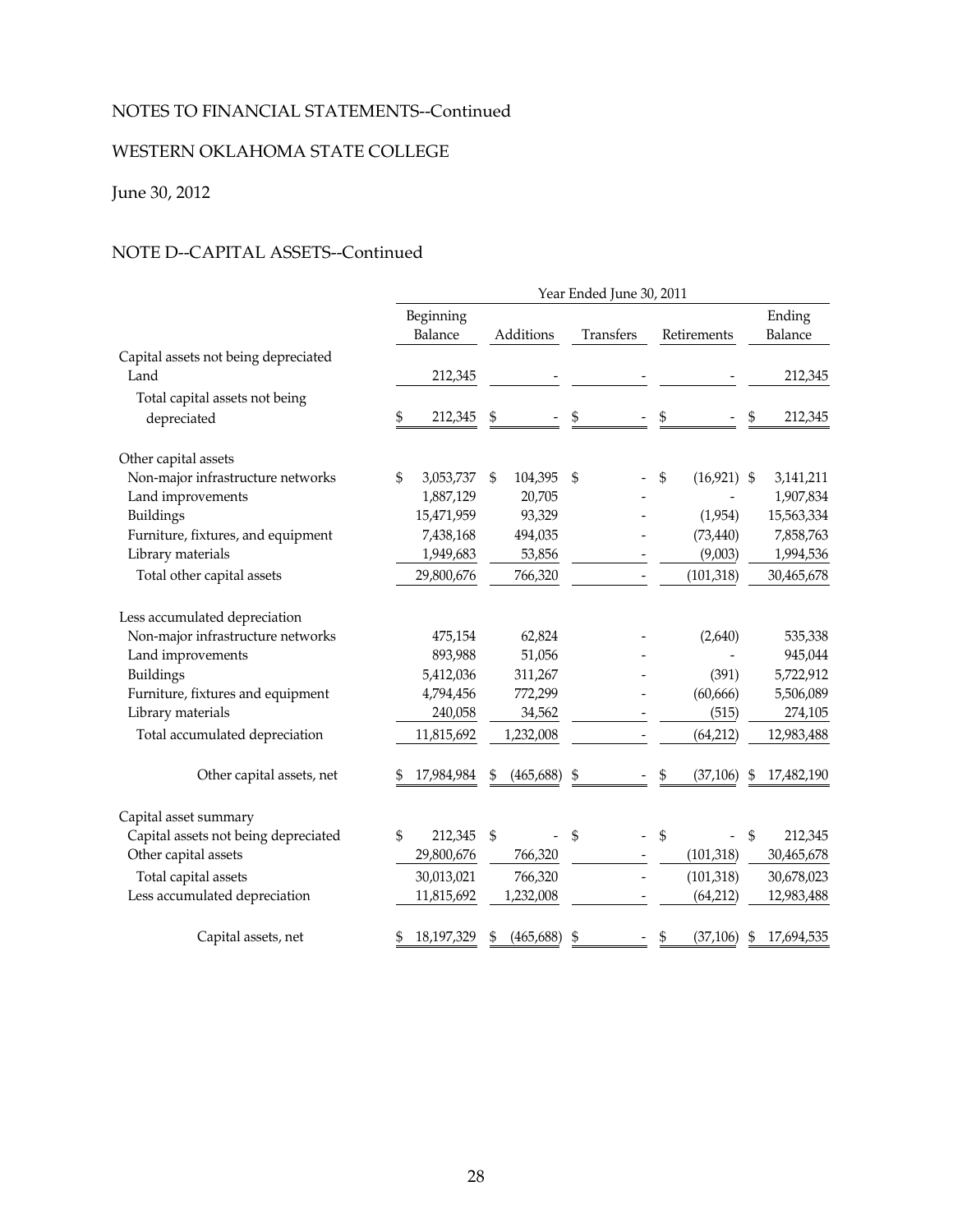NOTES TO FINANCIAL STATEMENTS--Continued

WESTERN OKLAHOMA STATE COLLEGE

June 30, 2012

## NOTE D--CAPITAL ASSETS--Continued

| | Year Ended June 30, 2011 | | | | |
|---|---|---|---|---|---|
| | Beginning Balance | Additions | Transfers | Retirements | Ending Balance |
| Capital assets not being depreciated | | | | | |
| Land | 212,345 | - | - | - | 212,345 |
| Total capital assets not being depreciated | $ 212,345 | $ - | $ - | $ - | $ 212,345 |
| Other capital assets | | | | | |
| Non-major infrastructure networks | $ 3,053,737 | $ 104,395 | $ - | $ (16,921) | $ 3,141,211 |
| Land improvements | 1,887,129 | 20,705 | - | - | 1,907,834 |
| Buildings | 15,471,959 | 93,329 | - | (1,954) | 15,563,334 |
| Furniture, fixtures, and equipment | 7,438,168 | 494,035 | - | (73,440) | 7,858,763 |
| Library materials | 1,949,683 | 53,856 | - | (9,003) | 1,994,536 |
| Total other capital assets | 29,800,676 | 766,320 | - | (101,318) | 30,465,678 |
| Less accumulated depreciation | | | | | |
| Non-major infrastructure networks | 475,154 | 62,824 | - | (2,640) | 535,338 |
| Land improvements | 893,988 | 51,056 | - | - | 945,044 |
| Buildings | 5,412,036 | 311,267 | - | (391) | 5,722,912 |
| Furniture, fixtures and equipment | 4,794,456 | 772,299 | - | (60,666) | 5,506,089 |
| Library materials | 240,058 | 34,562 | - | (515) | 274,105 |
| Total accumulated depreciation | 11,815,692 | 1,232,008 | - | (64,212) | 12,983,488 |
| Other capital assets, net | $ 17,984,984 | $ (465,688) | $ - | $ (37,106) | $ 17,482,190 |
| Capital asset summary | | | | | |
| Capital assets not being depreciated | $ 212,345 | $ - | $ - | $ - | $ 212,345 |
| Other capital assets | 29,800,676 | 766,320 | - | (101,318) | 30,465,678 |
| Total capital assets | 30,013,021 | 766,320 | - | (101,318) | 30,678,023 |
| Less accumulated depreciation | 11,815,692 | 1,232,008 | - | (64,212) | 12,983,488 |
| Capital assets, net | $ 18,197,329 | $ (465,688) | $ - | $ (37,106) | $ 17,694,535 |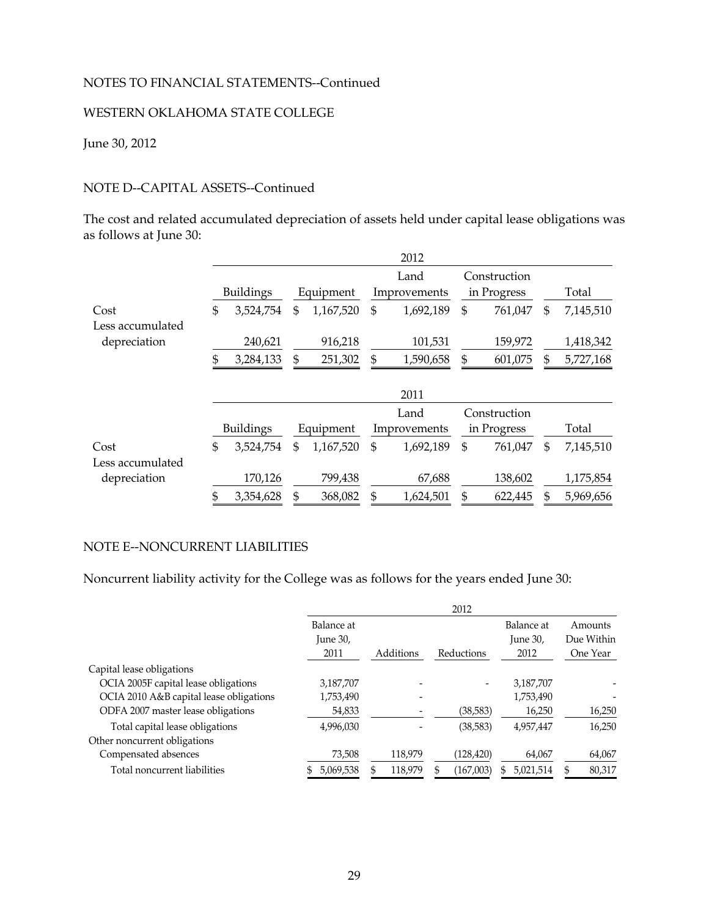NOTES TO FINANCIAL STATEMENTS--Continued

WESTERN OKLAHOMA STATE COLLEGE

June 30, 2012

NOTE D--CAPITAL ASSETS--Continued

The cost and related accumulated depreciation of assets held under capital lease obligations was as follows at June 30:

| | 2012 | | | | |
|---|---|---|---|---|---|
| | Buildings | Equipment | Land Improvements | Construction in Progress | Total |
| Cost | $ 3,524,754 | $ 1,167,520 | $ 1,692,189 | $ 761,047 | $ 7,145,510 |
| Less accumulated depreciation | 240,621 | 916,218 | 101,531 | 159,972 | 1,418,342 |
| | $ 3,284,133 | $ 251,302 | $ 1,590,658 | $ 601,075 | $ 5,727,168 |

| | 2011 | | | | |
|---|---|---|---|---|---|
| | Buildings | Equipment | Land Improvements | Construction in Progress | Total |
| Cost | $ 3,524,754 | $ 1,167,520 | $ 1,692,189 | $ 761,047 | $ 7,145,510 |
| Less accumulated depreciation | 170,126 | 799,438 | 67,688 | 138,602 | 1,175,854 |
| | $ 3,354,628 | $ 368,082 | $ 1,624,501 | $ 622,445 | $ 5,969,656 |

NOTE E--NONCURRENT LIABILITIES

Noncurrent liability activity for the College was as follows for the years ended June 30:

| | 2012 | | | | |
|---|---|---|---|---|---|
| | Balance at June 30, 2011 | Additions | Reductions | Balance at June 30, 2012 | Amounts Due Within One Year |
| Capital lease obligations | | | | | |
| OCIA 2005F capital lease obligations | 3,187,707 | - | - | 3,187,707 | - |
| OCIA 2010 A&B capital lease obligations | 1,753,490 | - | | 1,753,490 | - |
| ODFA 2007 master lease obligations | 54,833 | - | (38,583) | 16,250 | 16,250 |
| Total capital lease obligations | 4,996,030 | - | (38,583) | 4,957,447 | 16,250 |
| Other noncurrent obligations | | | | | |
| Compensated absences | 73,508 | 118,979 | (128,420) | 64,067 | 64,067 |
| Total noncurrent liabilities | $ 5,069,538 | $ 118,979 | $ (167,003) | $ 5,021,514 | $ 80,317 |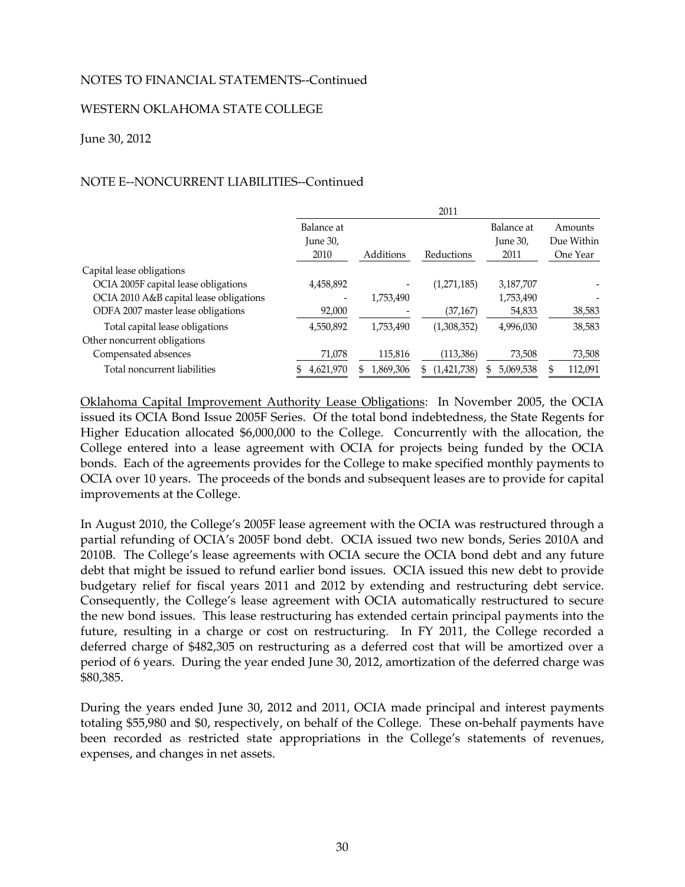NOTES TO FINANCIAL STATEMENTS--Continued

WESTERN OKLAHOMA STATE COLLEGE

June 30, 2012

NOTE E--NONCURRENT LIABILITIES--Continued

| | 2011 | | | | |
|---|---|---|---|---|---|
| | Balance at June 30, 2010 | Additions | Reductions | Balance at June 30, 2011 | Amounts Due Within One Year |
| Capital lease obligations | | | | | |
| OCIA 2005F capital lease obligations | 4,458,892 | - | (1,271,185) | 3,187,707 | - |
| OCIA 2010 A&B capital lease obligations | - | 1,753,490 | | 1,753,490 | - |
| ODFA 2007 master lease obligations | 92,000 | - | (37,167) | 54,833 | 38,583 |
| Total capital lease obligations | 4,550,892 | 1,753,490 | (1,308,352) | 4,996,030 | 38,583 |
| Other noncurrent obligations | | | | | |
| Compensated absences | 71,078 | 115,816 | (113,386) | 73,508 | 73,508 |
| Total noncurrent liabilities | $ 4,621,970 | $ 1,869,306 | $ (1,421,738) | $ 5,069,538 | $ 112,091 |

Oklahoma Capital Improvement Authority Lease Obligations: In November 2005, the OCIA issued its OCIA Bond Issue 2005F Series. Of the total bond indebtedness, the State Regents for Higher Education allocated $6,000,000 to the College. Concurrently with the allocation, the College entered into a lease agreement with OCIA for projects being funded by the OCIA bonds. Each of the agreements provides for the College to make specified monthly payments to OCIA over 10 years. The proceeds of the bonds and subsequent leases are to provide for capital improvements at the College.

In August 2010, the College's 2005F lease agreement with the OCIA was restructured through a partial refunding of OCIA's 2005F bond debt. OCIA issued two new bonds, Series 2010A and 2010B. The College's lease agreements with OCIA secure the OCIA bond debt and any future debt that might be issued to refund earlier bond issues. OCIA issued this new debt to provide budgetary relief for fiscal years 2011 and 2012 by extending and restructuring debt service. Consequently, the College's lease agreement with OCIA automatically restructured to secure the new bond issues. This lease restructuring has extended certain principal payments into the future, resulting in a charge or cost on restructuring. In FY 2011, the College recorded a deferred charge of $482,305 on restructuring as a deferred cost that will be amortized over a period of 6 years. During the year ended June 30, 2012, amortization of the deferred charge was $80,385.

During the years ended June 30, 2012 and 2011, OCIA made principal and interest payments totaling $55,980 and $0, respectively, on behalf of the College. These on-behalf payments have been recorded as restricted state appropriations in the College's statements of revenues, expenses, and changes in net assets.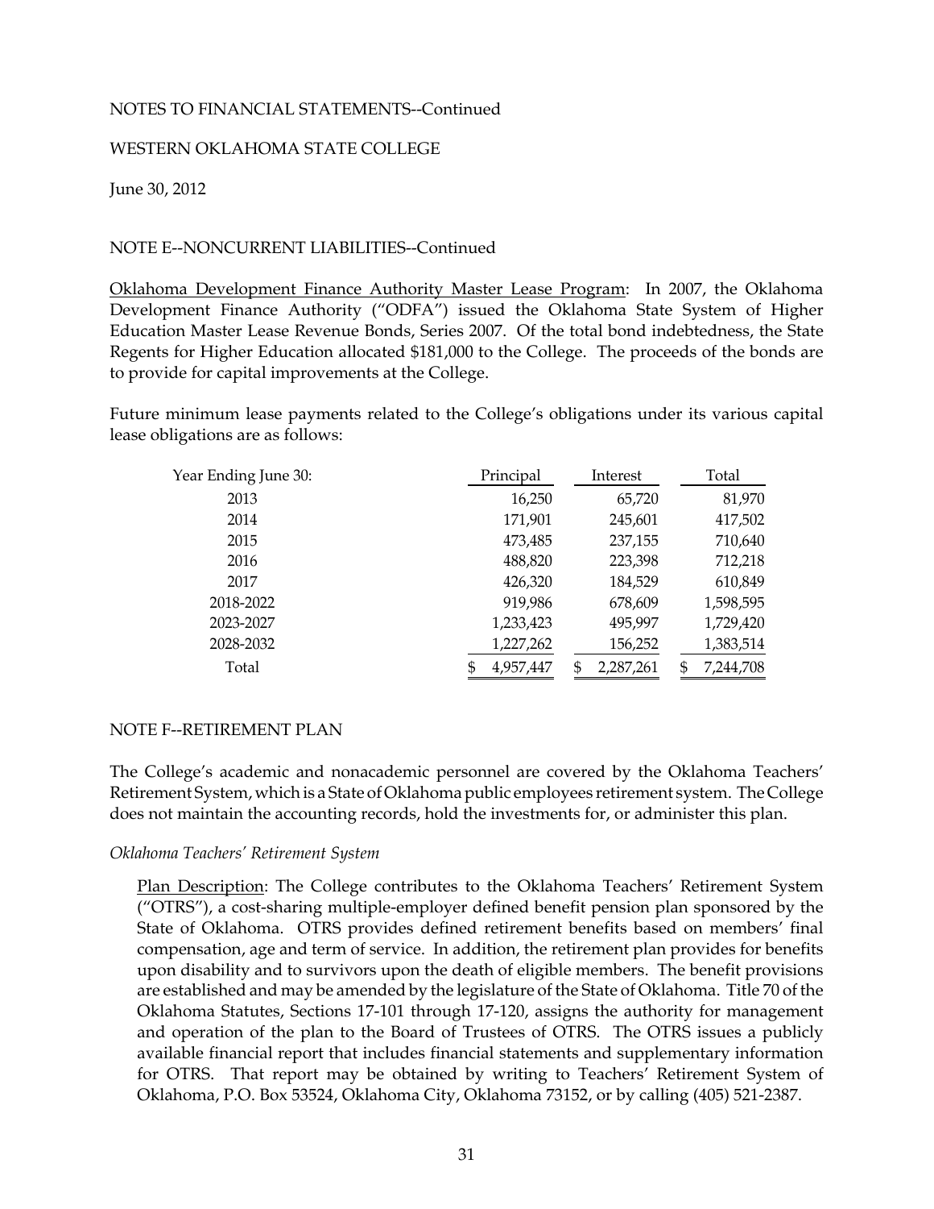NOTES TO FINANCIAL STATEMENTS--Continued

WESTERN OKLAHOMA STATE COLLEGE

June 30, 2012

NOTE E--NONCURRENT LIABILITIES--Continued

Oklahoma Development Finance Authority Master Lease Program: In 2007, the Oklahoma Development Finance Authority ("ODFA") issued the Oklahoma State System of Higher Education Master Lease Revenue Bonds, Series 2007. Of the total bond indebtedness, the State Regents for Higher Education allocated $181,000 to the College. The proceeds of the bonds are to provide for capital improvements at the College.

Future minimum lease payments related to the College's obligations under its various capital lease obligations are as follows:

| Year Ending June 30: | Principal | Interest | Total |
|---|---|---|---|
| 2013 | 16,250 | 65,720 | 81,970 |
| 2014 | 171,901 | 245,601 | 417,502 |
| 2015 | 473,485 | 237,155 | 710,640 |
| 2016 | 488,820 | 223,398 | 712,218 |
| 2017 | 426,320 | 184,529 | 610,849 |
| 2018-2022 | 919,986 | 678,609 | 1,598,595 |
| 2023-2027 | 1,233,423 | 495,997 | 1,729,420 |
| 2028-2032 | 1,227,262 | 156,252 | 1,383,514 |
| Total | $ 4,957,447 | $ 2,287,261 | $ 7,244,708 |

NOTE F--RETIREMENT PLAN

The College's academic and nonacademic personnel are covered by the Oklahoma Teachers' Retirement System, which is a State of Oklahoma public employees retirement system. The College does not maintain the accounting records, hold the investments for, or administer this plan.

*Oklahoma Teachers' Retirement System*

Plan Description: The College contributes to the Oklahoma Teachers' Retirement System ("OTRS"), a cost-sharing multiple-employer defined benefit pension plan sponsored by the State of Oklahoma. OTRS provides defined retirement benefits based on members' final compensation, age and term of service. In addition, the retirement plan provides for benefits upon disability and to survivors upon the death of eligible members. The benefit provisions are established and may be amended by the legislature of the State of Oklahoma. Title 70 of the Oklahoma Statutes, Sections 17-101 through 17-120, assigns the authority for management and operation of the plan to the Board of Trustees of OTRS. The OTRS issues a publicly available financial report that includes financial statements and supplementary information for OTRS. That report may be obtained by writing to Teachers' Retirement System of Oklahoma, P.O. Box 53524, Oklahoma City, Oklahoma 73152, or by calling (405) 521-2387.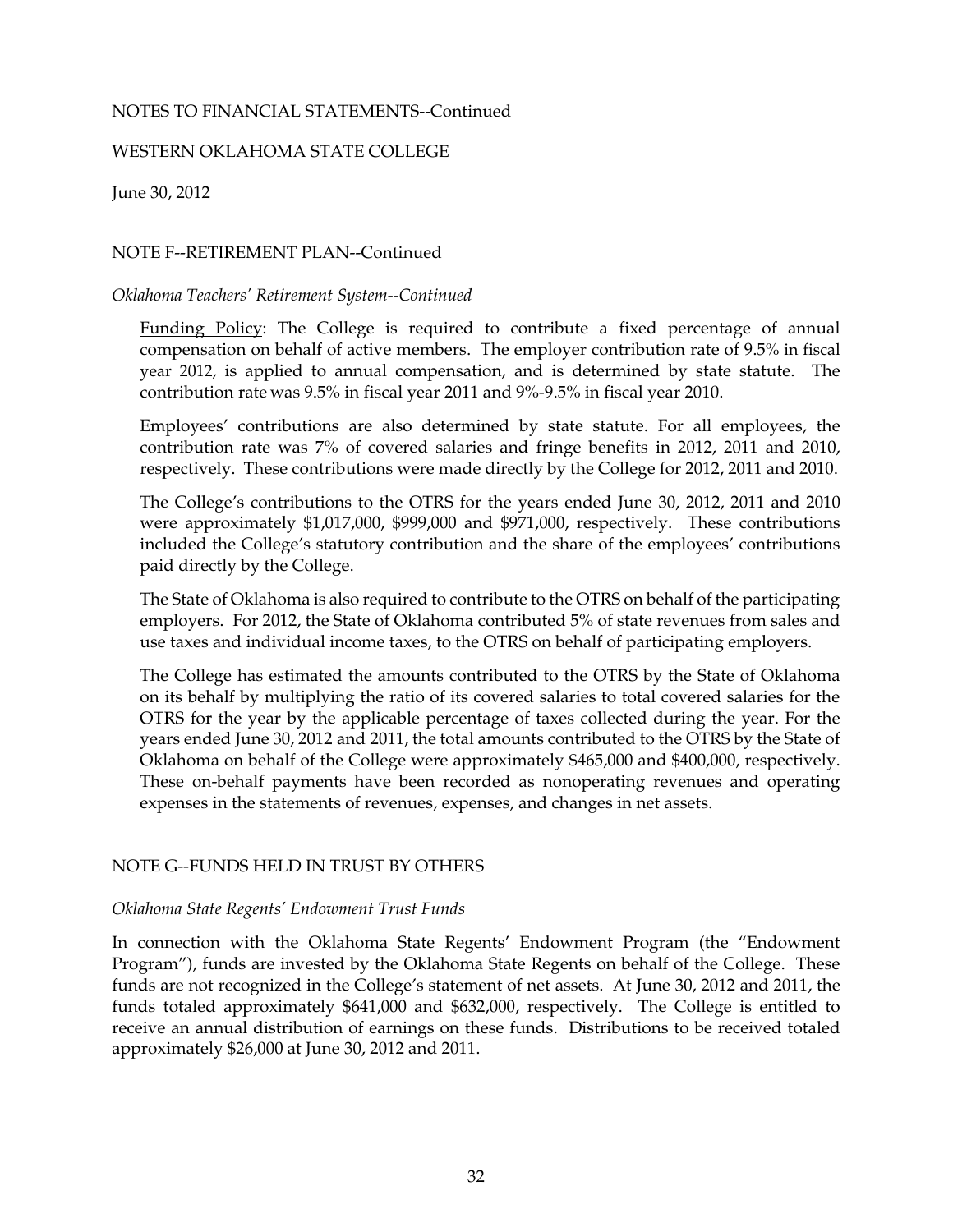NOTES TO FINANCIAL STATEMENTS--Continued

WESTERN OKLAHOMA STATE COLLEGE

June 30, 2012

## NOTE F--RETIREMENT PLAN--Continued

*Oklahoma Teachers' Retirement System--Continued*

Funding Policy: The College is required to contribute a fixed percentage of annual compensation on behalf of active members. The employer contribution rate of 9.5% in fiscal year 2012, is applied to annual compensation, and is determined by state statute. The contribution rate was 9.5% in fiscal year 2011 and 9%-9.5% in fiscal year 2010.

Employees' contributions are also determined by state statute. For all employees, the contribution rate was 7% of covered salaries and fringe benefits in 2012, 2011 and 2010, respectively. These contributions were made directly by the College for 2012, 2011 and 2010.

The College's contributions to the OTRS for the years ended June 30, 2012, 2011 and 2010 were approximately $1,017,000, $999,000 and $971,000, respectively. These contributions included the College's statutory contribution and the share of the employees' contributions paid directly by the College.

The State of Oklahoma is also required to contribute to the OTRS on behalf of the participating employers. For 2012, the State of Oklahoma contributed 5% of state revenues from sales and use taxes and individual income taxes, to the OTRS on behalf of participating employers.

The College has estimated the amounts contributed to the OTRS by the State of Oklahoma on its behalf by multiplying the ratio of its covered salaries to total covered salaries for the OTRS for the year by the applicable percentage of taxes collected during the year. For the years ended June 30, 2012 and 2011, the total amounts contributed to the OTRS by the State of Oklahoma on behalf of the College were approximately $465,000 and $400,000, respectively. These on-behalf payments have been recorded as nonoperating revenues and operating expenses in the statements of revenues, expenses, and changes in net assets.

## NOTE G--FUNDS HELD IN TRUST BY OTHERS

*Oklahoma State Regents' Endowment Trust Funds*

In connection with the Oklahoma State Regents' Endowment Program (the "Endowment Program"), funds are invested by the Oklahoma State Regents on behalf of the College. These funds are not recognized in the College's statement of net assets. At June 30, 2012 and 2011, the funds totaled approximately $641,000 and $632,000, respectively. The College is entitled to receive an annual distribution of earnings on these funds. Distributions to be received totaled approximately $26,000 at June 30, 2012 and 2011.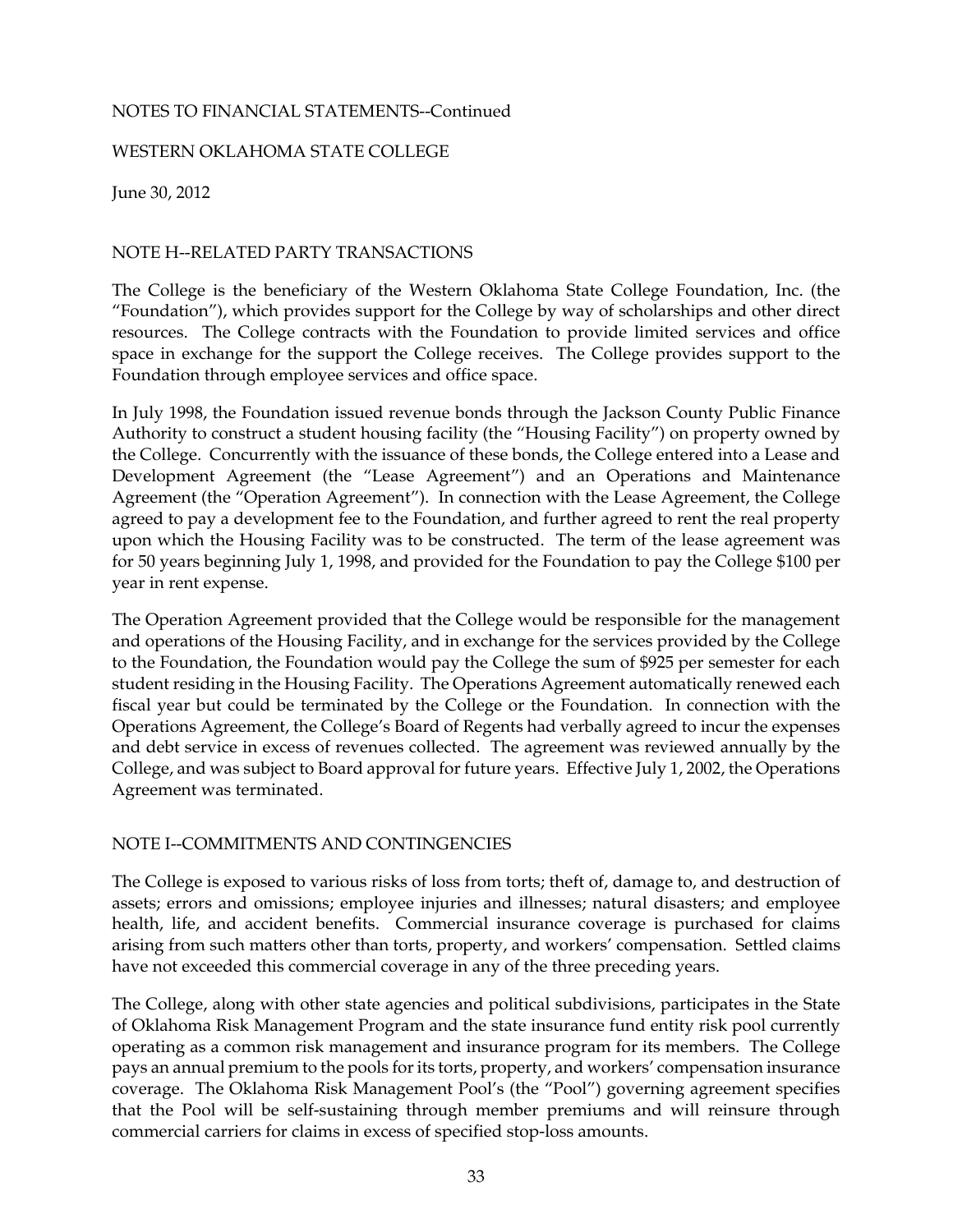NOTES TO FINANCIAL STATEMENTS--Continued

WESTERN OKLAHOMA STATE COLLEGE

June 30, 2012

## NOTE H--RELATED PARTY TRANSACTIONS

The College is the beneficiary of the Western Oklahoma State College Foundation, Inc. (the "Foundation"), which provides support for the College by way of scholarships and other direct resources. The College contracts with the Foundation to provide limited services and office space in exchange for the support the College receives. The College provides support to the Foundation through employee services and office space.

In July 1998, the Foundation issued revenue bonds through the Jackson County Public Finance Authority to construct a student housing facility (the "Housing Facility") on property owned by the College. Concurrently with the issuance of these bonds, the College entered into a Lease and Development Agreement (the "Lease Agreement") and an Operations and Maintenance Agreement (the "Operation Agreement"). In connection with the Lease Agreement, the College agreed to pay a development fee to the Foundation, and further agreed to rent the real property upon which the Housing Facility was to be constructed. The term of the lease agreement was for 50 years beginning July 1, 1998, and provided for the Foundation to pay the College $100 per year in rent expense.

The Operation Agreement provided that the College would be responsible for the management and operations of the Housing Facility, and in exchange for the services provided by the College to the Foundation, the Foundation would pay the College the sum of $925 per semester for each student residing in the Housing Facility. The Operations Agreement automatically renewed each fiscal year but could be terminated by the College or the Foundation. In connection with the Operations Agreement, the College's Board of Regents had verbally agreed to incur the expenses and debt service in excess of revenues collected. The agreement was reviewed annually by the College, and was subject to Board approval for future years. Effective July 1, 2002, the Operations Agreement was terminated.

## NOTE I--COMMITMENTS AND CONTINGENCIES

The College is exposed to various risks of loss from torts; theft of, damage to, and destruction of assets; errors and omissions; employee injuries and illnesses; natural disasters; and employee health, life, and accident benefits. Commercial insurance coverage is purchased for claims arising from such matters other than torts, property, and workers' compensation. Settled claims have not exceeded this commercial coverage in any of the three preceding years.

The College, along with other state agencies and political subdivisions, participates in the State of Oklahoma Risk Management Program and the state insurance fund entity risk pool currently operating as a common risk management and insurance program for its members. The College pays an annual premium to the pools for its torts, property, and workers' compensation insurance coverage. The Oklahoma Risk Management Pool's (the "Pool") governing agreement specifies that the Pool will be self-sustaining through member premiums and will reinsure through commercial carriers for claims in excess of specified stop-loss amounts.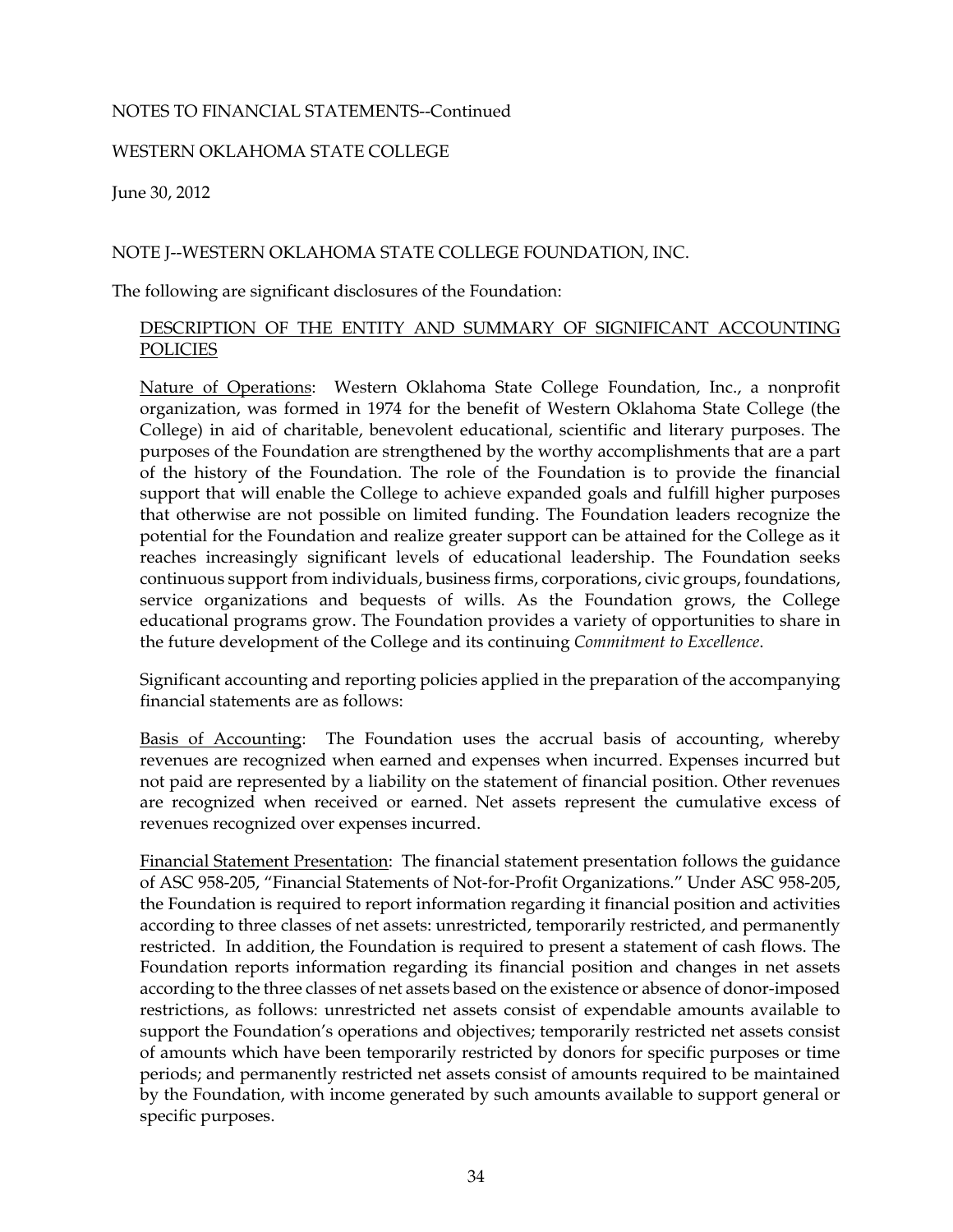NOTES TO FINANCIAL STATEMENTS--Continued

WESTERN OKLAHOMA STATE COLLEGE

June 30, 2012

## NOTE J--WESTERN OKLAHOMA STATE COLLEGE FOUNDATION, INC.

The following are significant disclosures of the Foundation:

### DESCRIPTION OF THE ENTITY AND SUMMARY OF SIGNIFICANT ACCOUNTING POLICIES

Nature of Operations: Western Oklahoma State College Foundation, Inc., a nonprofit organization, was formed in 1974 for the benefit of Western Oklahoma State College (the College) in aid of charitable, benevolent educational, scientific and literary purposes. The purposes of the Foundation are strengthened by the worthy accomplishments that are a part of the history of the Foundation. The role of the Foundation is to provide the financial support that will enable the College to achieve expanded goals and fulfill higher purposes that otherwise are not possible on limited funding. The Foundation leaders recognize the potential for the Foundation and realize greater support can be attained for the College as it reaches increasingly significant levels of educational leadership. The Foundation seeks continuous support from individuals, business firms, corporations, civic groups, foundations, service organizations and bequests of wills. As the Foundation grows, the College educational programs grow. The Foundation provides a variety of opportunities to share in the future development of the College and its continuing *Commitment to Excellence*.

Significant accounting and reporting policies applied in the preparation of the accompanying financial statements are as follows:

Basis of Accounting: The Foundation uses the accrual basis of accounting, whereby revenues are recognized when earned and expenses when incurred. Expenses incurred but not paid are represented by a liability on the statement of financial position. Other revenues are recognized when received or earned. Net assets represent the cumulative excess of revenues recognized over expenses incurred.

Financial Statement Presentation: The financial statement presentation follows the guidance of ASC 958-205, "Financial Statements of Not-for-Profit Organizations." Under ASC 958-205, the Foundation is required to report information regarding it financial position and activities according to three classes of net assets: unrestricted, temporarily restricted, and permanently restricted. In addition, the Foundation is required to present a statement of cash flows. The Foundation reports information regarding its financial position and changes in net assets according to the three classes of net assets based on the existence or absence of donor-imposed restrictions, as follows: unrestricted net assets consist of expendable amounts available to support the Foundation's operations and objectives; temporarily restricted net assets consist of amounts which have been temporarily restricted by donors for specific purposes or time periods; and permanently restricted net assets consist of amounts required to be maintained by the Foundation, with income generated by such amounts available to support general or specific purposes.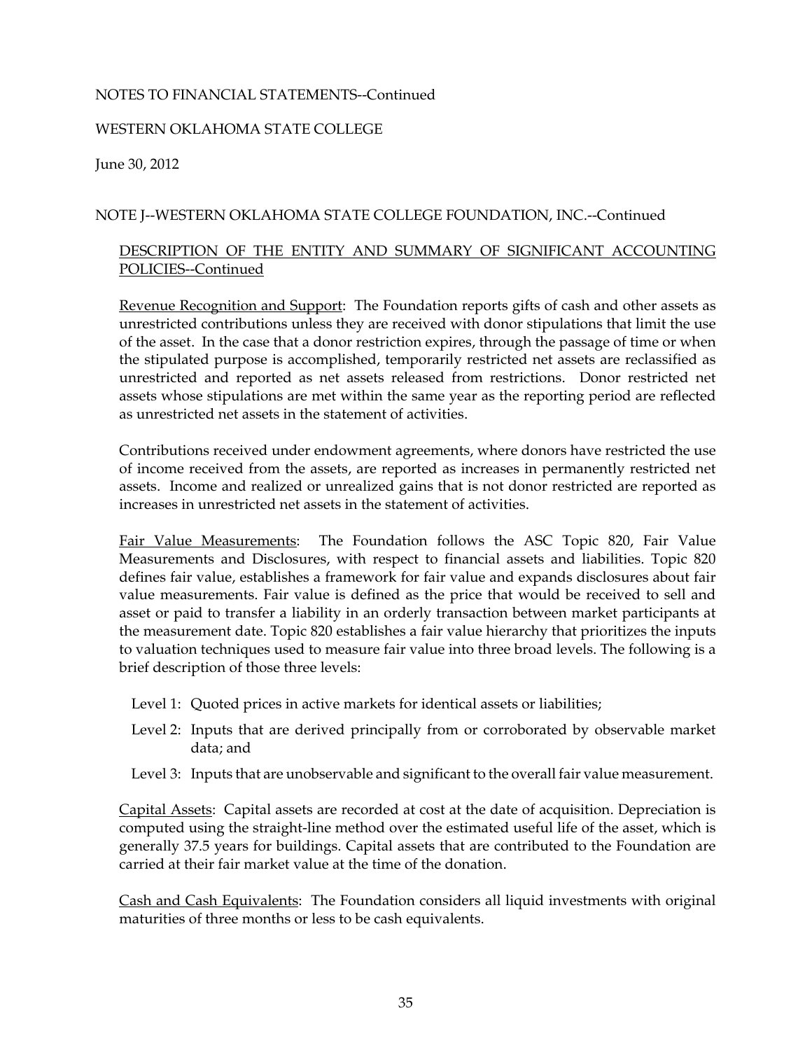NOTES TO FINANCIAL STATEMENTS--Continued

WESTERN OKLAHOMA STATE COLLEGE

June 30, 2012

NOTE J--WESTERN OKLAHOMA STATE COLLEGE FOUNDATION, INC.--Continued

DESCRIPTION OF THE ENTITY AND SUMMARY OF SIGNIFICANT ACCOUNTING POLICIES--Continued

Revenue Recognition and Support: The Foundation reports gifts of cash and other assets as unrestricted contributions unless they are received with donor stipulations that limit the use of the asset. In the case that a donor restriction expires, through the passage of time or when the stipulated purpose is accomplished, temporarily restricted net assets are reclassified as unrestricted and reported as net assets released from restrictions. Donor restricted net assets whose stipulations are met within the same year as the reporting period are reflected as unrestricted net assets in the statement of activities.

Contributions received under endowment agreements, where donors have restricted the use of income received from the assets, are reported as increases in permanently restricted net assets. Income and realized or unrealized gains that is not donor restricted are reported as increases in unrestricted net assets in the statement of activities.

Fair Value Measurements: The Foundation follows the ASC Topic 820, Fair Value Measurements and Disclosures, with respect to financial assets and liabilities. Topic 820 defines fair value, establishes a framework for fair value and expands disclosures about fair value measurements. Fair value is defined as the price that would be received to sell and asset or paid to transfer a liability in an orderly transaction between market participants at the measurement date. Topic 820 establishes a fair value hierarchy that prioritizes the inputs to valuation techniques used to measure fair value into three broad levels. The following is a brief description of those three levels:

- Level 1: Quoted prices in active markets for identical assets or liabilities;
- Level 2: Inputs that are derived principally from or corroborated by observable market data; and
- Level 3: Inputs that are unobservable and significant to the overall fair value measurement.

Capital Assets: Capital assets are recorded at cost at the date of acquisition. Depreciation is computed using the straight-line method over the estimated useful life of the asset, which is generally 37.5 years for buildings. Capital assets that are contributed to the Foundation are carried at their fair market value at the time of the donation.

Cash and Cash Equivalents: The Foundation considers all liquid investments with original maturities of three months or less to be cash equivalents.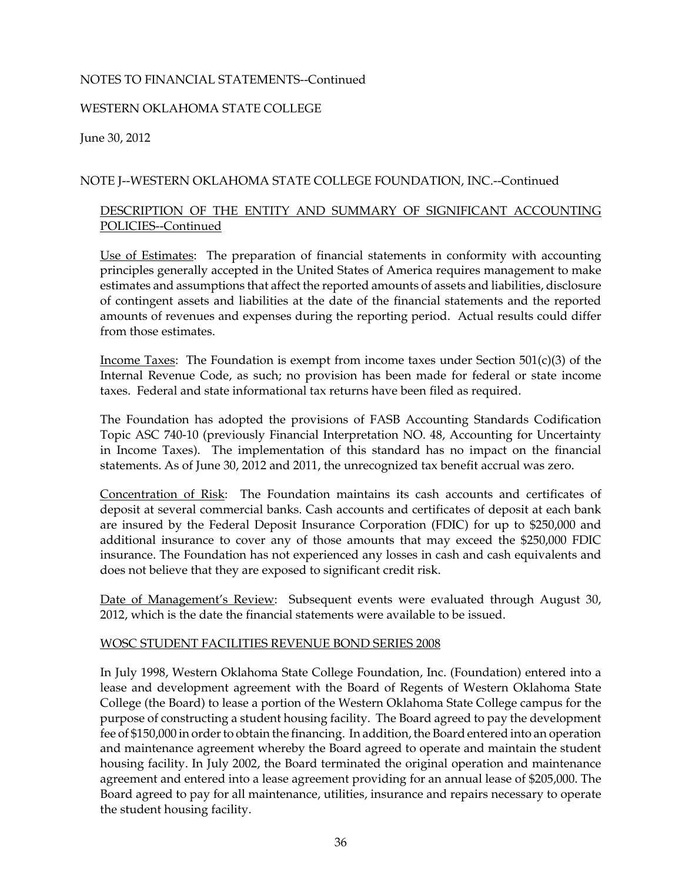NOTES TO FINANCIAL STATEMENTS--Continued

WESTERN OKLAHOMA STATE COLLEGE

June 30, 2012

NOTE J--WESTERN OKLAHOMA STATE COLLEGE FOUNDATION, INC.--Continued

DESCRIPTION OF THE ENTITY AND SUMMARY OF SIGNIFICANT ACCOUNTING POLICIES--Continued

Use of Estimates: The preparation of financial statements in conformity with accounting principles generally accepted in the United States of America requires management to make estimates and assumptions that affect the reported amounts of assets and liabilities, disclosure of contingent assets and liabilities at the date of the financial statements and the reported amounts of revenues and expenses during the reporting period. Actual results could differ from those estimates.

Income Taxes: The Foundation is exempt from income taxes under Section 501(c)(3) of the Internal Revenue Code, as such; no provision has been made for federal or state income taxes. Federal and state informational tax returns have been filed as required.

The Foundation has adopted the provisions of FASB Accounting Standards Codification Topic ASC 740-10 (previously Financial Interpretation NO. 48, Accounting for Uncertainty in Income Taxes). The implementation of this standard has no impact on the financial statements. As of June 30, 2012 and 2011, the unrecognized tax benefit accrual was zero.

Concentration of Risk: The Foundation maintains its cash accounts and certificates of deposit at several commercial banks. Cash accounts and certificates of deposit at each bank are insured by the Federal Deposit Insurance Corporation (FDIC) for up to $250,000 and additional insurance to cover any of those amounts that may exceed the $250,000 FDIC insurance. The Foundation has not experienced any losses in cash and cash equivalents and does not believe that they are exposed to significant credit risk.

Date of Management's Review: Subsequent events were evaluated through August 30, 2012, which is the date the financial statements were available to be issued.

WOSC STUDENT FACILITIES REVENUE BOND SERIES 2008

In July 1998, Western Oklahoma State College Foundation, Inc. (Foundation) entered into a lease and development agreement with the Board of Regents of Western Oklahoma State College (the Board) to lease a portion of the Western Oklahoma State College campus for the purpose of constructing a student housing facility. The Board agreed to pay the development fee of $150,000 in order to obtain the financing. In addition, the Board entered into an operation and maintenance agreement whereby the Board agreed to operate and maintain the student housing facility. In July 2002, the Board terminated the original operation and maintenance agreement and entered into a lease agreement providing for an annual lease of $205,000. The Board agreed to pay for all maintenance, utilities, insurance and repairs necessary to operate the student housing facility.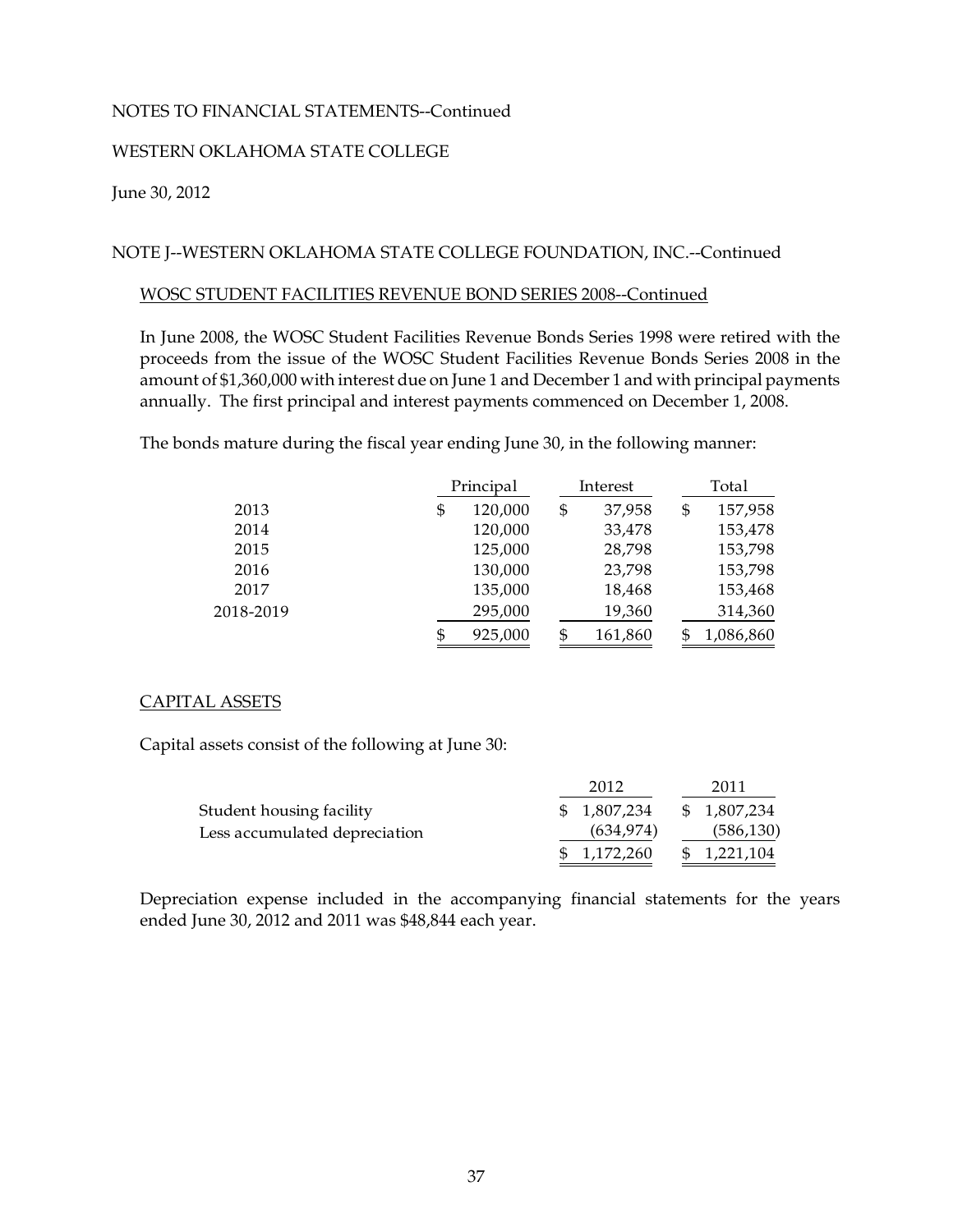NOTES TO FINANCIAL STATEMENTS--Continued

WESTERN OKLAHOMA STATE COLLEGE

June 30, 2012

NOTE J--WESTERN OKLAHOMA STATE COLLEGE FOUNDATION, INC.--Continued

WOSC STUDENT FACILITIES REVENUE BOND SERIES 2008--Continued

In June 2008, the WOSC Student Facilities Revenue Bonds Series 1998 were retired with the proceeds from the issue of the WOSC Student Facilities Revenue Bonds Series 2008 in the amount of $1,360,000 with interest due on June 1 and December 1 and with principal payments annually. The first principal and interest payments commenced on December 1, 2008.

The bonds mature during the fiscal year ending June 30, in the following manner:

| | Principal | Interest | Total |
|---|---|---|---|
| 2013 | $ 120,000 | $ 37,958 | $ 157,958 |
| 2014 | 120,000 | 33,478 | 153,478 |
| 2015 | 125,000 | 28,798 | 153,798 |
| 2016 | 130,000 | 23,798 | 153,798 |
| 2017 | 135,000 | 18,468 | 153,468 |
| 2018-2019 | 295,000 | 19,360 | 314,360 |
| | $ 925,000 | $ 161,860 | $ 1,086,860 |

CAPITAL ASSETS

Capital assets consist of the following at June 30:

| | 2012 | 2011 |
|---|---|---|
| Student housing facility | $ 1,807,234 | $ 1,807,234 |
| Less accumulated depreciation | (634,974) | (586,130) |
| | $ 1,172,260 | $ 1,221,104 |

Depreciation expense included in the accompanying financial statements for the years ended June 30, 2012 and 2011 was $48,844 each year.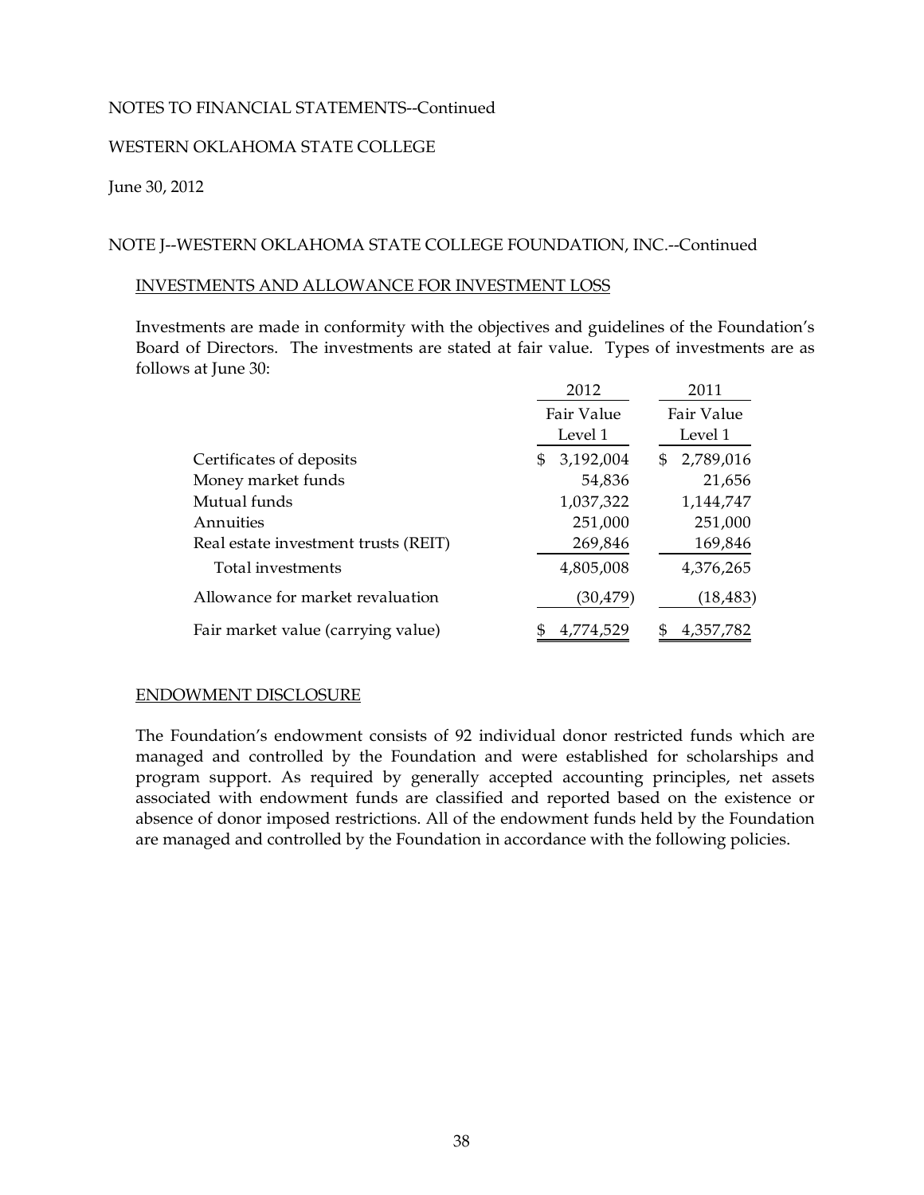NOTES TO FINANCIAL STATEMENTS--Continued

WESTERN OKLAHOMA STATE COLLEGE

June 30, 2012

NOTE J--WESTERN OKLAHOMA STATE COLLEGE FOUNDATION, INC.--Continued

INVESTMENTS AND ALLOWANCE FOR INVESTMENT LOSS

Investments are made in conformity with the objectives and guidelines of the Foundation's Board of Directors. The investments are stated at fair value. Types of investments are as follows at June 30:

| | 2012 | 2011 |
|---|---|---|
| | Fair Value Level 1 | Fair Value Level 1 |
| Certificates of deposits | $ 3,192,004 | $ 2,789,016 |
| Money market funds | 54,836 | 21,656 |
| Mutual funds | 1,037,322 | 1,144,747 |
| Annuities | 251,000 | 251,000 |
| Real estate investment trusts (REIT) | 269,846 | 169,846 |
| Total investments | 4,805,008 | 4,376,265 |
| Allowance for market revaluation | (30,479) | (18,483) |
| Fair market value (carrying value) | $ 4,774,529 | $ 4,357,782 |

ENDOWMENT DISCLOSURE

The Foundation's endowment consists of 92 individual donor restricted funds which are managed and controlled by the Foundation and were established for scholarships and program support. As required by generally accepted accounting principles, net assets associated with endowment funds are classified and reported based on the existence or absence of donor imposed restrictions. All of the endowment funds held by the Foundation are managed and controlled by the Foundation in accordance with the following policies.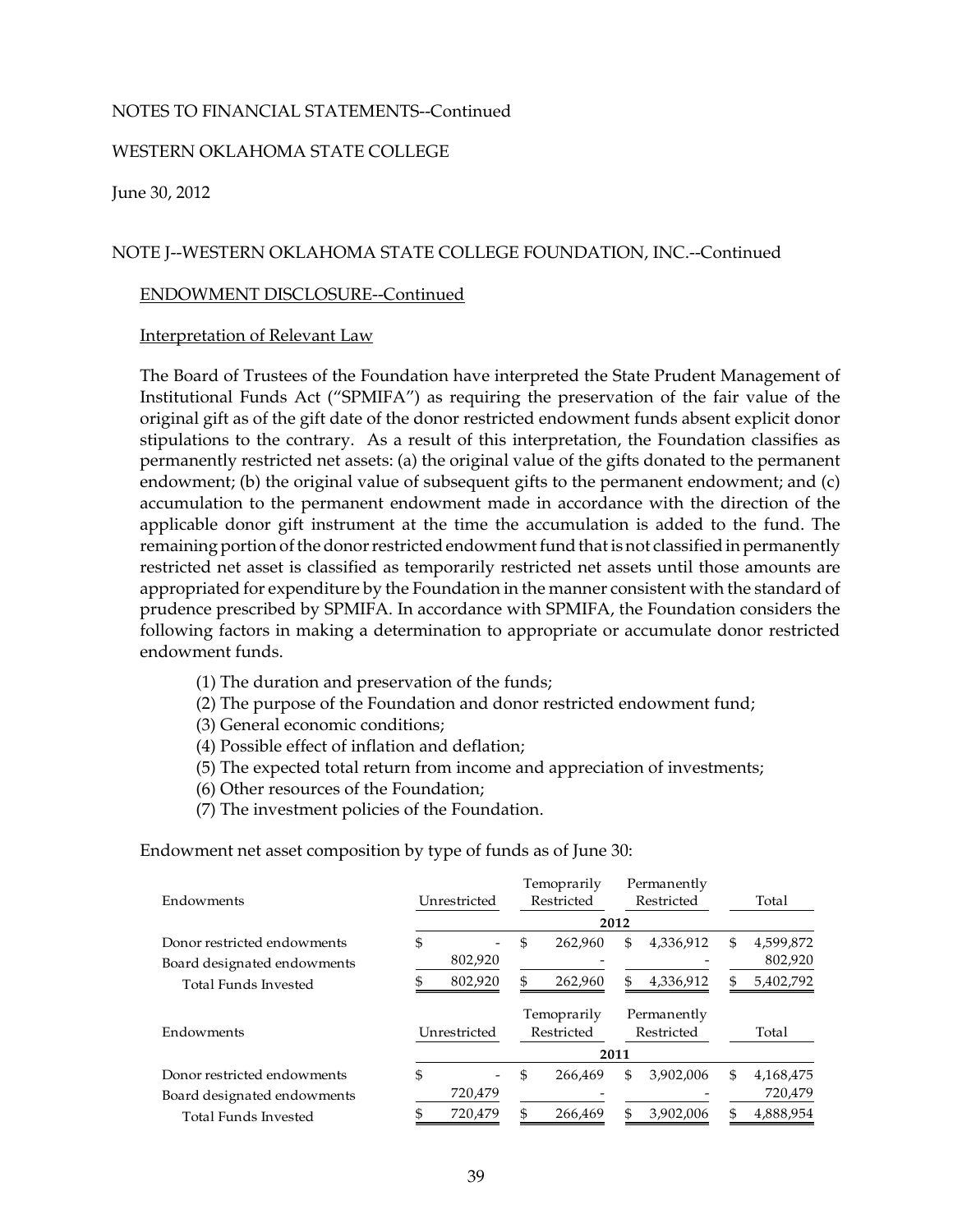NOTES TO FINANCIAL STATEMENTS--Continued

WESTERN OKLAHOMA STATE COLLEGE

June 30, 2012

NOTE J--WESTERN OKLAHOMA STATE COLLEGE FOUNDATION, INC.--Continued

ENDOWMENT DISCLOSURE--Continued

Interpretation of Relevant Law

The Board of Trustees of the Foundation have interpreted the State Prudent Management of Institutional Funds Act ("SPMIFA") as requiring the preservation of the fair value of the original gift as of the gift date of the donor restricted endowment funds absent explicit donor stipulations to the contrary. As a result of this interpretation, the Foundation classifies as permanently restricted net assets: (a) the original value of the gifts donated to the permanent endowment; (b) the original value of subsequent gifts to the permanent endowment; and (c) accumulation to the permanent endowment made in accordance with the direction of the applicable donor gift instrument at the time the accumulation is added to the fund. The remaining portion of the donor restricted endowment fund that is not classified in permanently restricted net asset is classified as temporarily restricted net assets until those amounts are appropriated for expenditure by the Foundation in the manner consistent with the standard of prudence prescribed by SPMIFA. In accordance with SPMIFA, the Foundation considers the following factors in making a determination to appropriate or accumulate donor restricted endowment funds.

(1) The duration and preservation of the funds;
(2) The purpose of the Foundation and donor restricted endowment fund;
(3) General economic conditions;
(4) Possible effect of inflation and deflation;
(5) The expected total return from income and appreciation of investments;
(6) Other resources of the Foundation;
(7) The investment policies of the Foundation.

Endowment net asset composition by type of funds as of June 30:

| Endowments | Unrestricted | Temoprarily Restricted | Permanently Restricted | Total |
|---|---|---|---|---|
| | | 2012 | | |
| Donor restricted endowments | $ - | $ 262,960 | $ 4,336,912 | $ 4,599,872 |
| Board designated endowments | 802,920 | - | - | 802,920 |
| Total Funds Invested | $ 802,920 | $ 262,960 | $ 4,336,912 | $ 5,402,792 |

| Endowments | Unrestricted | Temoprarily Restricted | Permanently Restricted | Total |
|---|---|---|---|---|
| | | 2011 | | |
| Donor restricted endowments | $ - | $ 266,469 | $ 3,902,006 | $ 4,168,475 |
| Board designated endowments | 720,479 | - | - | 720,479 |
| Total Funds Invested | $ 720,479 | $ 266,469 | $ 3,902,006 | $ 4,888,954 |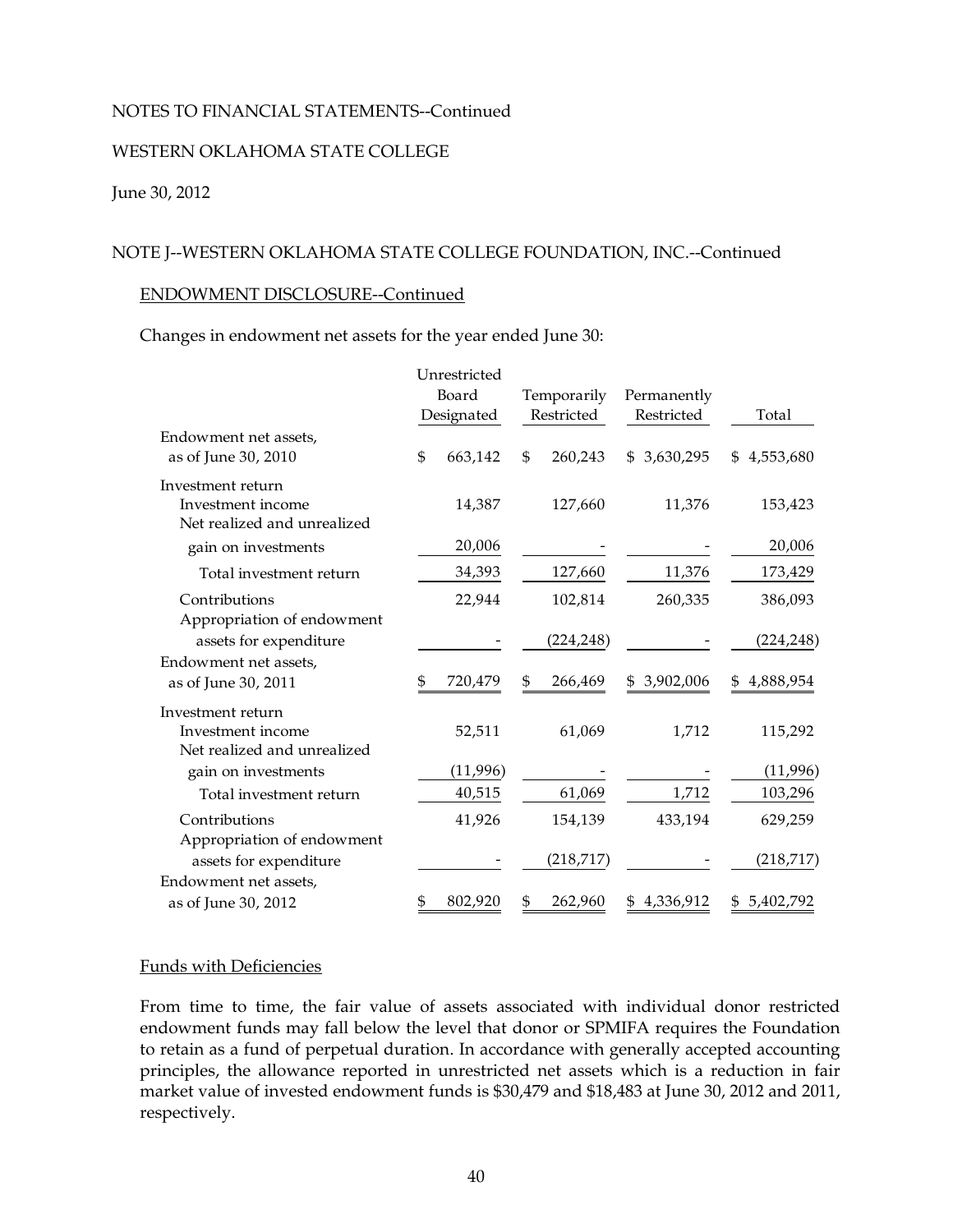NOTES TO FINANCIAL STATEMENTS--Continued

WESTERN OKLAHOMA STATE COLLEGE

June 30, 2012

NOTE J--WESTERN OKLAHOMA STATE COLLEGE FOUNDATION, INC.--Continued

ENDOWMENT DISCLOSURE--Continued

Changes in endowment net assets for the year ended June 30:

| | Unrestricted Board Designated | Temporarily Restricted | Permanently Restricted | Total |
|---|---|---|---|---|
| Endowment net assets, as of June 30, 2010 | $ 663,142 | $ 260,243 | $ 3,630,295 | $ 4,553,680 |
| Investment return | | | | |
| Investment income | 14,387 | 127,660 | 11,376 | 153,423 |
| Net realized and unrealized gain on investments | 20,006 | - | - | 20,006 |
| Total investment return | 34,393 | 127,660 | 11,376 | 173,429 |
| Contributions | 22,944 | 102,814 | 260,335 | 386,093 |
| Appropriation of endowment assets for expenditure | - | (224,248) | - | (224,248) |
| Endowment net assets, as of June 30, 2011 | $ 720,479 | $ 266,469 | $ 3,902,006 | $ 4,888,954 |
| Investment return | | | | |
| Investment income | 52,511 | 61,069 | 1,712 | 115,292 |
| Net realized and unrealized gain on investments | (11,996) | - | - | (11,996) |
| Total investment return | 40,515 | 61,069 | 1,712 | 103,296 |
| Contributions | 41,926 | 154,139 | 433,194 | 629,259 |
| Appropriation of endowment assets for expenditure | - | (218,717) | - | (218,717) |
| Endowment net assets, as of June 30, 2012 | $ 802,920 | $ 262,960 | $ 4,336,912 | $ 5,402,792 |

Funds with Deficiencies

From time to time, the fair value of assets associated with individual donor restricted endowment funds may fall below the level that donor or SPMIFA requires the Foundation to retain as a fund of perpetual duration. In accordance with generally accepted accounting principles, the allowance reported in unrestricted net assets which is a reduction in fair market value of invested endowment funds is $30,479 and $18,483 at June 30, 2012 and 2011, respectively.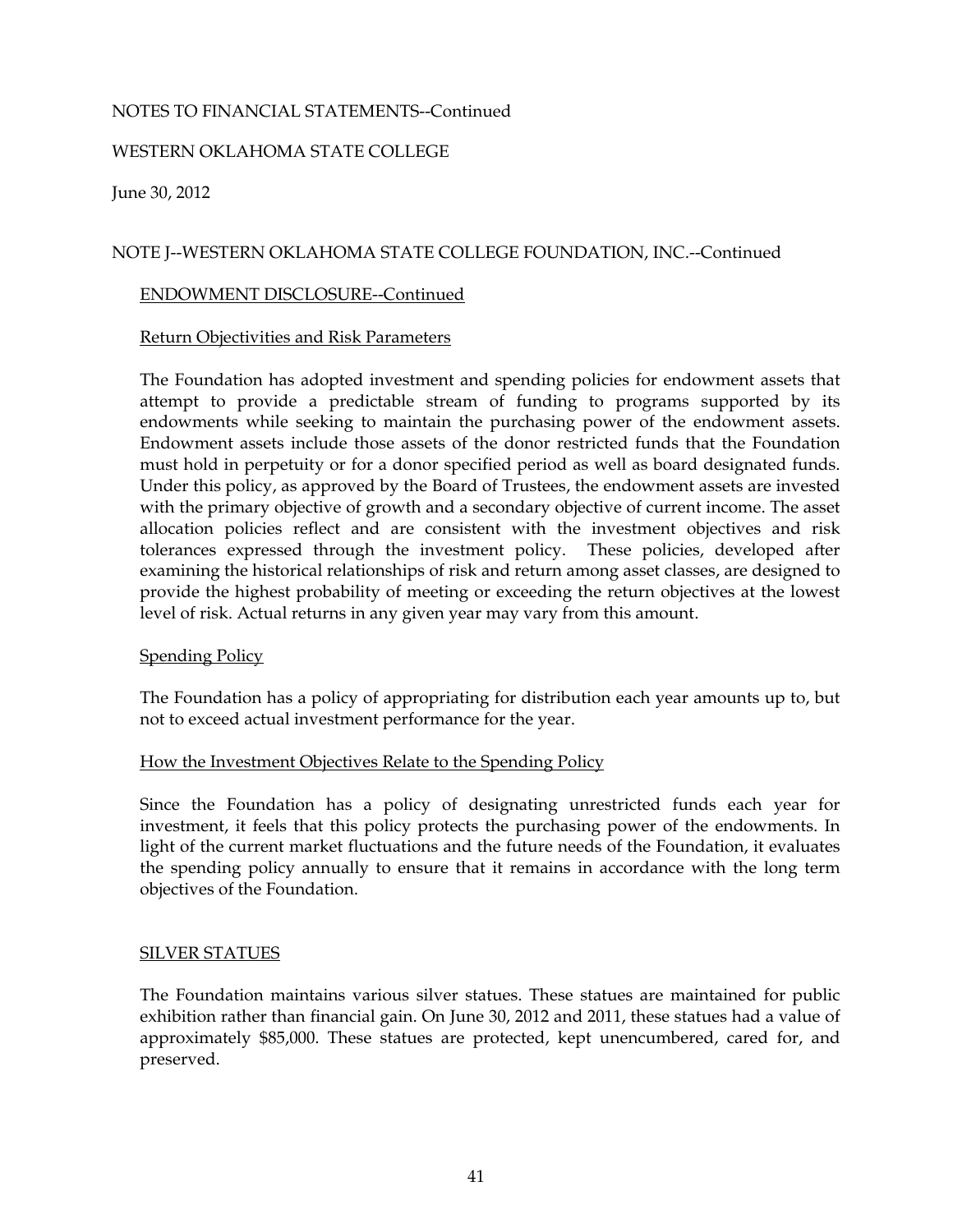NOTES TO FINANCIAL STATEMENTS--Continued

WESTERN OKLAHOMA STATE COLLEGE

June 30, 2012

NOTE J--WESTERN OKLAHOMA STATE COLLEGE FOUNDATION, INC.--Continued

ENDOWMENT DISCLOSURE--Continued

Return Objectivities and Risk Parameters

The Foundation has adopted investment and spending policies for endowment assets that attempt to provide a predictable stream of funding to programs supported by its endowments while seeking to maintain the purchasing power of the endowment assets. Endowment assets include those assets of the donor restricted funds that the Foundation must hold in perpetuity or for a donor specified period as well as board designated funds. Under this policy, as approved by the Board of Trustees, the endowment assets are invested with the primary objective of growth and a secondary objective of current income. The asset allocation policies reflect and are consistent with the investment objectives and risk tolerances expressed through the investment policy. These policies, developed after examining the historical relationships of risk and return among asset classes, are designed to provide the highest probability of meeting or exceeding the return objectives at the lowest level of risk. Actual returns in any given year may vary from this amount.

Spending Policy

The Foundation has a policy of appropriating for distribution each year amounts up to, but not to exceed actual investment performance for the year.

How the Investment Objectives Relate to the Spending Policy

Since the Foundation has a policy of designating unrestricted funds each year for investment, it feels that this policy protects the purchasing power of the endowments. In light of the current market fluctuations and the future needs of the Foundation, it evaluates the spending policy annually to ensure that it remains in accordance with the long term objectives of the Foundation.

SILVER STATUES

The Foundation maintains various silver statues. These statues are maintained for public exhibition rather than financial gain. On June 30, 2012 and 2011, these statues had a value of approximately $85,000. These statues are protected, kept unencumbered, cared for, and preserved.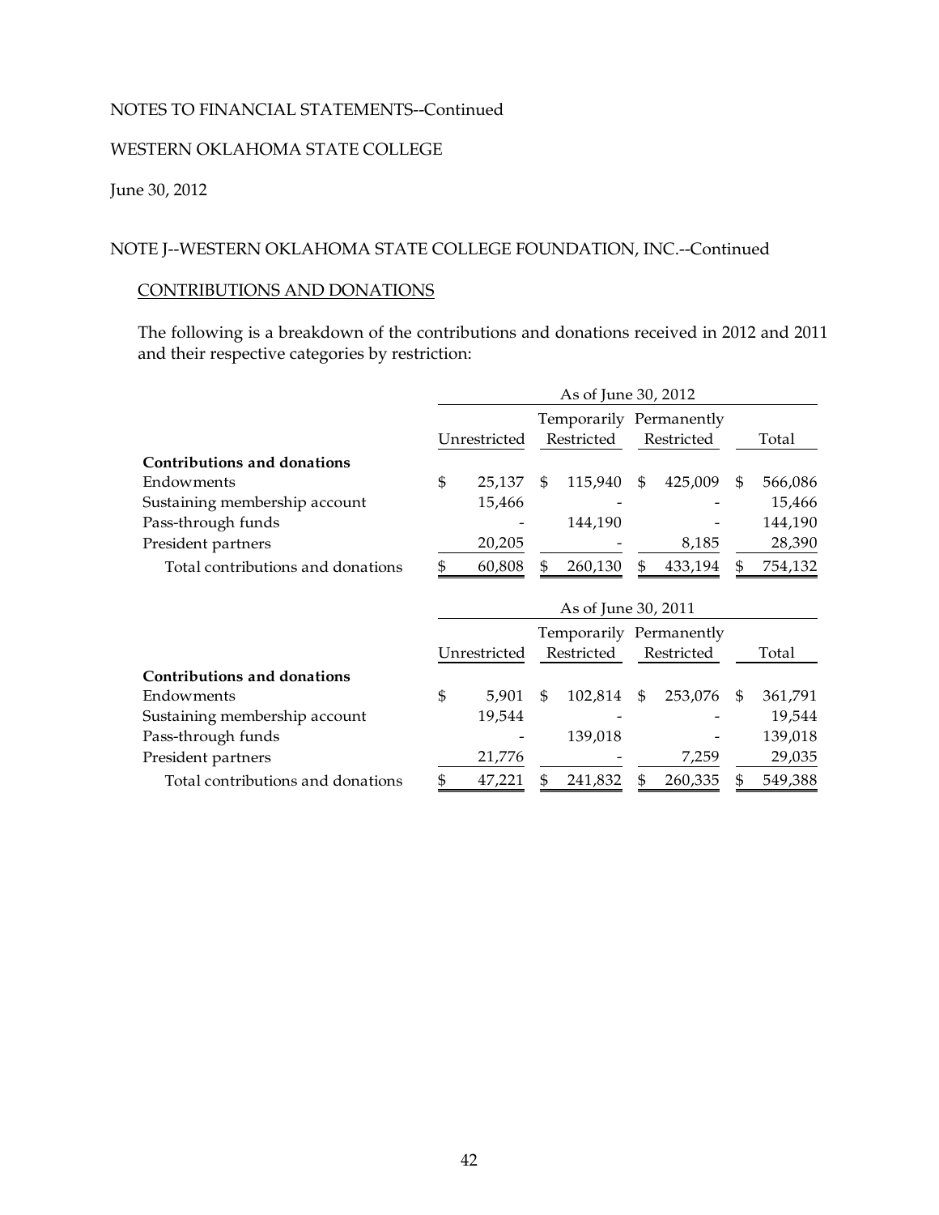NOTES TO FINANCIAL STATEMENTS--Continued

WESTERN OKLAHOMA STATE COLLEGE

June 30, 2012

NOTE J--WESTERN OKLAHOMA STATE COLLEGE FOUNDATION, INC.--Continued

CONTRIBUTIONS AND DONATIONS

The following is a breakdown of the contributions and donations received in 2012 and 2011 and their respective categories by restriction:

| | As of June 30, 2012 | | | |
|---|---|---|---|---|
| | Unrestricted | Temporarily Restricted | Permanently Restricted | Total |
| **Contributions and donations** | | | | |
| Endowments | $ 25,137 | $ 115,940 | $ 425,009 | $ 566,086 |
| Sustaining membership account | 15,466 | - | - | 15,466 |
| Pass-through funds | - | 144,190 | - | 144,190 |
| President partners | 20,205 | - | 8,185 | 28,390 |
| Total contributions and donations | $ 60,808 | $ 260,130 | $ 433,194 | $ 754,132 |

| | As of June 30, 2011 | | | |
|---|---|---|---|---|
| | Unrestricted | Temporarily Restricted | Permanently Restricted | Total |
| **Contributions and donations** | | | | |
| Endowments | $ 5,901 | $ 102,814 | $ 253,076 | $ 361,791 |
| Sustaining membership account | 19,544 | - | - | 19,544 |
| Pass-through funds | - | 139,018 | - | 139,018 |
| President partners | 21,776 | - | 7,259 | 29,035 |
| Total contributions and donations | $ 47,221 | $ 241,832 | $ 260,335 | $ 549,388 |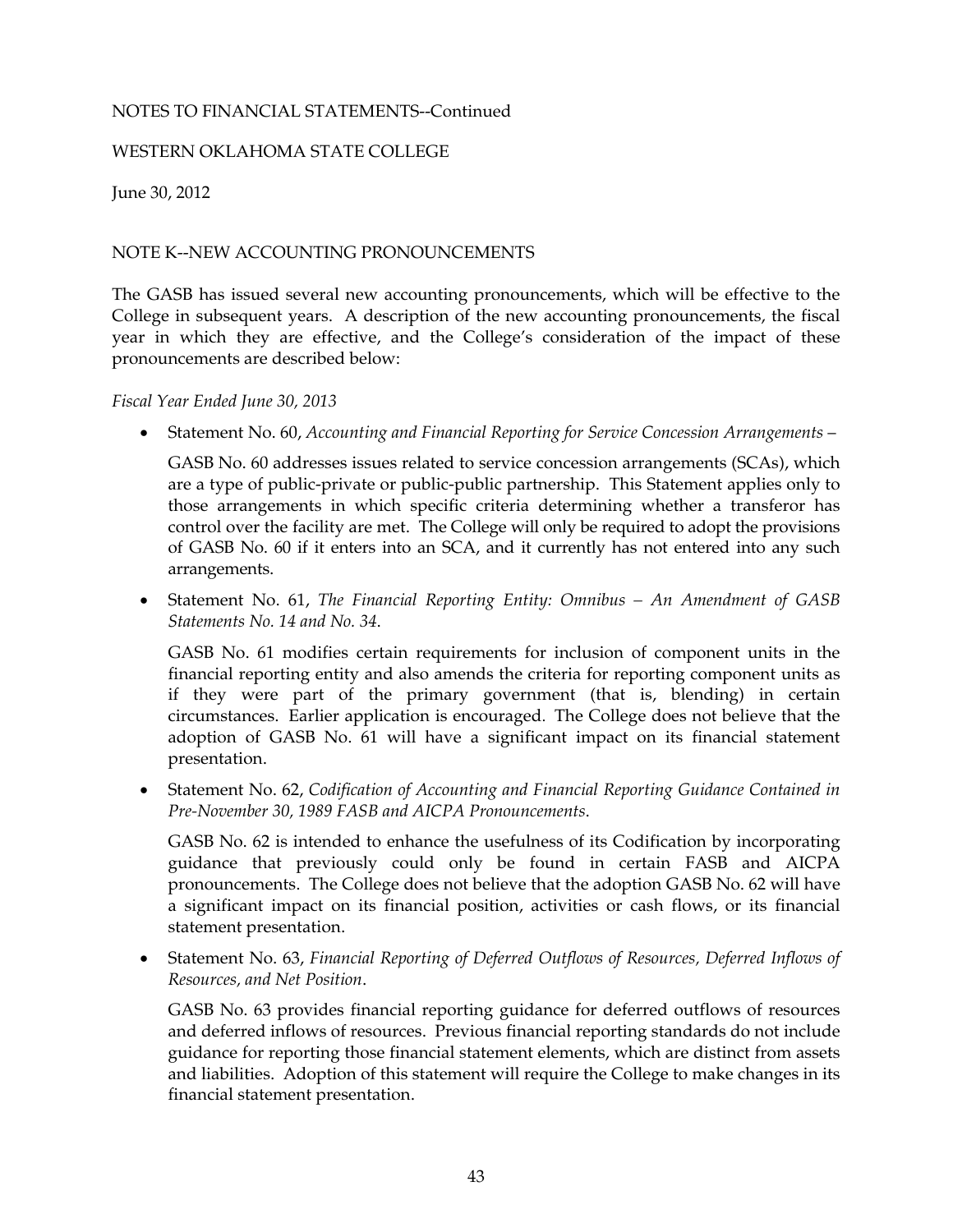NOTES TO FINANCIAL STATEMENTS--Continued

WESTERN OKLAHOMA STATE COLLEGE

June 30, 2012

## NOTE K--NEW ACCOUNTING PRONOUNCEMENTS

The GASB has issued several new accounting pronouncements, which will be effective to the College in subsequent years. A description of the new accounting pronouncements, the fiscal year in which they are effective, and the College's consideration of the impact of these pronouncements are described below:

*Fiscal Year Ended June 30, 2013*

- Statement No. 60, *Accounting and Financial Reporting for Service Concession Arrangements –*

  GASB No. 60 addresses issues related to service concession arrangements (SCAs), which are a type of public-private or public-public partnership. This Statement applies only to those arrangements in which specific criteria determining whether a transferor has control over the facility are met. The College will only be required to adopt the provisions of GASB No. 60 if it enters into an SCA, and it currently has not entered into any such arrangements.

- Statement No. 61, *The Financial Reporting Entity: Omnibus – An Amendment of GASB Statements No. 14 and No. 34*.

  GASB No. 61 modifies certain requirements for inclusion of component units in the financial reporting entity and also amends the criteria for reporting component units as if they were part of the primary government (that is, blending) in certain circumstances. Earlier application is encouraged. The College does not believe that the adoption of GASB No. 61 will have a significant impact on its financial statement presentation.

- Statement No. 62, *Codification of Accounting and Financial Reporting Guidance Contained in Pre-November 30, 1989 FASB and AICPA Pronouncements*.

  GASB No. 62 is intended to enhance the usefulness of its Codification by incorporating guidance that previously could only be found in certain FASB and AICPA pronouncements. The College does not believe that the adoption GASB No. 62 will have a significant impact on its financial position, activities or cash flows, or its financial statement presentation.

- Statement No. 63, *Financial Reporting of Deferred Outflows of Resources, Deferred Inflows of Resources, and Net Position*.

  GASB No. 63 provides financial reporting guidance for deferred outflows of resources and deferred inflows of resources. Previous financial reporting standards do not include guidance for reporting those financial statement elements, which are distinct from assets and liabilities. Adoption of this statement will require the College to make changes in its financial statement presentation.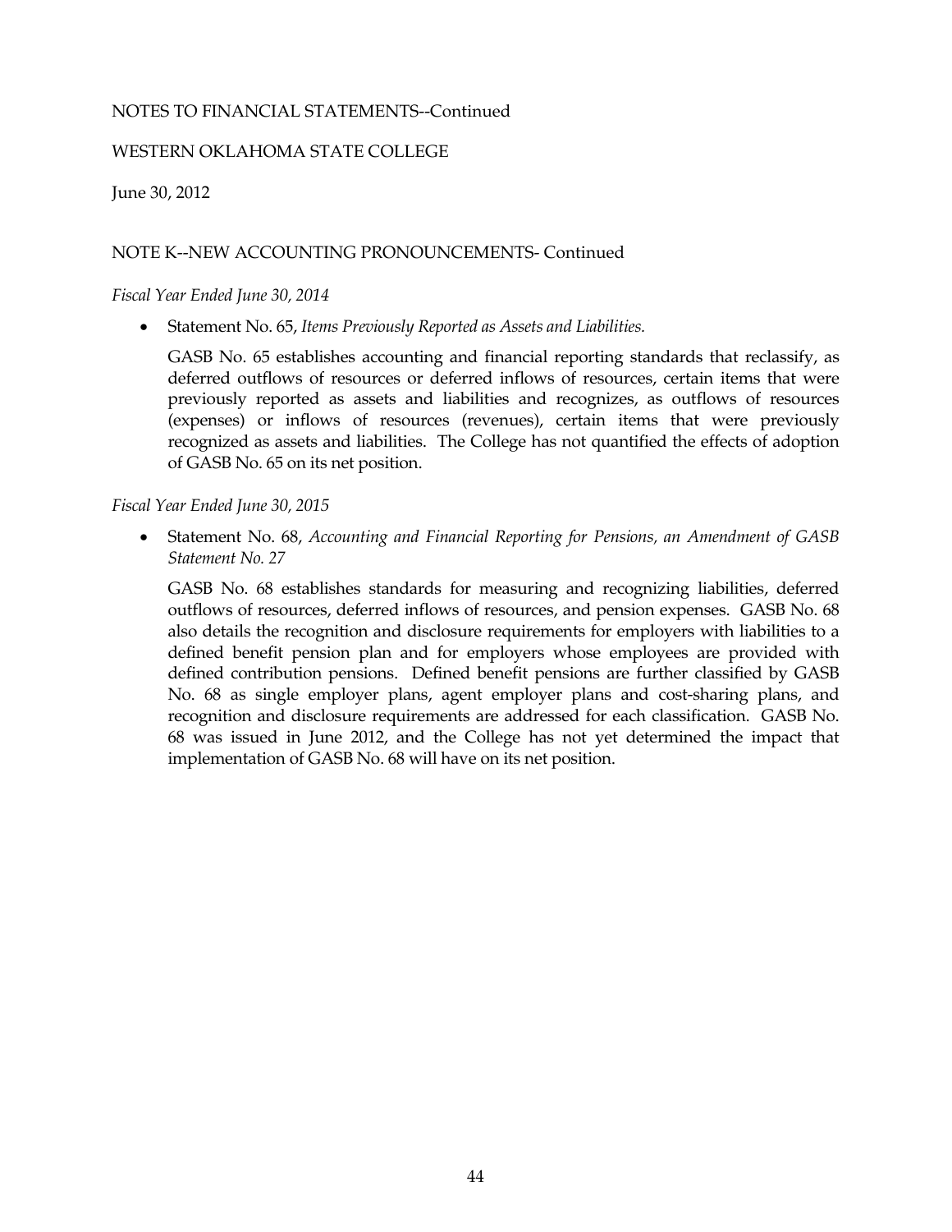NOTES TO FINANCIAL STATEMENTS--Continued

WESTERN OKLAHOMA STATE COLLEGE

June 30, 2012

NOTE K--NEW ACCOUNTING PRONOUNCEMENTS- Continued

*Fiscal Year Ended June 30, 2014*

- Statement No. 65, *Items Previously Reported as Assets and Liabilities.*

  GASB No. 65 establishes accounting and financial reporting standards that reclassify, as deferred outflows of resources or deferred inflows of resources, certain items that were previously reported as assets and liabilities and recognizes, as outflows of resources (expenses) or inflows of resources (revenues), certain items that were previously recognized as assets and liabilities. The College has not quantified the effects of adoption of GASB No. 65 on its net position.

*Fiscal Year Ended June 30, 2015*

- Statement No. 68, *Accounting and Financial Reporting for Pensions, an Amendment of GASB Statement No. 27*

  GASB No. 68 establishes standards for measuring and recognizing liabilities, deferred outflows of resources, deferred inflows of resources, and pension expenses. GASB No. 68 also details the recognition and disclosure requirements for employers with liabilities to a defined benefit pension plan and for employers whose employees are provided with defined contribution pensions. Defined benefit pensions are further classified by GASB No. 68 as single employer plans, agent employer plans and cost-sharing plans, and recognition and disclosure requirements are addressed for each classification. GASB No. 68 was issued in June 2012, and the College has not yet determined the impact that implementation of GASB No. 68 will have on its net position.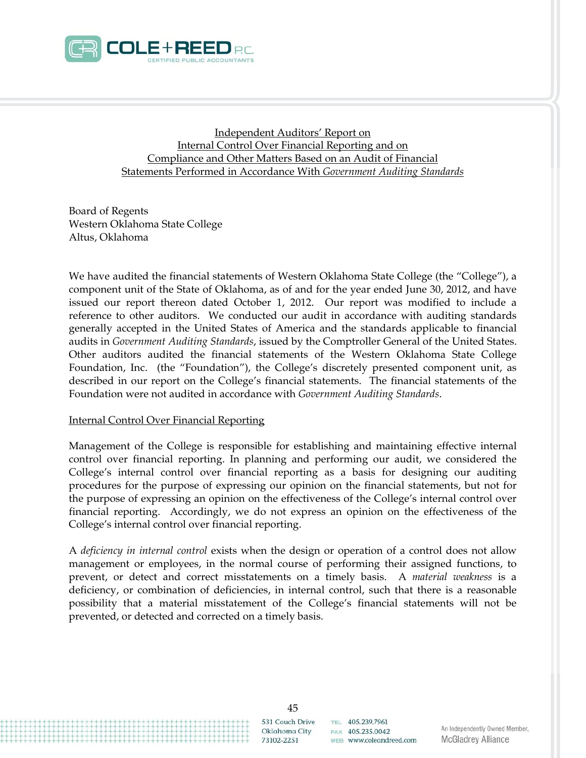COLE + REED P.C.
CERTIFIED PUBLIC ACCOUNTANTS

## Independent Auditors' Report on Internal Control Over Financial Reporting and on Compliance and Other Matters Based on an Audit of Financial Statements Performed in Accordance With *Government Auditing Standards*

Board of Regents
Western Oklahoma State College
Altus, Oklahoma

We have audited the financial statements of Western Oklahoma State College (the "College"), a component unit of the State of Oklahoma, as of and for the year ended June 30, 2012, and have issued our report thereon dated October 1, 2012. Our report was modified to include a reference to other auditors. We conducted our audit in accordance with auditing standards generally accepted in the United States of America and the standards applicable to financial audits in *Government Auditing Standards*, issued by the Comptroller General of the United States. Other auditors audited the financial statements of the Western Oklahoma State College Foundation, Inc. (the "Foundation"), the College's discretely presented component unit, as described in our report on the College's financial statements. The financial statements of the Foundation were not audited in accordance with *Government Auditing Standards*.

### Internal Control Over Financial Reporting

Management of the College is responsible for establishing and maintaining effective internal control over financial reporting. In planning and performing our audit, we considered the College's internal control over financial reporting as a basis for designing our auditing procedures for the purpose of expressing our opinion on the financial statements, but not for the purpose of expressing an opinion on the effectiveness of the College's internal control over financial reporting. Accordingly, we do not express an opinion on the effectiveness of the College's internal control over financial reporting.

A *deficiency in internal control* exists when the design or operation of a control does not allow management or employees, in the normal course of performing their assigned functions, to prevent, or detect and correct misstatements on a timely basis. A *material weakness* is a deficiency, or combination of deficiencies, in internal control, such that there is a reasonable possibility that a material misstatement of the College's financial statements will not be prevented, or detected and corrected on a timely basis.

531 Couch Drive
Oklahoma City
73102-2251

TEL 405.239.7961
FAX 405.235.0042
WEB www.coleandreed.com

An Independently Owned Member,
McGladrey Alliance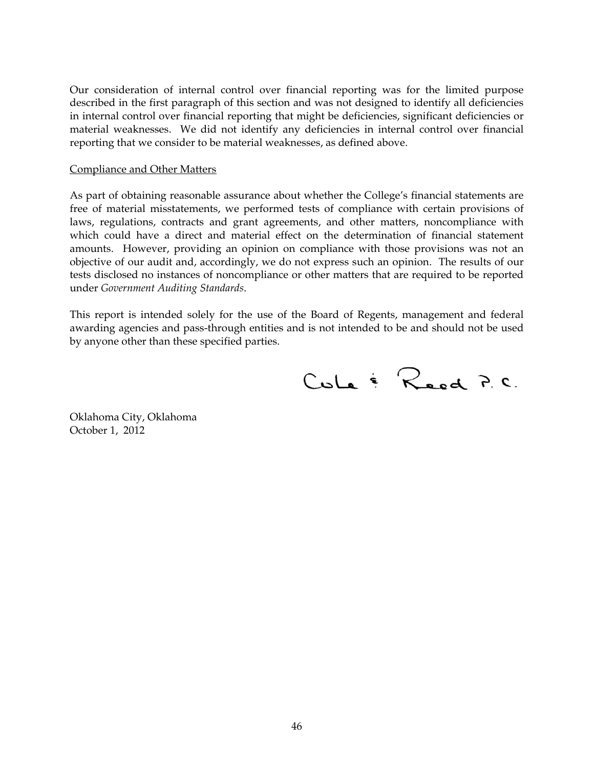Our consideration of internal control over financial reporting was for the limited purpose described in the first paragraph of this section and was not designed to identify all deficiencies in internal control over financial reporting that might be deficiencies, significant deficiencies or material weaknesses. We did not identify any deficiencies in internal control over financial reporting that we consider to be material weaknesses, as defined above.

Compliance and Other Matters

As part of obtaining reasonable assurance about whether the College's financial statements are free of material misstatements, we performed tests of compliance with certain provisions of laws, regulations, contracts and grant agreements, and other matters, noncompliance with which could have a direct and material effect on the determination of financial statement amounts. However, providing an opinion on compliance with those provisions was not an objective of our audit and, accordingly, we do not express such an opinion. The results of our tests disclosed no instances of noncompliance or other matters that are required to be reported under *Government Auditing Standards*.

This report is intended solely for the use of the Board of Regents, management and federal awarding agencies and pass-through entities and is not intended to be and should not be used by anyone other than these specified parties.

Cole & Reed P.C.

Oklahoma City, Oklahoma
October 1, 2012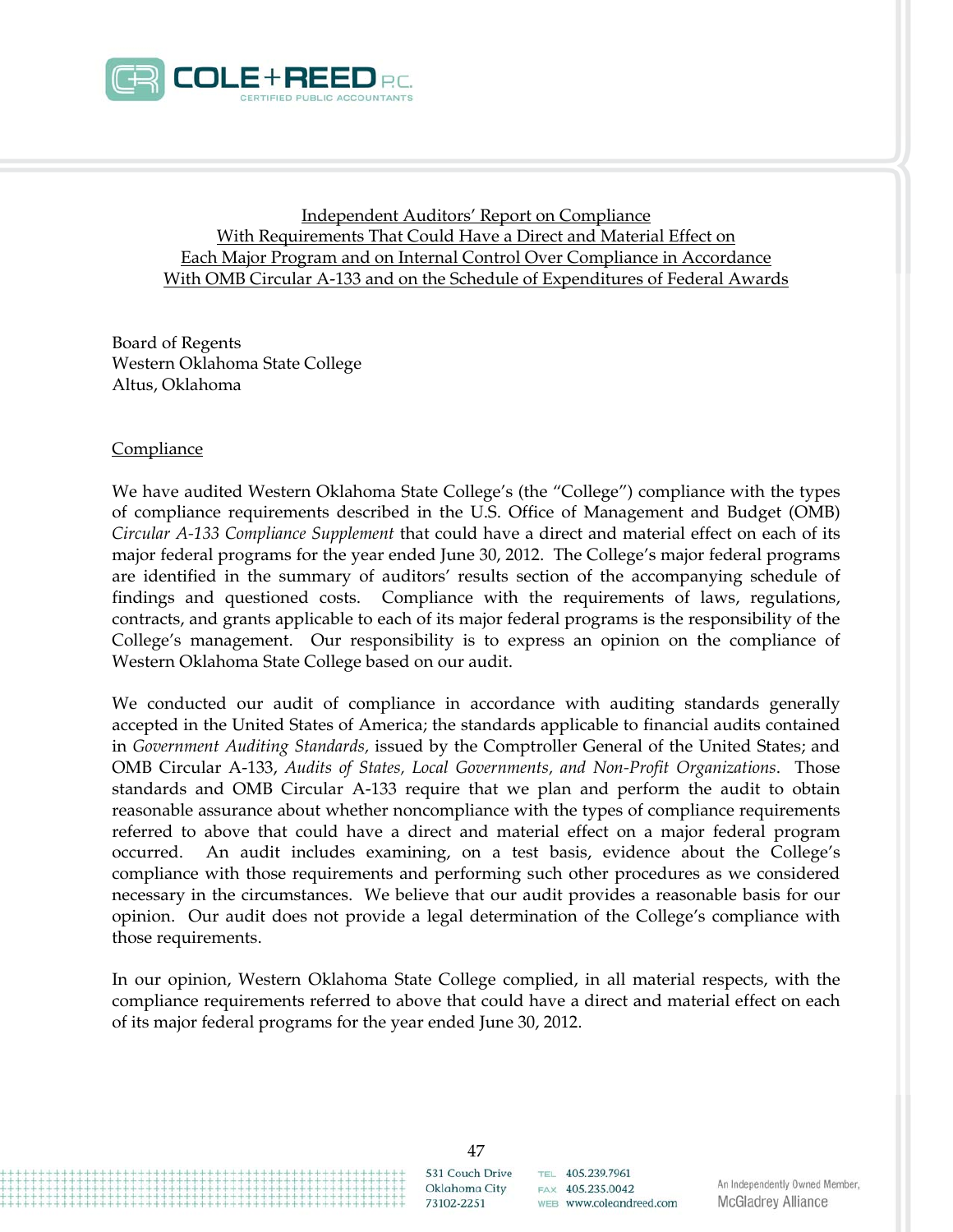# Independent Auditors' Report on Compliance With Requirements That Could Have a Direct and Material Effect on Each Major Program and on Internal Control Over Compliance in Accordance With OMB Circular A-133 and on the Schedule of Expenditures of Federal Awards

Board of Regents
Western Oklahoma State College
Altus, Oklahoma

## Compliance

We have audited Western Oklahoma State College's (the "College") compliance with the types of compliance requirements described in the U.S. Office of Management and Budget (OMB) *Circular A-133 Compliance Supplement* that could have a direct and material effect on each of its major federal programs for the year ended June 30, 2012. The College's major federal programs are identified in the summary of auditors' results section of the accompanying schedule of findings and questioned costs. Compliance with the requirements of laws, regulations, contracts, and grants applicable to each of its major federal programs is the responsibility of the College's management. Our responsibility is to express an opinion on the compliance of Western Oklahoma State College based on our audit.

We conducted our audit of compliance in accordance with auditing standards generally accepted in the United States of America; the standards applicable to financial audits contained in *Government Auditing Standards,* issued by the Comptroller General of the United States; and OMB Circular A-133, *Audits of States, Local Governments, and Non-Profit Organizations*. Those standards and OMB Circular A-133 require that we plan and perform the audit to obtain reasonable assurance about whether noncompliance with the types of compliance requirements referred to above that could have a direct and material effect on a major federal program occurred. An audit includes examining, on a test basis, evidence about the College's compliance with those requirements and performing such other procedures as we considered necessary in the circumstances. We believe that our audit provides a reasonable basis for our opinion. Our audit does not provide a legal determination of the College's compliance with those requirements.

In our opinion, Western Oklahoma State College complied, in all material respects, with the compliance requirements referred to above that could have a direct and material effect on each of its major federal programs for the year ended June 30, 2012.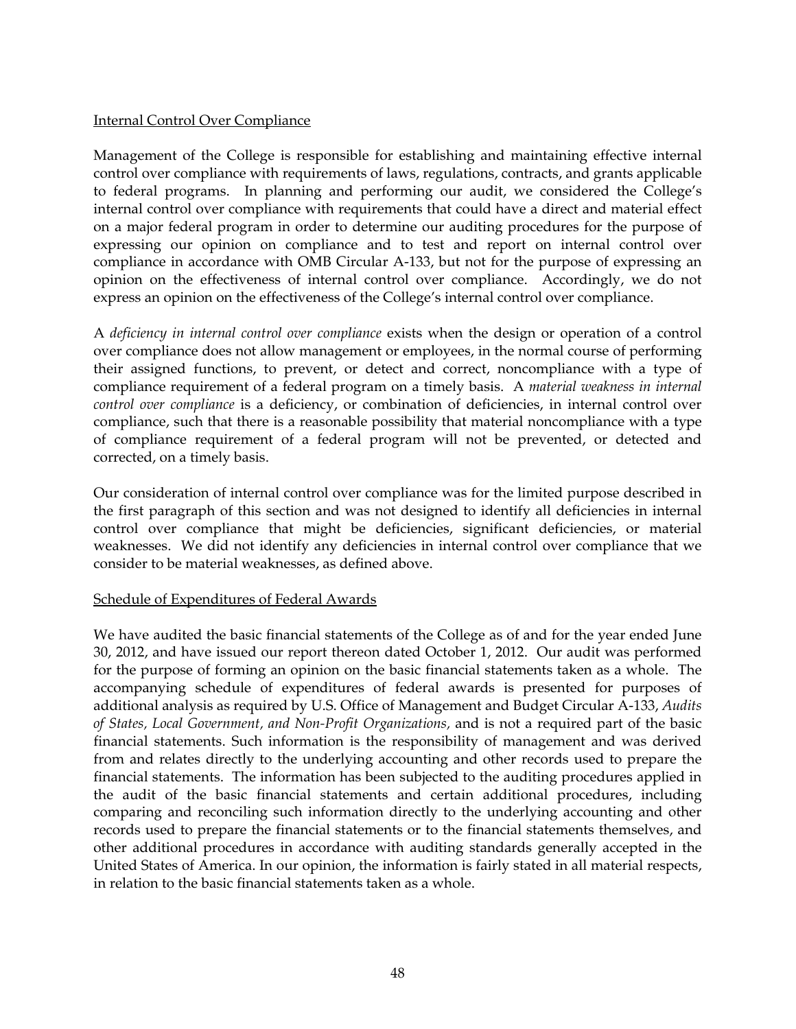Internal Control Over Compliance

Management of the College is responsible for establishing and maintaining effective internal control over compliance with requirements of laws, regulations, contracts, and grants applicable to federal programs. In planning and performing our audit, we considered the College's internal control over compliance with requirements that could have a direct and material effect on a major federal program in order to determine our auditing procedures for the purpose of expressing our opinion on compliance and to test and report on internal control over compliance in accordance with OMB Circular A-133, but not for the purpose of expressing an opinion on the effectiveness of internal control over compliance. Accordingly, we do not express an opinion on the effectiveness of the College's internal control over compliance.

A *deficiency in internal control over compliance* exists when the design or operation of a control over compliance does not allow management or employees, in the normal course of performing their assigned functions, to prevent, or detect and correct, noncompliance with a type of compliance requirement of a federal program on a timely basis. A *material weakness in internal control over compliance* is a deficiency, or combination of deficiencies, in internal control over compliance, such that there is a reasonable possibility that material noncompliance with a type of compliance requirement of a federal program will not be prevented, or detected and corrected, on a timely basis.

Our consideration of internal control over compliance was for the limited purpose described in the first paragraph of this section and was not designed to identify all deficiencies in internal control over compliance that might be deficiencies, significant deficiencies, or material weaknesses. We did not identify any deficiencies in internal control over compliance that we consider to be material weaknesses, as defined above.

Schedule of Expenditures of Federal Awards

We have audited the basic financial statements of the College as of and for the year ended June 30, 2012, and have issued our report thereon dated October 1, 2012. Our audit was performed for the purpose of forming an opinion on the basic financial statements taken as a whole. The accompanying schedule of expenditures of federal awards is presented for purposes of additional analysis as required by U.S. Office of Management and Budget Circular A-133, *Audits of States, Local Government, and Non-Profit Organizations,* and is not a required part of the basic financial statements. Such information is the responsibility of management and was derived from and relates directly to the underlying accounting and other records used to prepare the financial statements. The information has been subjected to the auditing procedures applied in the audit of the basic financial statements and certain additional procedures, including comparing and reconciling such information directly to the underlying accounting and other records used to prepare the financial statements or to the financial statements themselves, and other additional procedures in accordance with auditing standards generally accepted in the United States of America. In our opinion, the information is fairly stated in all material respects, in relation to the basic financial statements taken as a whole.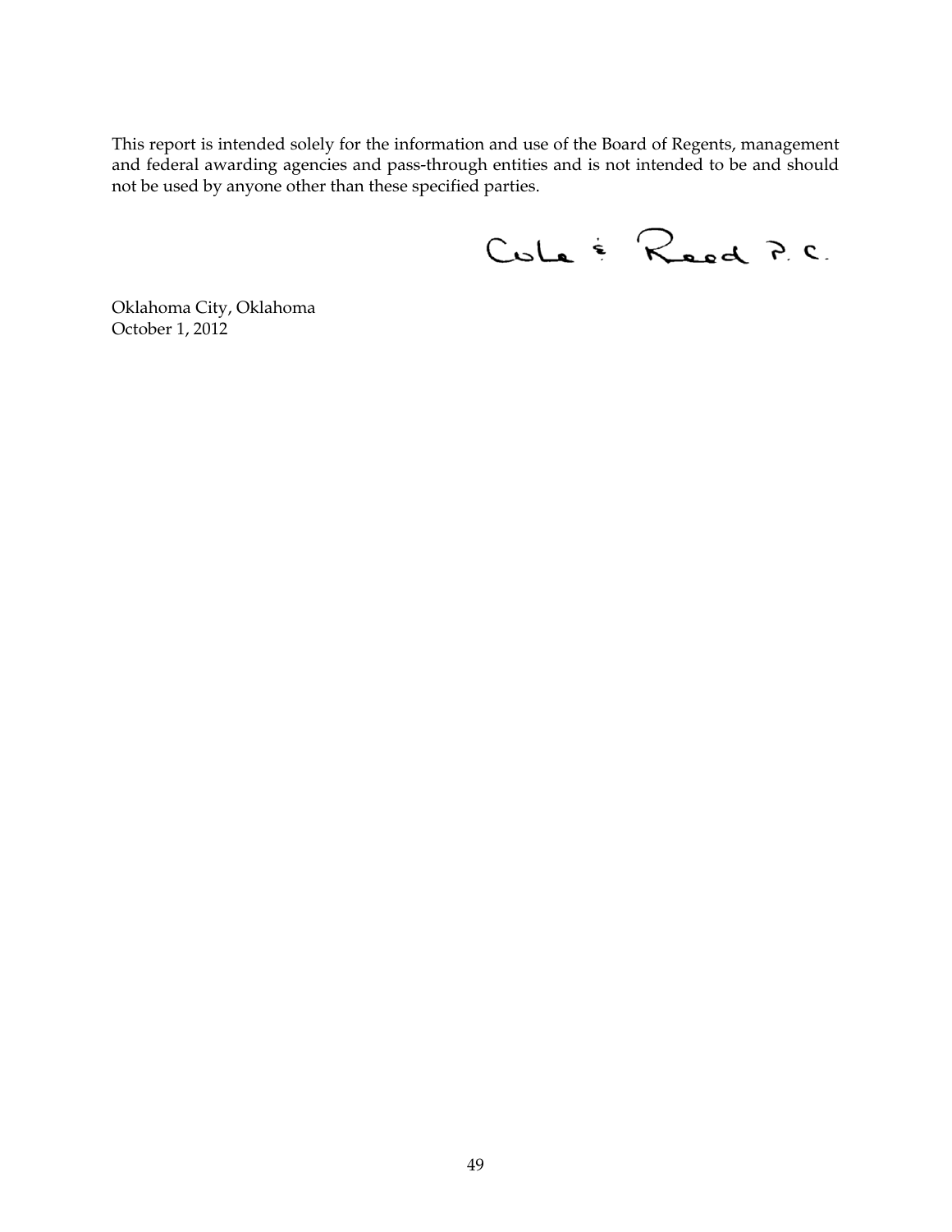This report is intended solely for the information and use of the Board of Regents, management and federal awarding agencies and pass-through entities and is not intended to be and should not be used by anyone other than these specified parties.

Cole & Reed P.C.

Oklahoma City, Oklahoma
October 1, 2012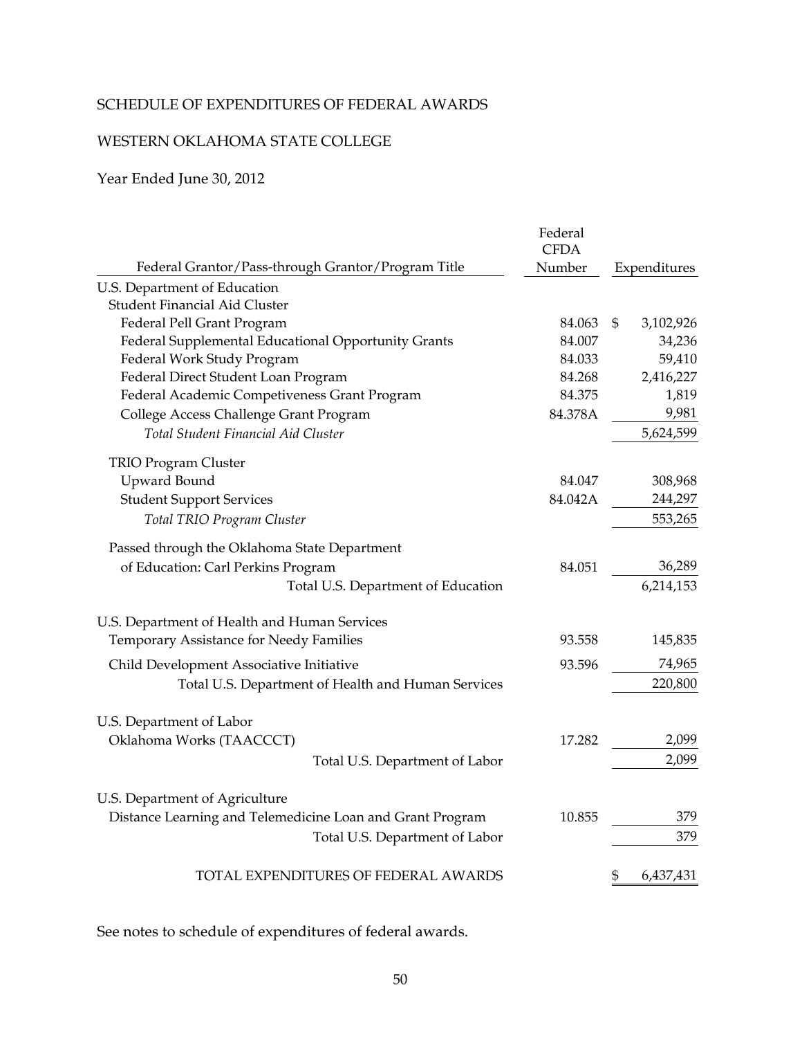SCHEDULE OF EXPENDITURES OF FEDERAL AWARDS

WESTERN OKLAHOMA STATE COLLEGE

Year Ended June 30, 2012

| Federal Grantor/Pass-through Grantor/Program Title | Federal CFDA Number | Expenditures |
|---|---|---|
| U.S. Department of Education | | |
| Student Financial Aid Cluster | | |
| Federal Pell Grant Program | 84.063 | $ 3,102,926 |
| Federal Supplemental Educational Opportunity Grants | 84.007 | 34,236 |
| Federal Work Study Program | 84.033 | 59,410 |
| Federal Direct Student Loan Program | 84.268 | 2,416,227 |
| Federal Academic Competiveness Grant Program | 84.375 | 1,819 |
| College Access Challenge Grant Program | 84.378A | 9,981 |
| *Total Student Financial Aid Cluster* | | 5,624,599 |
| TRIO Program Cluster | | |
| Upward Bound | 84.047 | 308,968 |
| Student Support Services | 84.042A | 244,297 |
| *Total TRIO Program Cluster* | | 553,265 |
| Passed through the Oklahoma State Department of Education: Carl Perkins Program | 84.051 | 36,289 |
| Total U.S. Department of Education | | 6,214,153 |
| U.S. Department of Health and Human Services | | |
| Temporary Assistance for Needy Families | 93.558 | 145,835 |
| Child Development Associative Initiative | 93.596 | 74,965 |
| Total U.S. Department of Health and Human Services | | 220,800 |
| U.S. Department of Labor | | |
| Oklahoma Works (TAACCCT) | 17.282 | 2,099 |
| Total U.S. Department of Labor | | 2,099 |
| U.S. Department of Agriculture | | |
| Distance Learning and Telemedicine Loan and Grant Program | 10.855 | 379 |
| Total U.S. Department of Labor | | 379 |
| TOTAL EXPENDITURES OF FEDERAL AWARDS | | $ 6,437,431 |

See notes to schedule of expenditures of federal awards.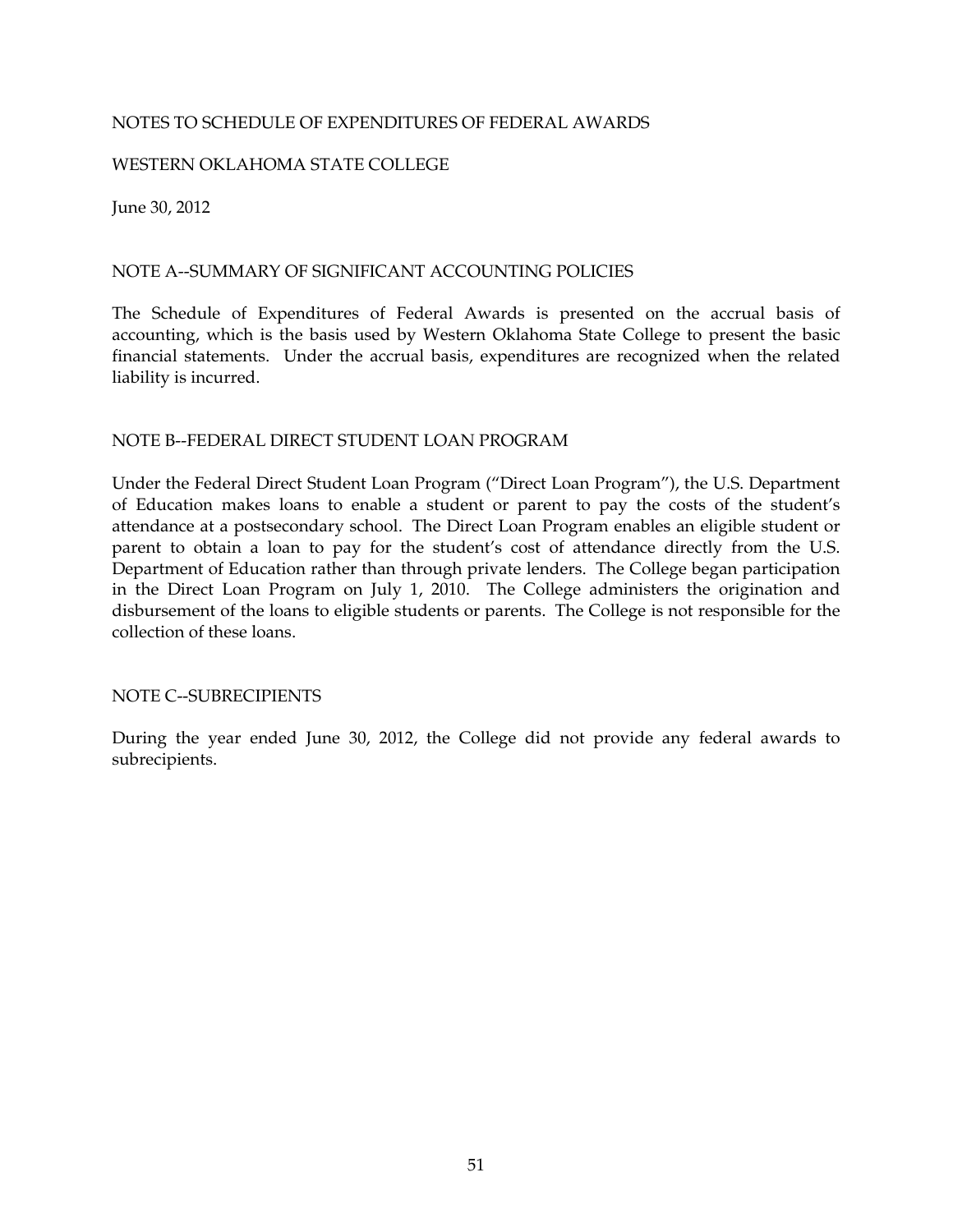# NOTES TO SCHEDULE OF EXPENDITURES OF FEDERAL AWARDS

WESTERN OKLAHOMA STATE COLLEGE

June 30, 2012

## NOTE A--SUMMARY OF SIGNIFICANT ACCOUNTING POLICIES

The Schedule of Expenditures of Federal Awards is presented on the accrual basis of accounting, which is the basis used by Western Oklahoma State College to present the basic financial statements. Under the accrual basis, expenditures are recognized when the related liability is incurred.

## NOTE B--FEDERAL DIRECT STUDENT LOAN PROGRAM

Under the Federal Direct Student Loan Program ("Direct Loan Program"), the U.S. Department of Education makes loans to enable a student or parent to pay the costs of the student's attendance at a postsecondary school. The Direct Loan Program enables an eligible student or parent to obtain a loan to pay for the student's cost of attendance directly from the U.S. Department of Education rather than through private lenders. The College began participation in the Direct Loan Program on July 1, 2010. The College administers the origination and disbursement of the loans to eligible students or parents. The College is not responsible for the collection of these loans.

## NOTE C--SUBRECIPIENTS

During the year ended June 30, 2012, the College did not provide any federal awards to subrecipients.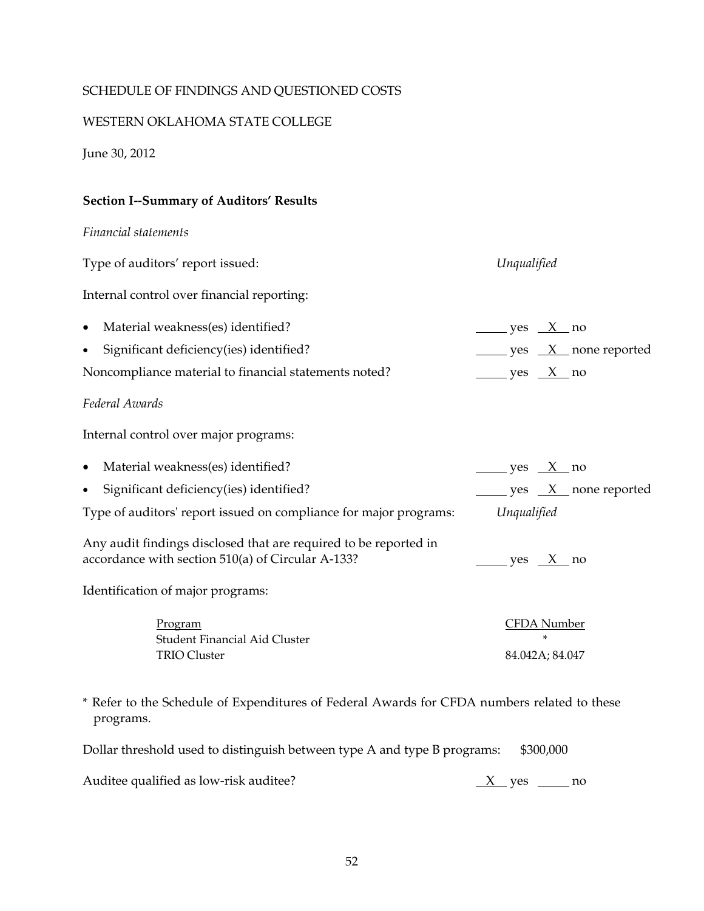SCHEDULE OF FINDINGS AND QUESTIONED COSTS

WESTERN OKLAHOMA STATE COLLEGE

June 30, 2012

**Section I--Summary of Auditors' Results**

*Financial statements*

Type of auditors' report issued: *Unqualified*

Internal control over financial reporting:

- Material weakness(es) identified? \_\_\_\_ yes \_X\_ no
- Significant deficiency(ies) identified? \_\_\_\_ yes \_X\_ none reported

Noncompliance material to financial statements noted? \_\_\_\_ yes \_X\_ no

*Federal Awards*

Internal control over major programs:

- Material weakness(es) identified? \_\_\_\_ yes \_X\_ no
- Significant deficiency(ies) identified? \_\_\_\_ yes \_X\_ none reported

Type of auditors' report issued on compliance for major programs: *Unqualified*

Any audit findings disclosed that are required to be reported in accordance with section 510(a) of Circular A-133? \_\_\_\_ yes \_X\_ no

Identification of major programs:

| Program | CFDA Number |
|---|---|
| Student Financial Aid Cluster | * |
| TRIO Cluster | 84.042A; 84.047 |

* Refer to the Schedule of Expenditures of Federal Awards for CFDA numbers related to these programs.

Dollar threshold used to distinguish between type A and type B programs: $300,000

Auditee qualified as low-risk auditee? \_X\_ yes \_\_\_\_ no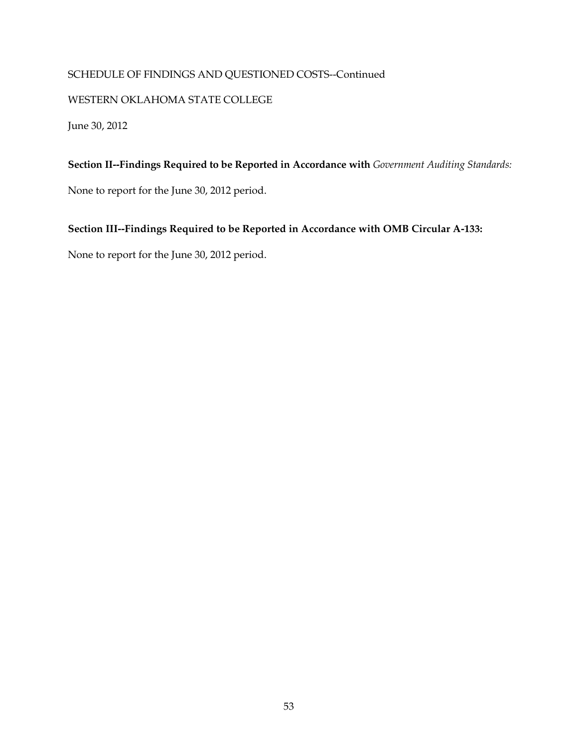SCHEDULE OF FINDINGS AND QUESTIONED COSTS--Continued

WESTERN OKLAHOMA STATE COLLEGE

June 30, 2012

**Section II--Findings Required to be Reported in Accordance with** *Government Auditing Standards:*

None to report for the June 30, 2012 period.

**Section III--Findings Required to be Reported in Accordance with OMB Circular A-133:**

None to report for the June 30, 2012 period.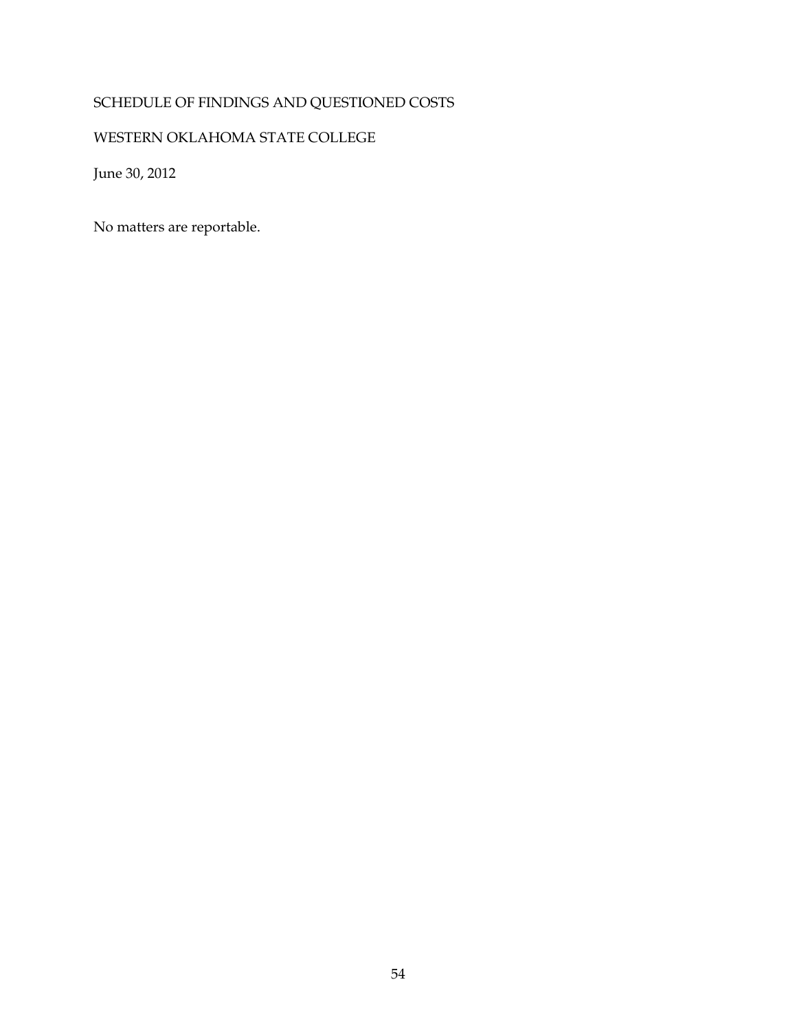SCHEDULE OF FINDINGS AND QUESTIONED COSTS

WESTERN OKLAHOMA STATE COLLEGE

June 30, 2012

No matters are reportable.